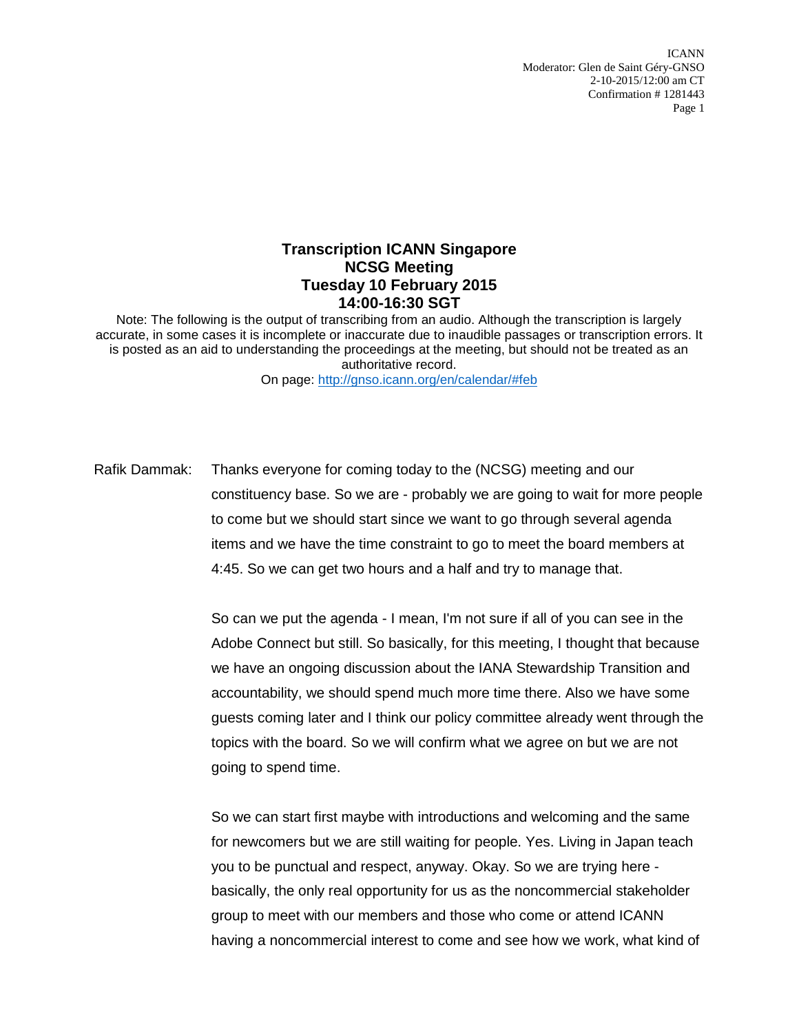# Transcription ICANN Singapore
# NCSG Meeting
# Tuesday 10 February 2015
# 14:00-16:30 SGT

Note: The following is the output of transcribing from an audio. Although the transcription is largely accurate, in some cases it is incomplete or inaccurate due to inaudible passages or transcription errors. It is posted as an aid to understanding the proceedings at the meeting, but should not be treated as an authoritative record.

On page: http://gnso.icann.org/en/calendar/#feb

Rafik Dammak: Thanks everyone for coming today to the (NCSG) meeting and our constituency base. So we are - probably we are going to wait for more people to come but we should start since we want to go through several agenda items and we have the time constraint to go to meet the board members at 4:45. So we can get two hours and a half and try to manage that.

So can we put the agenda - I mean, I'm not sure if all of you can see in the Adobe Connect but still. So basically, for this meeting, I thought that because we have an ongoing discussion about the IANA Stewardship Transition and accountability, we should spend much more time there. Also we have some guests coming later and I think our policy committee already went through the topics with the board. So we will confirm what we agree on but we are not going to spend time.

So we can start first maybe with introductions and welcoming and the same for newcomers but we are still waiting for people. Yes. Living in Japan teach you to be punctual and respect, anyway. Okay. So we are trying here - basically, the only real opportunity for us as the noncommercial stakeholder group to meet with our members and those who come or attend ICANN having a noncommercial interest to come and see how we work, what kind of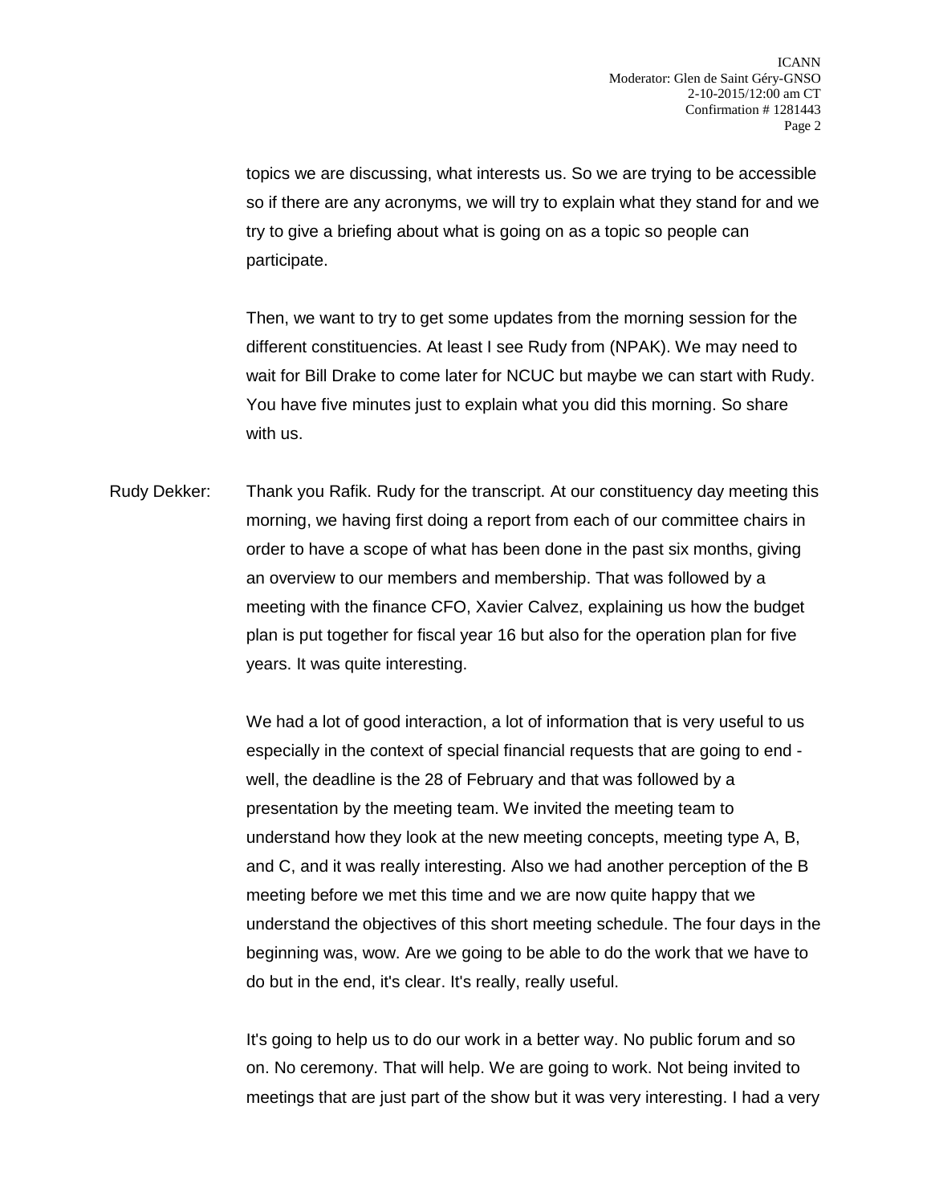topics we are discussing, what interests us. So we are trying to be accessible so if there are any acronyms, we will try to explain what they stand for and we try to give a briefing about what is going on as a topic so people can participate.

Then, we want to try to get some updates from the morning session for the different constituencies. At least I see Rudy from (NPAK). We may need to wait for Bill Drake to come later for NCUC but maybe we can start with Rudy. You have five minutes just to explain what you did this morning. So share with us.

Rudy Dekker: Thank you Rafik. Rudy for the transcript. At our constituency day meeting this morning, we having first doing a report from each of our committee chairs in order to have a scope of what has been done in the past six months, giving an overview to our members and membership. That was followed by a meeting with the finance CFO, Xavier Calvez, explaining us how the budget plan is put together for fiscal year 16 but also for the operation plan for five years. It was quite interesting.

We had a lot of good interaction, a lot of information that is very useful to us especially in the context of special financial requests that are going to end - well, the deadline is the 28 of February and that was followed by a presentation by the meeting team. We invited the meeting team to understand how they look at the new meeting concepts, meeting type A, B, and C, and it was really interesting. Also we had another perception of the B meeting before we met this time and we are now quite happy that we understand the objectives of this short meeting schedule. The four days in the beginning was, wow. Are we going to be able to do the work that we have to do but in the end, it's clear. It's really, really useful.

It's going to help us to do our work in a better way. No public forum and so on. No ceremony. That will help. We are going to work. Not being invited to meetings that are just part of the show but it was very interesting. I had a very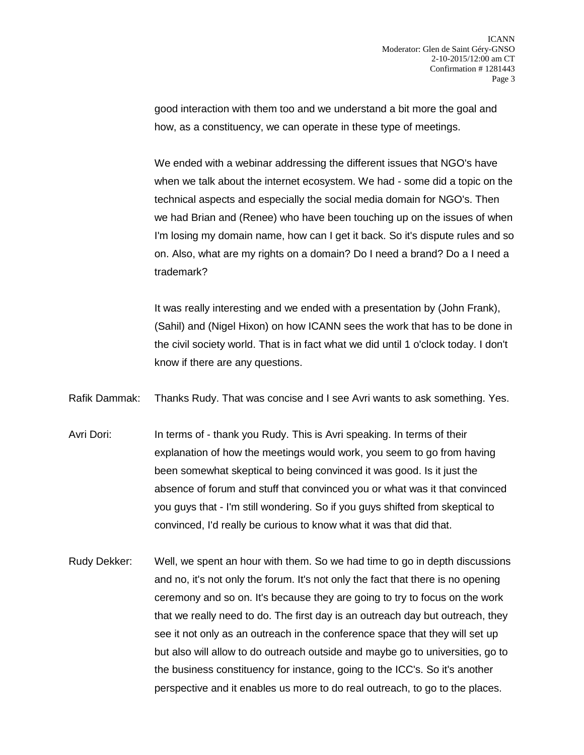good interaction with them too and we understand a bit more the goal and how, as a constituency, we can operate in these type of meetings.

We ended with a webinar addressing the different issues that NGO's have when we talk about the internet ecosystem. We had - some did a topic on the technical aspects and especially the social media domain for NGO's. Then we had Brian and (Renee) who have been touching up on the issues of when I'm losing my domain name, how can I get it back. So it's dispute rules and so on. Also, what are my rights on a domain? Do I need a brand? Do a I need a trademark?

It was really interesting and we ended with a presentation by (John Frank), (Sahil) and (Nigel Hixon) on how ICANN sees the work that has to be done in the civil society world. That is in fact what we did until 1 o'clock today. I don't know if there are any questions.

Rafik Dammak: Thanks Rudy. That was concise and I see Avri wants to ask something. Yes.

Avri Dori: In terms of - thank you Rudy. This is Avri speaking. In terms of their explanation of how the meetings would work, you seem to go from having been somewhat skeptical to being convinced it was good. Is it just the absence of forum and stuff that convinced you or what was it that convinced you guys that - I'm still wondering. So if you guys shifted from skeptical to convinced, I'd really be curious to know what it was that did that.

Rudy Dekker: Well, we spent an hour with them. So we had time to go in depth discussions and no, it's not only the forum. It's not only the fact that there is no opening ceremony and so on. It's because they are going to try to focus on the work that we really need to do. The first day is an outreach day but outreach, they see it not only as an outreach in the conference space that they will set up but also will allow to do outreach outside and maybe go to universities, go to the business constituency for instance, going to the ICC's. So it's another perspective and it enables us more to do real outreach, to go to the places.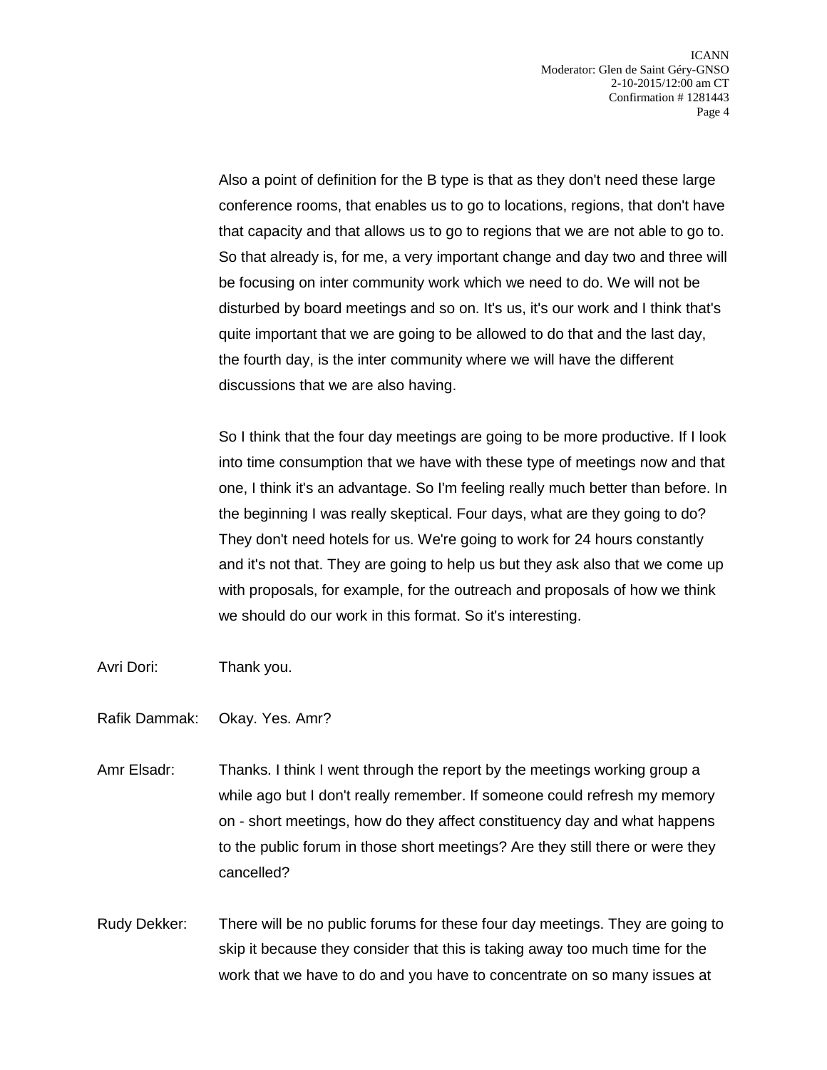Also a point of definition for the B type is that as they don't need these large conference rooms, that enables us to go to locations, regions, that don't have that capacity and that allows us to go to regions that we are not able to go to. So that already is, for me, a very important change and day two and three will be focusing on inter community work which we need to do. We will not be disturbed by board meetings and so on. It's us, it's our work and I think that's quite important that we are going to be allowed to do that and the last day, the fourth day, is the inter community where we will have the different discussions that we are also having.

So I think that the four day meetings are going to be more productive. If I look into time consumption that we have with these type of meetings now and that one, I think it's an advantage. So I'm feeling really much better than before. In the beginning I was really skeptical. Four days, what are they going to do? They don't need hotels for us. We're going to work for 24 hours constantly and it's not that. They are going to help us but they ask also that we come up with proposals, for example, for the outreach and proposals of how we think we should do our work in this format. So it's interesting.

Avri Dori: Thank you.

Rafik Dammak: Okay. Yes. Amr?

Amr Elsadr: Thanks. I think I went through the report by the meetings working group a while ago but I don't really remember. If someone could refresh my memory on - short meetings, how do they affect constituency day and what happens to the public forum in those short meetings? Are they still there or were they cancelled?

Rudy Dekker: There will be no public forums for these four day meetings. They are going to skip it because they consider that this is taking away too much time for the work that we have to do and you have to concentrate on so many issues at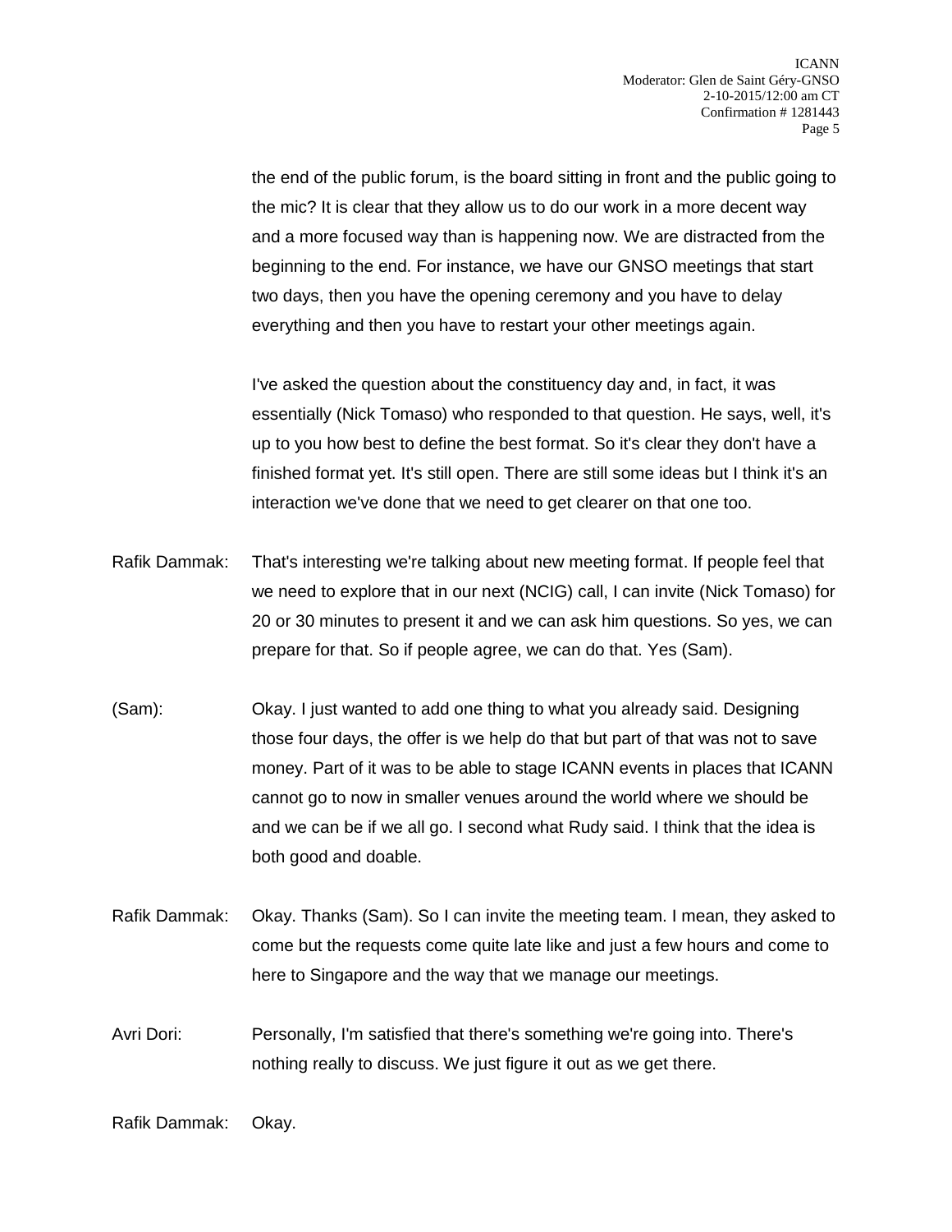the end of the public forum, is the board sitting in front and the public going to the mic? It is clear that they allow us to do our work in a more decent way and a more focused way than is happening now. We are distracted from the beginning to the end. For instance, we have our GNSO meetings that start two days, then you have the opening ceremony and you have to delay everything and then you have to restart your other meetings again.

I've asked the question about the constituency day and, in fact, it was essentially (Nick Tomaso) who responded to that question. He says, well, it's up to you how best to define the best format. So it's clear they don't have a finished format yet. It's still open. There are still some ideas but I think it's an interaction we've done that we need to get clearer on that one too.

Rafik Dammak: That's interesting we're talking about new meeting format. If people feel that we need to explore that in our next (NCIG) call, I can invite (Nick Tomaso) for 20 or 30 minutes to present it and we can ask him questions. So yes, we can prepare for that. So if people agree, we can do that. Yes (Sam).

(Sam): Okay. I just wanted to add one thing to what you already said. Designing those four days, the offer is we help do that but part of that was not to save money. Part of it was to be able to stage ICANN events in places that ICANN cannot go to now in smaller venues around the world where we should be and we can be if we all go. I second what Rudy said. I think that the idea is both good and doable.

Rafik Dammak: Okay. Thanks (Sam). So I can invite the meeting team. I mean, they asked to come but the requests come quite late like and just a few hours and come to here to Singapore and the way that we manage our meetings.

Avri Dori: Personally, I'm satisfied that there's something we're going into. There's nothing really to discuss. We just figure it out as we get there.

Rafik Dammak: Okay.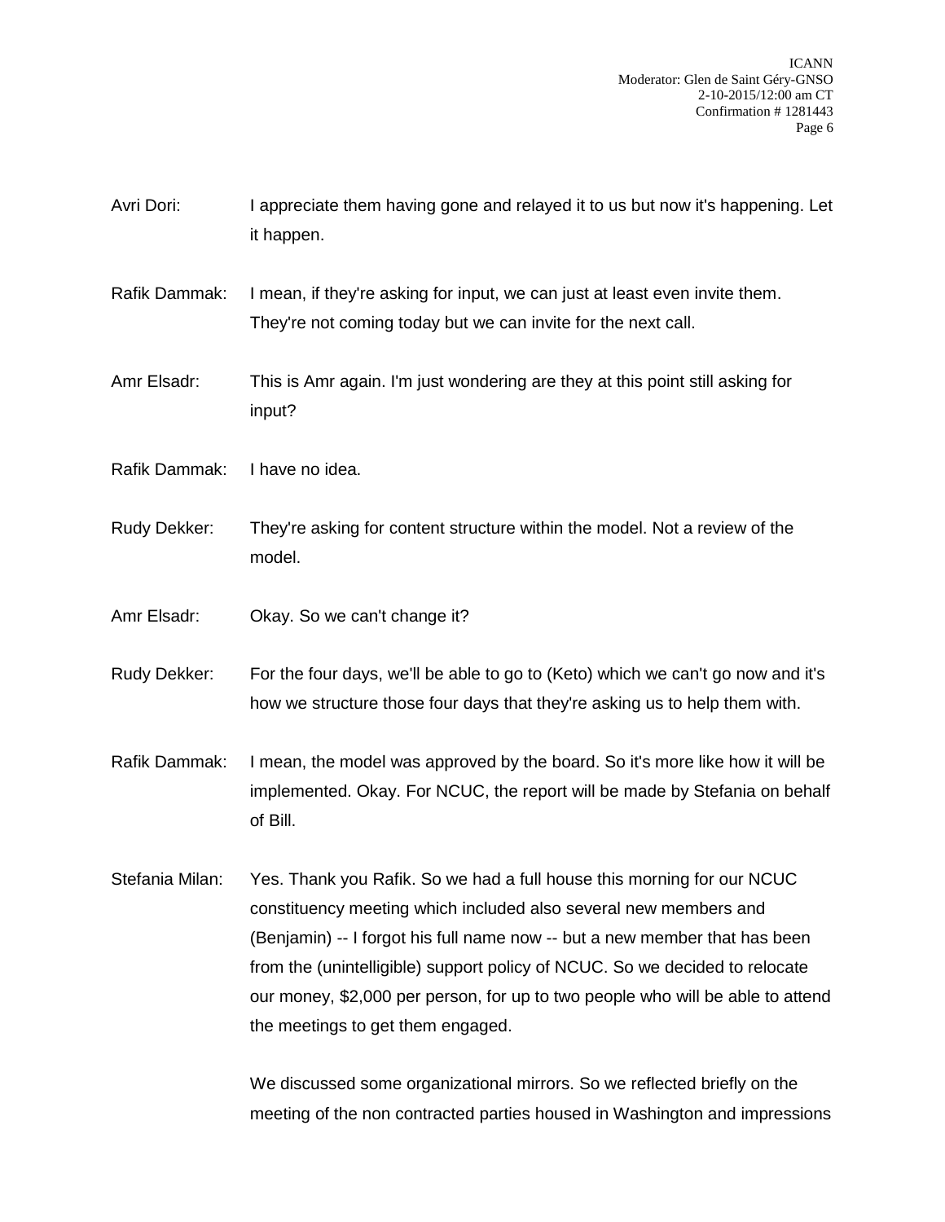Avri Dori: I appreciate them having gone and relayed it to us but now it's happening. Let it happen.

Rafik Dammak: I mean, if they're asking for input, we can just at least even invite them. They're not coming today but we can invite for the next call.

Amr Elsadr: This is Amr again. I'm just wondering are they at this point still asking for input?

Rafik Dammak: I have no idea.

Rudy Dekker: They're asking for content structure within the model. Not a review of the model.

Amr Elsadr: Okay. So we can't change it?

Rudy Dekker: For the four days, we'll be able to go to (Keto) which we can't go now and it's how we structure those four days that they're asking us to help them with.

Rafik Dammak: I mean, the model was approved by the board. So it's more like how it will be implemented. Okay. For NCUC, the report will be made by Stefania on behalf of Bill.

Stefania Milan: Yes. Thank you Rafik. So we had a full house this morning for our NCUC constituency meeting which included also several new members and (Benjamin) -- I forgot his full name now -- but a new member that has been from the (unintelligible) support policy of NCUC. So we decided to relocate our money, $2,000 per person, for up to two people who will be able to attend the meetings to get them engaged.

We discussed some organizational mirrors. So we reflected briefly on the meeting of the non contracted parties housed in Washington and impressions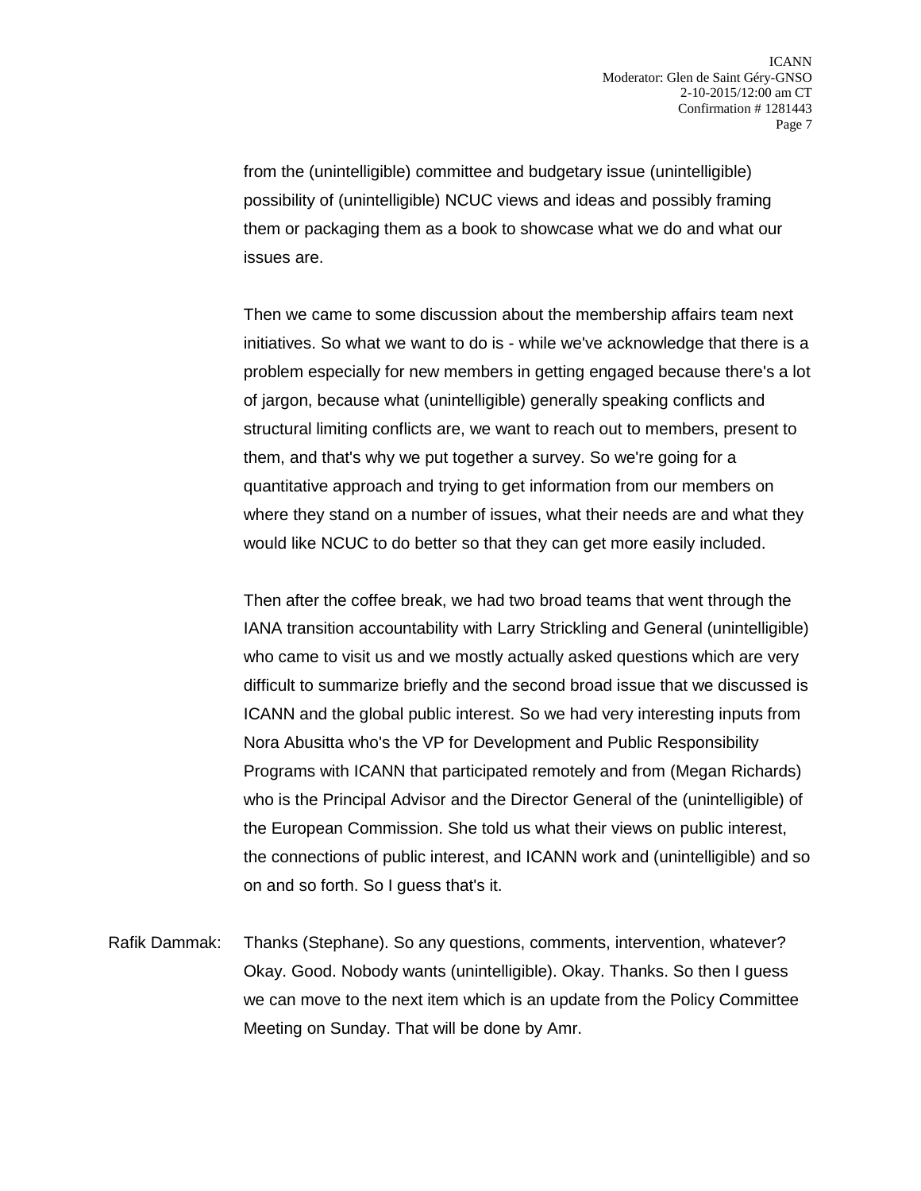from the (unintelligible) committee and budgetary issue (unintelligible) possibility of (unintelligible) NCUC views and ideas and possibly framing them or packaging them as a book to showcase what we do and what our issues are.

Then we came to some discussion about the membership affairs team next initiatives. So what we want to do is - while we've acknowledge that there is a problem especially for new members in getting engaged because there's a lot of jargon, because what (unintelligible) generally speaking conflicts and structural limiting conflicts are, we want to reach out to members, present to them, and that's why we put together a survey. So we're going for a quantitative approach and trying to get information from our members on where they stand on a number of issues, what their needs are and what they would like NCUC to do better so that they can get more easily included.

Then after the coffee break, we had two broad teams that went through the IANA transition accountability with Larry Strickling and General (unintelligible) who came to visit us and we mostly actually asked questions which are very difficult to summarize briefly and the second broad issue that we discussed is ICANN and the global public interest. So we had very interesting inputs from Nora Abusitta who's the VP for Development and Public Responsibility Programs with ICANN that participated remotely and from (Megan Richards) who is the Principal Advisor and the Director General of the (unintelligible) of the European Commission. She told us what their views on public interest, the connections of public interest, and ICANN work and (unintelligible) and so on and so forth. So I guess that's it.

Rafik Dammak: Thanks (Stephane). So any questions, comments, intervention, whatever? Okay. Good. Nobody wants (unintelligible). Okay. Thanks. So then I guess we can move to the next item which is an update from the Policy Committee Meeting on Sunday. That will be done by Amr.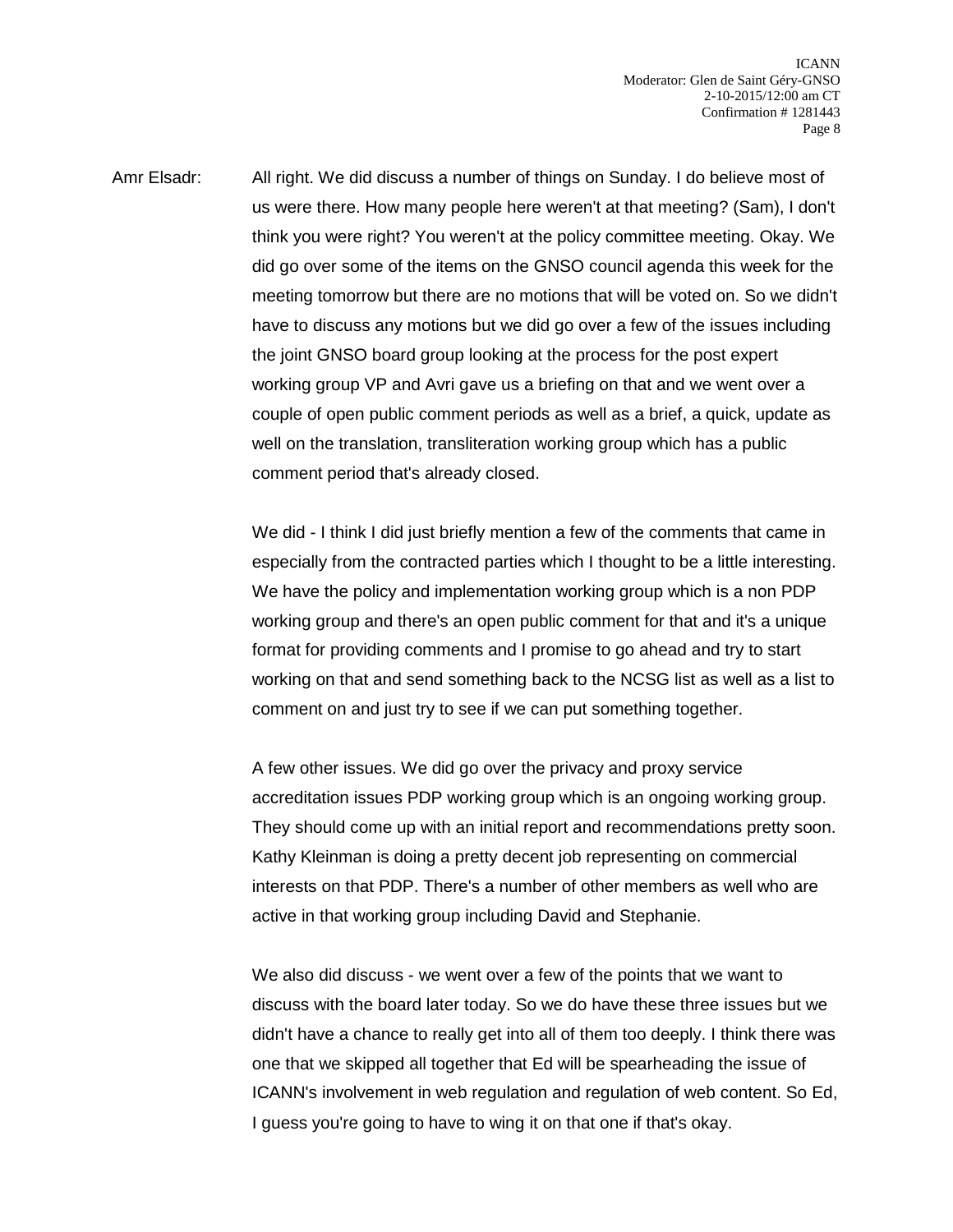Amr Elsadr: All right. We did discuss a number of things on Sunday. I do believe most of us were there. How many people here weren't at that meeting? (Sam), I don't think you were right? You weren't at the policy committee meeting. Okay. We did go over some of the items on the GNSO council agenda this week for the meeting tomorrow but there are no motions that will be voted on. So we didn't have to discuss any motions but we did go over a few of the issues including the joint GNSO board group looking at the process for the post expert working group VP and Avri gave us a briefing on that and we went over a couple of open public comment periods as well as a brief, a quick, update as well on the translation, transliteration working group which has a public comment period that's already closed.

We did - I think I did just briefly mention a few of the comments that came in especially from the contracted parties which I thought to be a little interesting. We have the policy and implementation working group which is a non PDP working group and there's an open public comment for that and it's a unique format for providing comments and I promise to go ahead and try to start working on that and send something back to the NCSG list as well as a list to comment on and just try to see if we can put something together.

A few other issues. We did go over the privacy and proxy service accreditation issues PDP working group which is an ongoing working group. They should come up with an initial report and recommendations pretty soon. Kathy Kleinman is doing a pretty decent job representing on commercial interests on that PDP. There's a number of other members as well who are active in that working group including David and Stephanie.

We also did discuss - we went over a few of the points that we want to discuss with the board later today. So we do have these three issues but we didn't have a chance to really get into all of them too deeply. I think there was one that we skipped all together that Ed will be spearheading the issue of ICANN's involvement in web regulation and regulation of web content. So Ed, I guess you're going to have to wing it on that one if that's okay.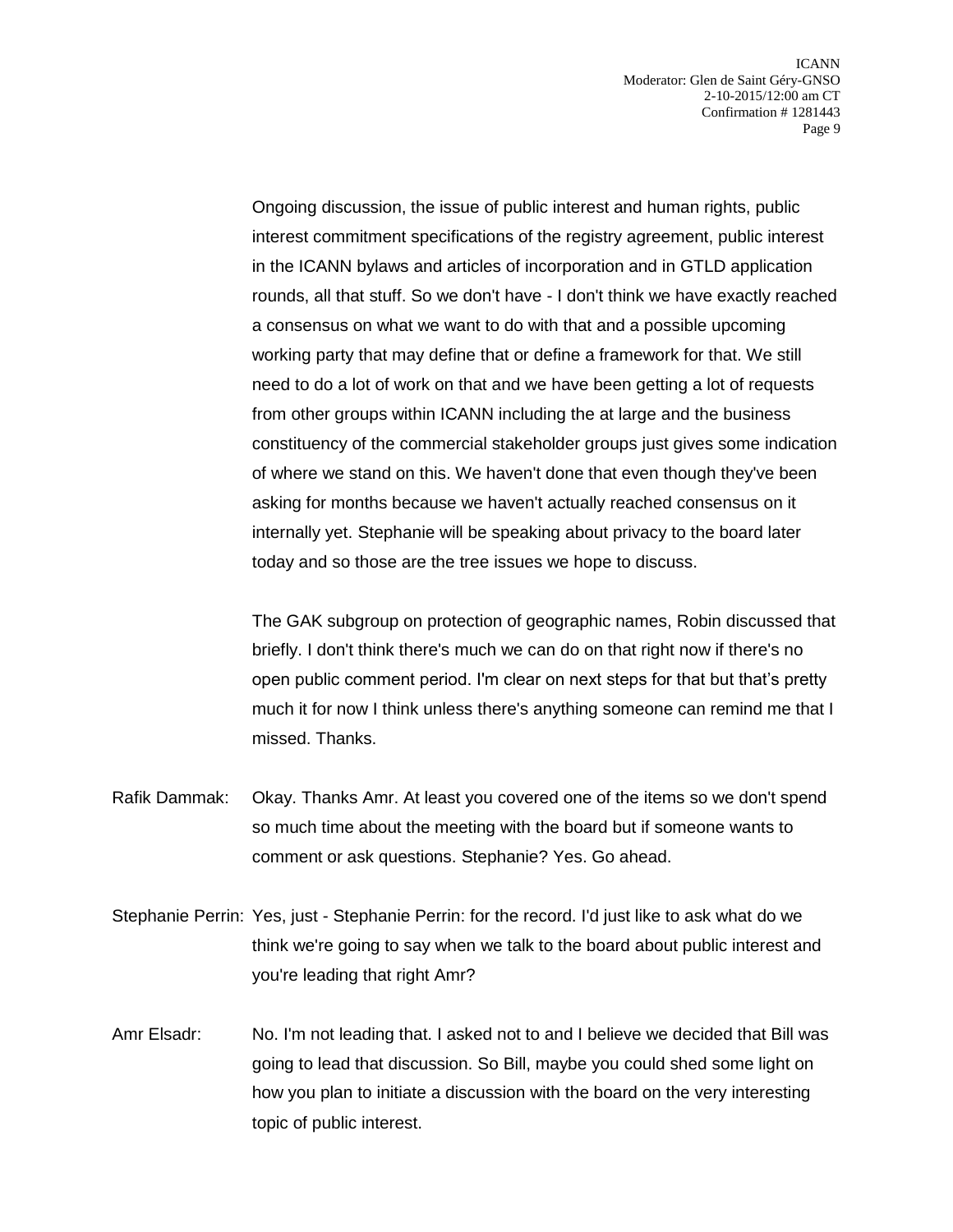Ongoing discussion, the issue of public interest and human rights, public interest commitment specifications of the registry agreement, public interest in the ICANN bylaws and articles of incorporation and in GTLD application rounds, all that stuff. So we don't have - I don't think we have exactly reached a consensus on what we want to do with that and a possible upcoming working party that may define that or define a framework for that. We still need to do a lot of work on that and we have been getting a lot of requests from other groups within ICANN including the at large and the business constituency of the commercial stakeholder groups just gives some indication of where we stand on this. We haven't done that even though they've been asking for months because we haven't actually reached consensus on it internally yet. Stephanie will be speaking about privacy to the board later today and so those are the tree issues we hope to discuss.

The GAK subgroup on protection of geographic names, Robin discussed that briefly. I don't think there's much we can do on that right now if there's no open public comment period. I'm clear on next steps for that but that's pretty much it for now I think unless there's anything someone can remind me that I missed. Thanks.

Rafik Dammak: Okay. Thanks Amr. At least you covered one of the items so we don't spend so much time about the meeting with the board but if someone wants to comment or ask questions. Stephanie? Yes. Go ahead.

Stephanie Perrin: Yes, just - Stephanie Perrin: for the record. I'd just like to ask what do we think we're going to say when we talk to the board about public interest and you're leading that right Amr?

Amr Elsadr: No. I'm not leading that. I asked not to and I believe we decided that Bill was going to lead that discussion. So Bill, maybe you could shed some light on how you plan to initiate a discussion with the board on the very interesting topic of public interest.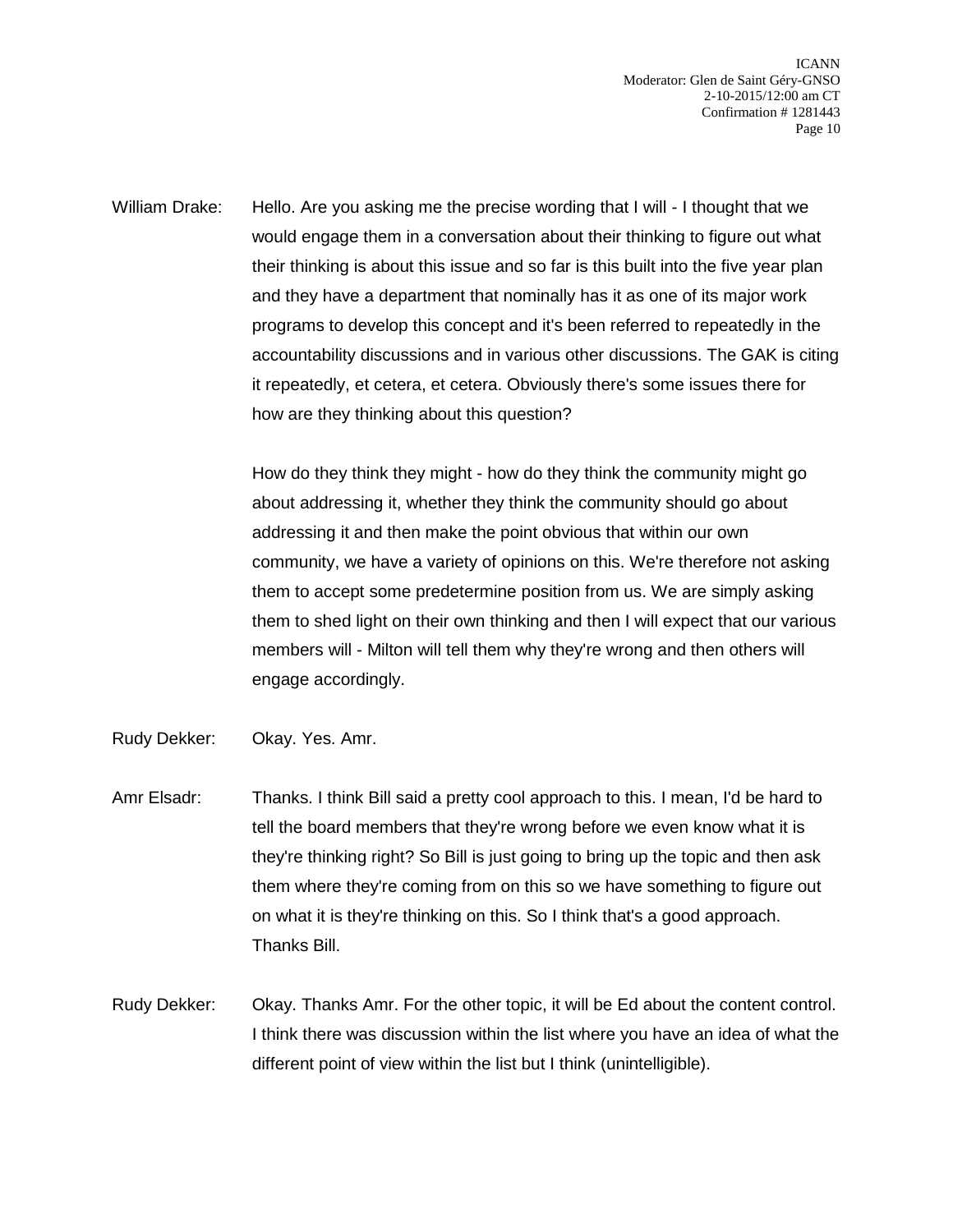William Drake: Hello. Are you asking me the precise wording that I will - I thought that we would engage them in a conversation about their thinking to figure out what their thinking is about this issue and so far is this built into the five year plan and they have a department that nominally has it as one of its major work programs to develop this concept and it's been referred to repeatedly in the accountability discussions and in various other discussions. The GAK is citing it repeatedly, et cetera, et cetera. Obviously there's some issues there for how are they thinking about this question?

How do they think they might - how do they think the community might go about addressing it, whether they think the community should go about addressing it and then make the point obvious that within our own community, we have a variety of opinions on this. We're therefore not asking them to accept some predetermine position from us. We are simply asking them to shed light on their own thinking and then I will expect that our various members will - Milton will tell them why they're wrong and then others will engage accordingly.

Rudy Dekker: Okay. Yes. Amr.

Amr Elsadr: Thanks. I think Bill said a pretty cool approach to this. I mean, I'd be hard to tell the board members that they're wrong before we even know what it is they're thinking right? So Bill is just going to bring up the topic and then ask them where they're coming from on this so we have something to figure out on what it is they're thinking on this. So I think that's a good approach. Thanks Bill.

Rudy Dekker: Okay. Thanks Amr. For the other topic, it will be Ed about the content control. I think there was discussion within the list where you have an idea of what the different point of view within the list but I think (unintelligible).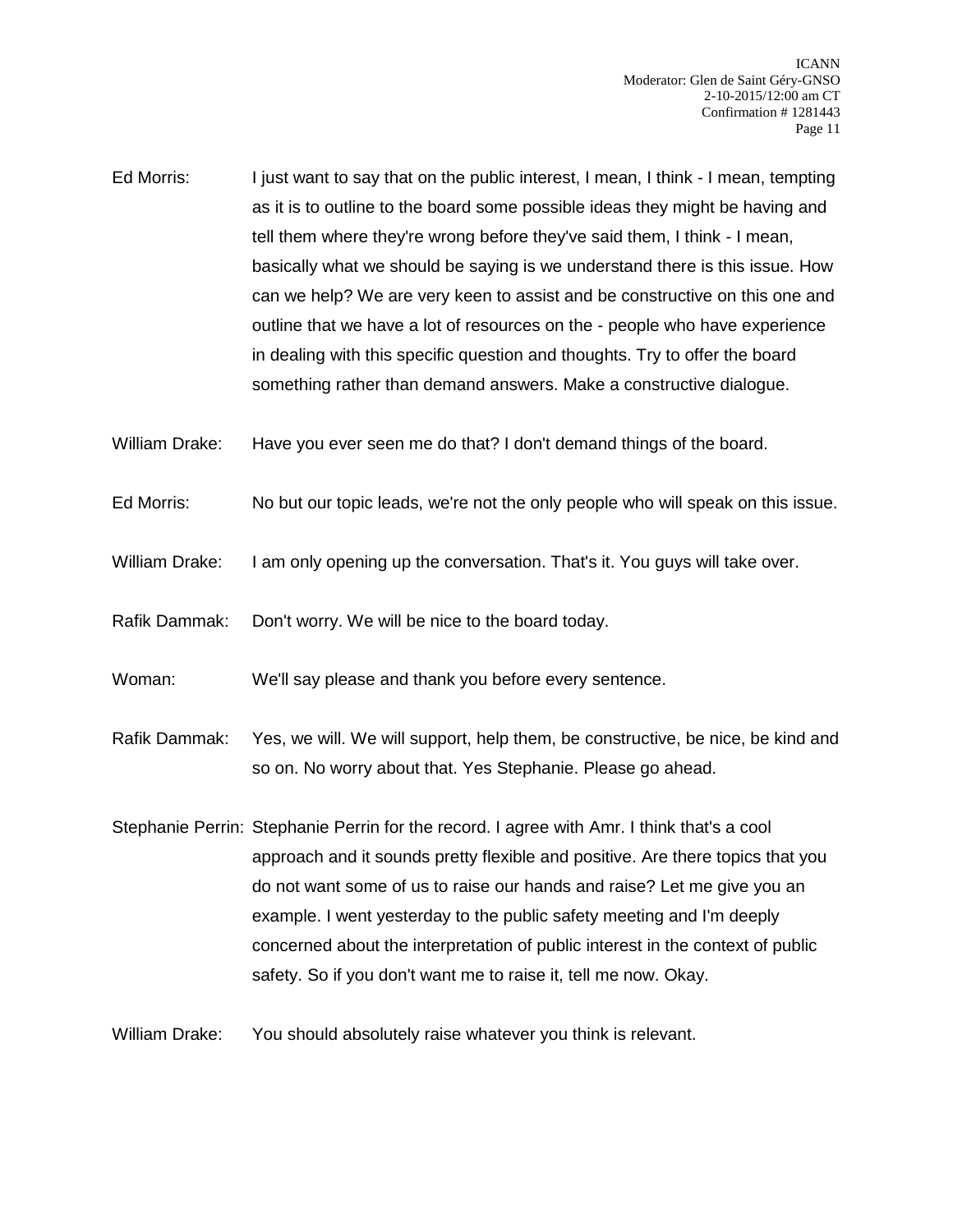Ed Morris: I just want to say that on the public interest, I mean, I think - I mean, tempting as it is to outline to the board some possible ideas they might be having and tell them where they're wrong before they've said them, I think - I mean, basically what we should be saying is we understand there is this issue. How can we help? We are very keen to assist and be constructive on this one and outline that we have a lot of resources on the - people who have experience in dealing with this specific question and thoughts. Try to offer the board something rather than demand answers. Make a constructive dialogue.

William Drake: Have you ever seen me do that? I don't demand things of the board.

Ed Morris: No but our topic leads, we're not the only people who will speak on this issue.

William Drake: I am only opening up the conversation. That's it. You guys will take over.

Rafik Dammak: Don't worry. We will be nice to the board today.

Woman: We'll say please and thank you before every sentence.

Rafik Dammak: Yes, we will. We will support, help them, be constructive, be nice, be kind and so on. No worry about that. Yes Stephanie. Please go ahead.

Stephanie Perrin: Stephanie Perrin for the record. I agree with Amr. I think that's a cool approach and it sounds pretty flexible and positive. Are there topics that you do not want some of us to raise our hands and raise? Let me give you an example. I went yesterday to the public safety meeting and I'm deeply concerned about the interpretation of public interest in the context of public safety. So if you don't want me to raise it, tell me now. Okay.

William Drake: You should absolutely raise whatever you think is relevant.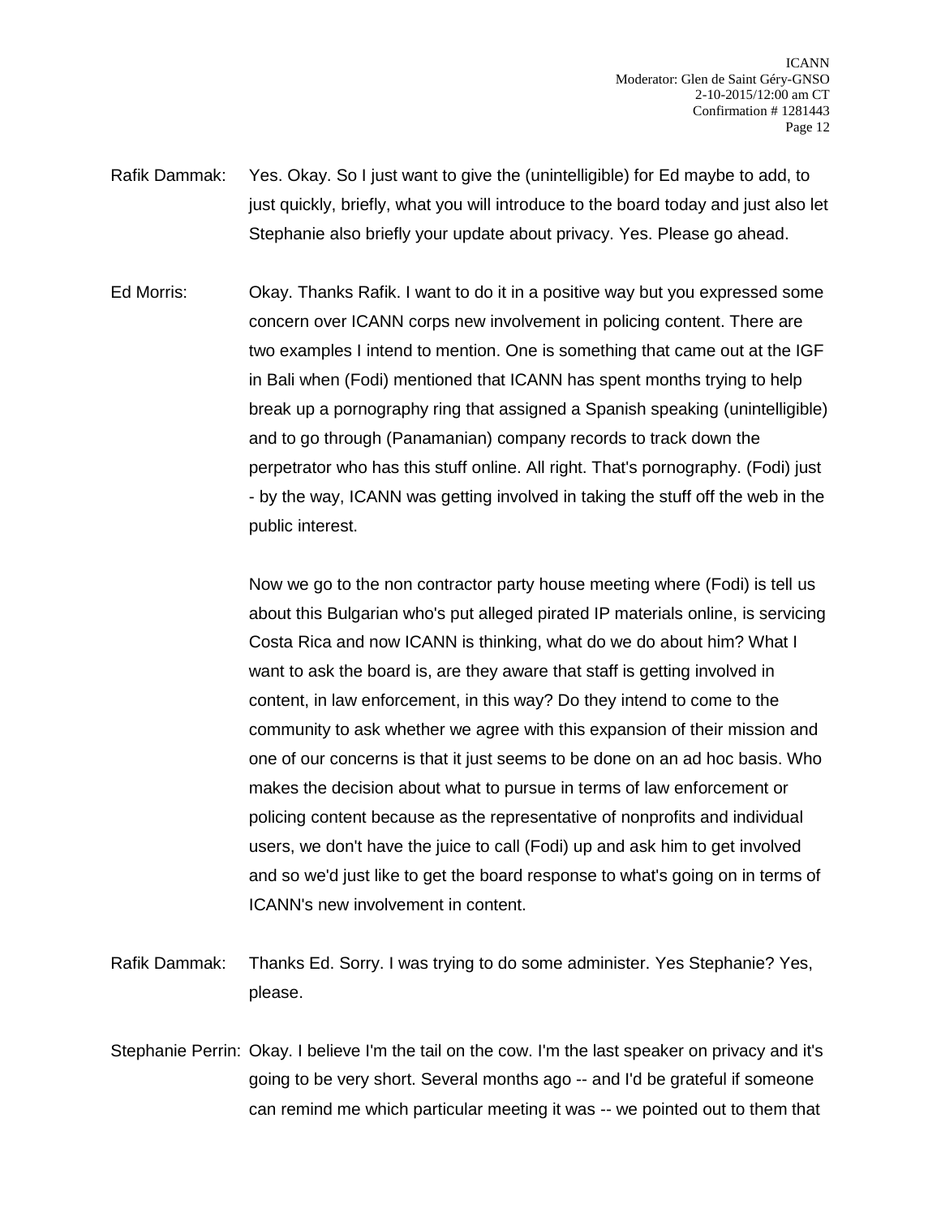Rafik Dammak: Yes. Okay. So I just want to give the (unintelligible) for Ed maybe to add, to just quickly, briefly, what you will introduce to the board today and just also let Stephanie also briefly your update about privacy. Yes. Please go ahead.

Ed Morris: Okay. Thanks Rafik. I want to do it in a positive way but you expressed some concern over ICANN corps new involvement in policing content. There are two examples I intend to mention. One is something that came out at the IGF in Bali when (Fodi) mentioned that ICANN has spent months trying to help break up a pornography ring that assigned a Spanish speaking (unintelligible) and to go through (Panamanian) company records to track down the perpetrator who has this stuff online. All right. That's pornography. (Fodi) just - by the way, ICANN was getting involved in taking the stuff off the web in the public interest.

Now we go to the non contractor party house meeting where (Fodi) is tell us about this Bulgarian who's put alleged pirated IP materials online, is servicing Costa Rica and now ICANN is thinking, what do we do about him? What I want to ask the board is, are they aware that staff is getting involved in content, in law enforcement, in this way? Do they intend to come to the community to ask whether we agree with this expansion of their mission and one of our concerns is that it just seems to be done on an ad hoc basis. Who makes the decision about what to pursue in terms of law enforcement or policing content because as the representative of nonprofits and individual users, we don't have the juice to call (Fodi) up and ask him to get involved and so we'd just like to get the board response to what's going on in terms of ICANN's new involvement in content.

Rafik Dammak: Thanks Ed. Sorry. I was trying to do some administer. Yes Stephanie? Yes, please.

Stephanie Perrin: Okay. I believe I'm the tail on the cow. I'm the last speaker on privacy and it's going to be very short. Several months ago -- and I'd be grateful if someone can remind me which particular meeting it was -- we pointed out to them that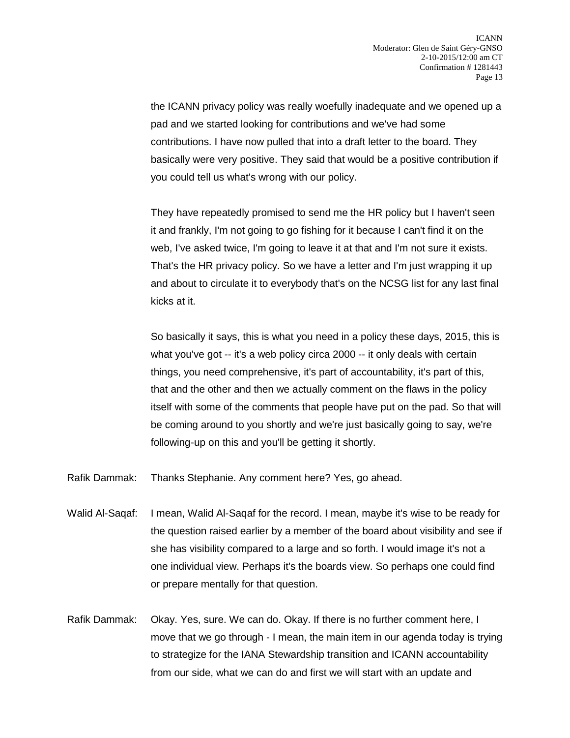the ICANN privacy policy was really woefully inadequate and we opened up a pad and we started looking for contributions and we've had some contributions. I have now pulled that into a draft letter to the board. They basically were very positive. They said that would be a positive contribution if you could tell us what's wrong with our policy.

They have repeatedly promised to send me the HR policy but I haven't seen it and frankly, I'm not going to go fishing for it because I can't find it on the web, I've asked twice, I'm going to leave it at that and I'm not sure it exists. That's the HR privacy policy. So we have a letter and I'm just wrapping it up and about to circulate it to everybody that's on the NCSG list for any last final kicks at it.

So basically it says, this is what you need in a policy these days, 2015, this is what you've got -- it's a web policy circa 2000 -- it only deals with certain things, you need comprehensive, it's part of accountability, it's part of this, that and the other and then we actually comment on the flaws in the policy itself with some of the comments that people have put on the pad. So that will be coming around to you shortly and we're just basically going to say, we're following-up on this and you'll be getting it shortly.

Rafik Dammak: Thanks Stephanie. Any comment here? Yes, go ahead.

Walid Al-Saqaf: I mean, Walid Al-Saqaf for the record. I mean, maybe it's wise to be ready for the question raised earlier by a member of the board about visibility and see if she has visibility compared to a large and so forth. I would image it's not a one individual view. Perhaps it's the boards view. So perhaps one could find or prepare mentally for that question.

Rafik Dammak: Okay. Yes, sure. We can do. Okay. If there is no further comment here, I move that we go through - I mean, the main item in our agenda today is trying to strategize for the IANA Stewardship transition and ICANN accountability from our side, what we can do and first we will start with an update and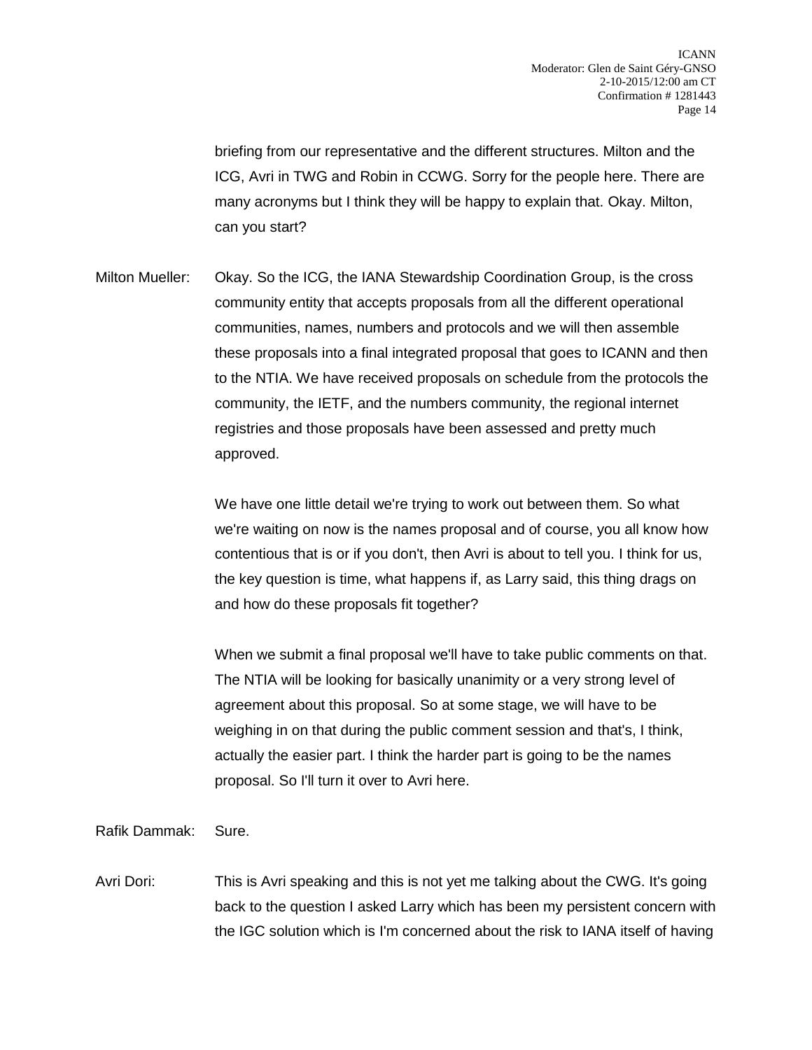briefing from our representative and the different structures. Milton and the ICG, Avri in TWG and Robin in CCWG. Sorry for the people here. There are many acronyms but I think they will be happy to explain that. Okay. Milton, can you start?

Milton Mueller: Okay. So the ICG, the IANA Stewardship Coordination Group, is the cross community entity that accepts proposals from all the different operational communities, names, numbers and protocols and we will then assemble these proposals into a final integrated proposal that goes to ICANN and then to the NTIA. We have received proposals on schedule from the protocols the community, the IETF, and the numbers community, the regional internet registries and those proposals have been assessed and pretty much approved.

We have one little detail we're trying to work out between them. So what we're waiting on now is the names proposal and of course, you all know how contentious that is or if you don't, then Avri is about to tell you. I think for us, the key question is time, what happens if, as Larry said, this thing drags on and how do these proposals fit together?

When we submit a final proposal we'll have to take public comments on that. The NTIA will be looking for basically unanimity or a very strong level of agreement about this proposal. So at some stage, we will have to be weighing in on that during the public comment session and that's, I think, actually the easier part. I think the harder part is going to be the names proposal. So I'll turn it over to Avri here.

Rafik Dammak: Sure.

Avri Dori: This is Avri speaking and this is not yet me talking about the CWG. It's going back to the question I asked Larry which has been my persistent concern with the IGC solution which is I'm concerned about the risk to IANA itself of having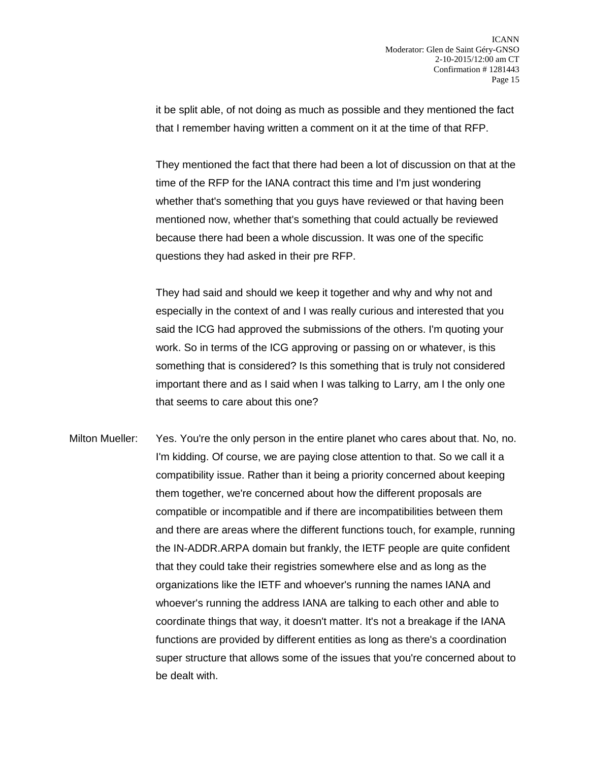it be split able, of not doing as much as possible and they mentioned the fact that I remember having written a comment on it at the time of that RFP.

They mentioned the fact that there had been a lot of discussion on that at the time of the RFP for the IANA contract this time and I'm just wondering whether that's something that you guys have reviewed or that having been mentioned now, whether that's something that could actually be reviewed because there had been a whole discussion. It was one of the specific questions they had asked in their pre RFP.

They had said and should we keep it together and why and why not and especially in the context of and I was really curious and interested that you said the ICG had approved the submissions of the others. I'm quoting your work. So in terms of the ICG approving or passing on or whatever, is this something that is considered? Is this something that is truly not considered important there and as I said when I was talking to Larry, am I the only one that seems to care about this one?

Milton Mueller: Yes. You're the only person in the entire planet who cares about that. No, no. I'm kidding. Of course, we are paying close attention to that. So we call it a compatibility issue. Rather than it being a priority concerned about keeping them together, we're concerned about how the different proposals are compatible or incompatible and if there are incompatibilities between them and there are areas where the different functions touch, for example, running the IN-ADDR.ARPA domain but frankly, the IETF people are quite confident that they could take their registries somewhere else and as long as the organizations like the IETF and whoever's running the names IANA and whoever's running the address IANA are talking to each other and able to coordinate things that way, it doesn't matter. It's not a breakage if the IANA functions are provided by different entities as long as there's a coordination super structure that allows some of the issues that you're concerned about to be dealt with.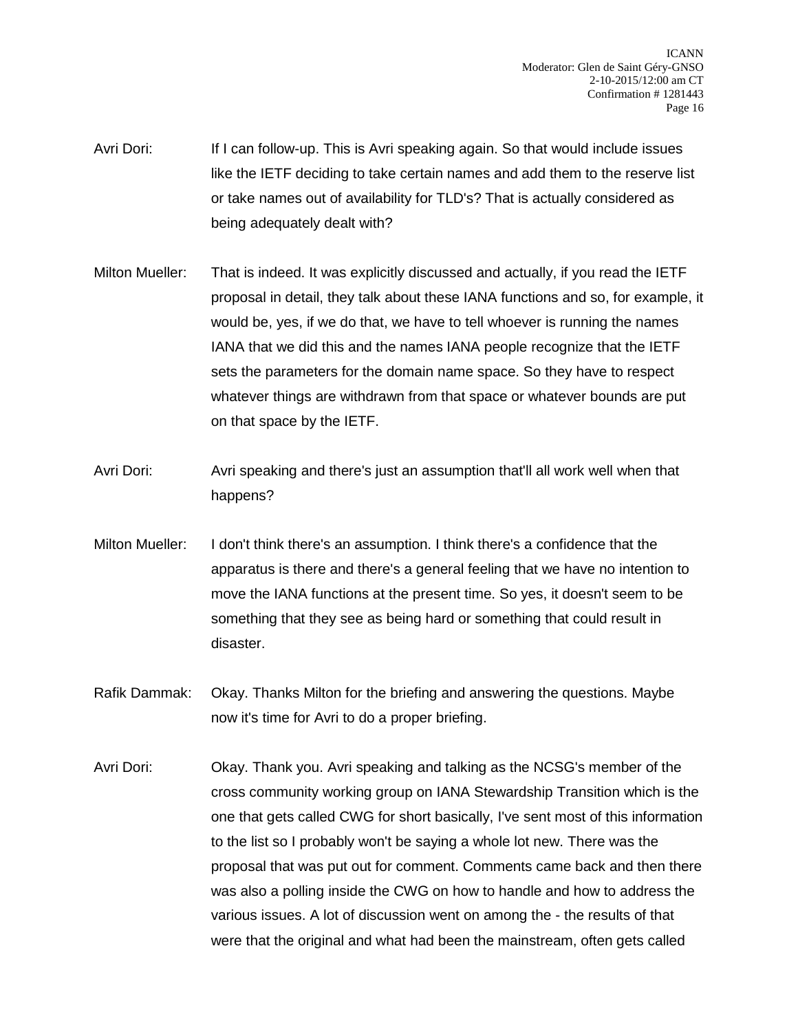Avri Dori: If I can follow-up. This is Avri speaking again. So that would include issues like the IETF deciding to take certain names and add them to the reserve list or take names out of availability for TLD's? That is actually considered as being adequately dealt with?

Milton Mueller: That is indeed. It was explicitly discussed and actually, if you read the IETF proposal in detail, they talk about these IANA functions and so, for example, it would be, yes, if we do that, we have to tell whoever is running the names IANA that we did this and the names IANA people recognize that the IETF sets the parameters for the domain name space. So they have to respect whatever things are withdrawn from that space or whatever bounds are put on that space by the IETF.

Avri Dori: Avri speaking and there's just an assumption that'll all work well when that happens?

Milton Mueller: I don't think there's an assumption. I think there's a confidence that the apparatus is there and there's a general feeling that we have no intention to move the IANA functions at the present time. So yes, it doesn't seem to be something that they see as being hard or something that could result in disaster.

Rafik Dammak: Okay. Thanks Milton for the briefing and answering the questions. Maybe now it's time for Avri to do a proper briefing.

Avri Dori: Okay. Thank you. Avri speaking and talking as the NCSG's member of the cross community working group on IANA Stewardship Transition which is the one that gets called CWG for short basically, I've sent most of this information to the list so I probably won't be saying a whole lot new. There was the proposal that was put out for comment. Comments came back and then there was also a polling inside the CWG on how to handle and how to address the various issues. A lot of discussion went on among the - the results of that were that the original and what had been the mainstream, often gets called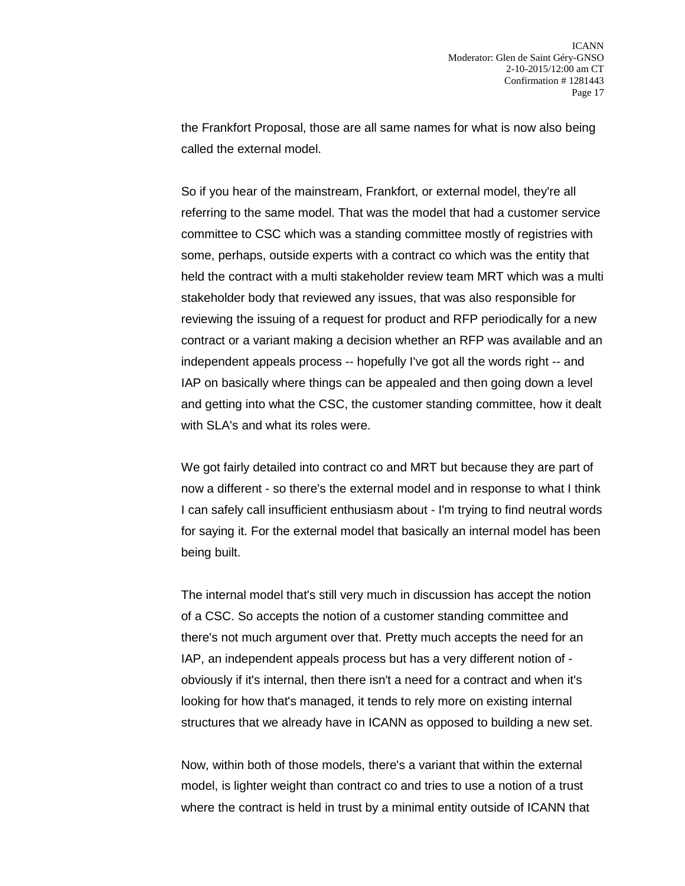the Frankfort Proposal, those are all same names for what is now also being called the external model.

So if you hear of the mainstream, Frankfort, or external model, they're all referring to the same model. That was the model that had a customer service committee to CSC which was a standing committee mostly of registries with some, perhaps, outside experts with a contract co which was the entity that held the contract with a multi stakeholder review team MRT which was a multi stakeholder body that reviewed any issues, that was also responsible for reviewing the issuing of a request for product and RFP periodically for a new contract or a variant making a decision whether an RFP was available and an independent appeals process -- hopefully I've got all the words right -- and IAP on basically where things can be appealed and then going down a level and getting into what the CSC, the customer standing committee, how it dealt with SLA's and what its roles were.

We got fairly detailed into contract co and MRT but because they are part of now a different - so there's the external model and in response to what I think I can safely call insufficient enthusiasm about - I'm trying to find neutral words for saying it. For the external model that basically an internal model has been being built.

The internal model that's still very much in discussion has accept the notion of a CSC. So accepts the notion of a customer standing committee and there's not much argument over that. Pretty much accepts the need for an IAP, an independent appeals process but has a very different notion of - obviously if it's internal, then there isn't a need for a contract and when it's looking for how that's managed, it tends to rely more on existing internal structures that we already have in ICANN as opposed to building a new set.

Now, within both of those models, there's a variant that within the external model, is lighter weight than contract co and tries to use a notion of a trust where the contract is held in trust by a minimal entity outside of ICANN that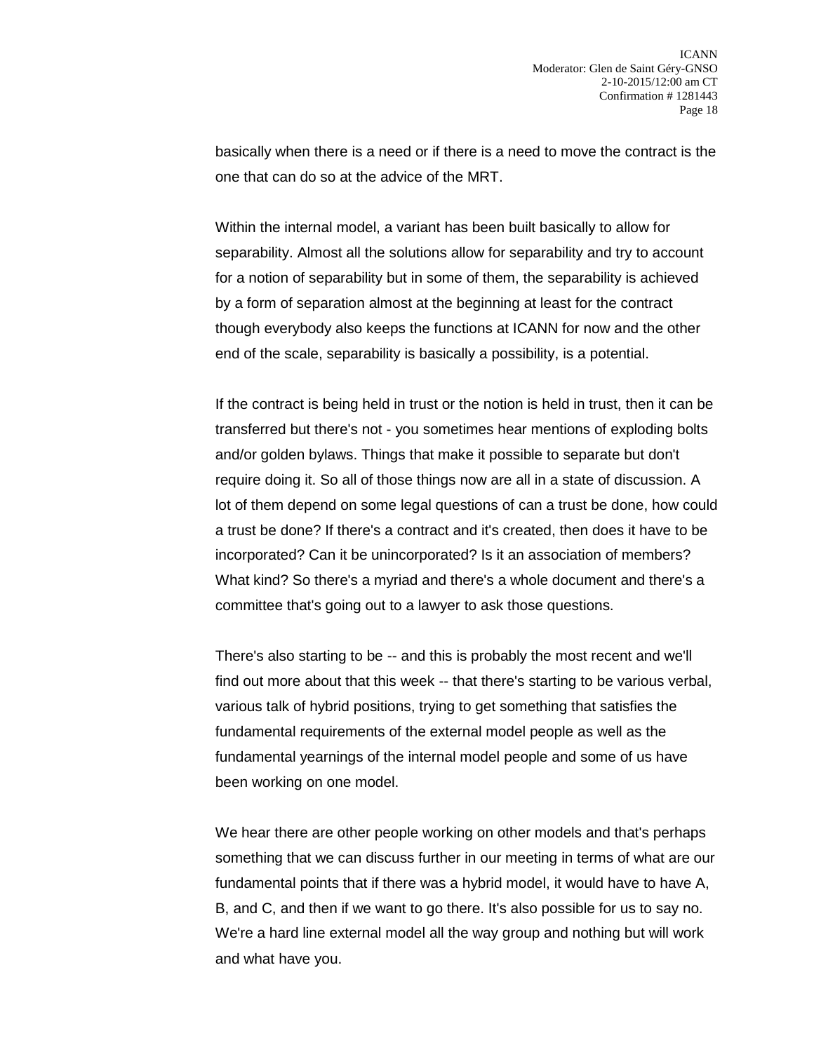basically when there is a need or if there is a need to move the contract is the one that can do so at the advice of the MRT.

Within the internal model, a variant has been built basically to allow for separability. Almost all the solutions allow for separability and try to account for a notion of separability but in some of them, the separability is achieved by a form of separation almost at the beginning at least for the contract though everybody also keeps the functions at ICANN for now and the other end of the scale, separability is basically a possibility, is a potential.

If the contract is being held in trust or the notion is held in trust, then it can be transferred but there's not - you sometimes hear mentions of exploding bolts and/or golden bylaws. Things that make it possible to separate but don't require doing it. So all of those things now are all in a state of discussion. A lot of them depend on some legal questions of can a trust be done, how could a trust be done? If there's a contract and it's created, then does it have to be incorporated? Can it be unincorporated? Is it an association of members? What kind? So there's a myriad and there's a whole document and there's a committee that's going out to a lawyer to ask those questions.

There's also starting to be -- and this is probably the most recent and we'll find out more about that this week -- that there's starting to be various verbal, various talk of hybrid positions, trying to get something that satisfies the fundamental requirements of the external model people as well as the fundamental yearnings of the internal model people and some of us have been working on one model.

We hear there are other people working on other models and that's perhaps something that we can discuss further in our meeting in terms of what are our fundamental points that if there was a hybrid model, it would have to have A, B, and C, and then if we want to go there. It's also possible for us to say no. We're a hard line external model all the way group and nothing but will work and what have you.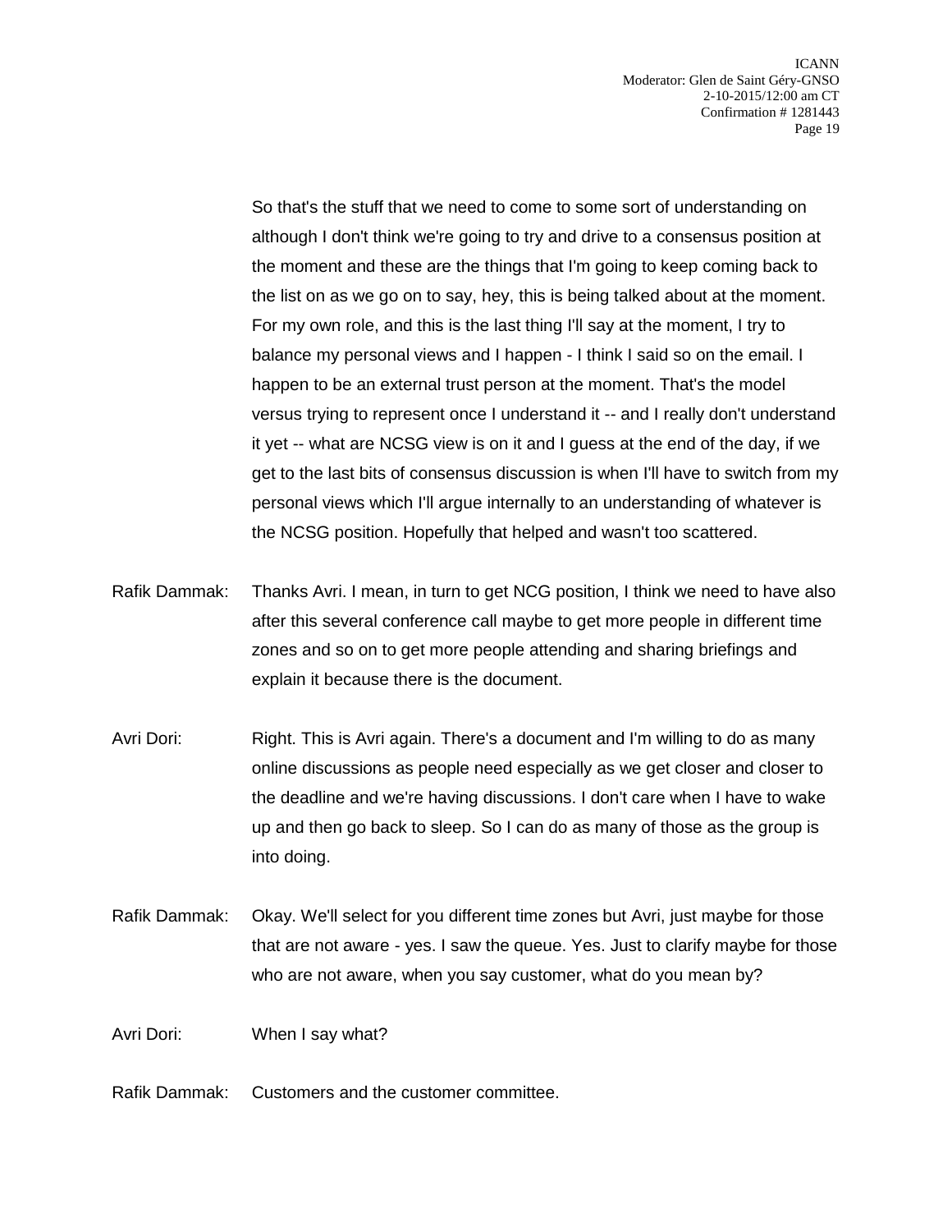So that's the stuff that we need to come to some sort of understanding on although I don't think we're going to try and drive to a consensus position at the moment and these are the things that I'm going to keep coming back to the list on as we go on to say, hey, this is being talked about at the moment. For my own role, and this is the last thing I'll say at the moment, I try to balance my personal views and I happen - I think I said so on the email. I happen to be an external trust person at the moment. That's the model versus trying to represent once I understand it -- and I really don't understand it yet -- what are NCSG view is on it and I guess at the end of the day, if we get to the last bits of consensus discussion is when I'll have to switch from my personal views which I'll argue internally to an understanding of whatever is the NCSG position. Hopefully that helped and wasn't too scattered.

Rafik Dammak: Thanks Avri. I mean, in turn to get NCG position, I think we need to have also after this several conference call maybe to get more people in different time zones and so on to get more people attending and sharing briefings and explain it because there is the document.

Avri Dori: Right. This is Avri again. There's a document and I'm willing to do as many online discussions as people need especially as we get closer and closer to the deadline and we're having discussions. I don't care when I have to wake up and then go back to sleep. So I can do as many of those as the group is into doing.

Rafik Dammak: Okay. We'll select for you different time zones but Avri, just maybe for those that are not aware - yes. I saw the queue. Yes. Just to clarify maybe for those who are not aware, when you say customer, what do you mean by?

Avri Dori: When I say what?

Rafik Dammak: Customers and the customer committee.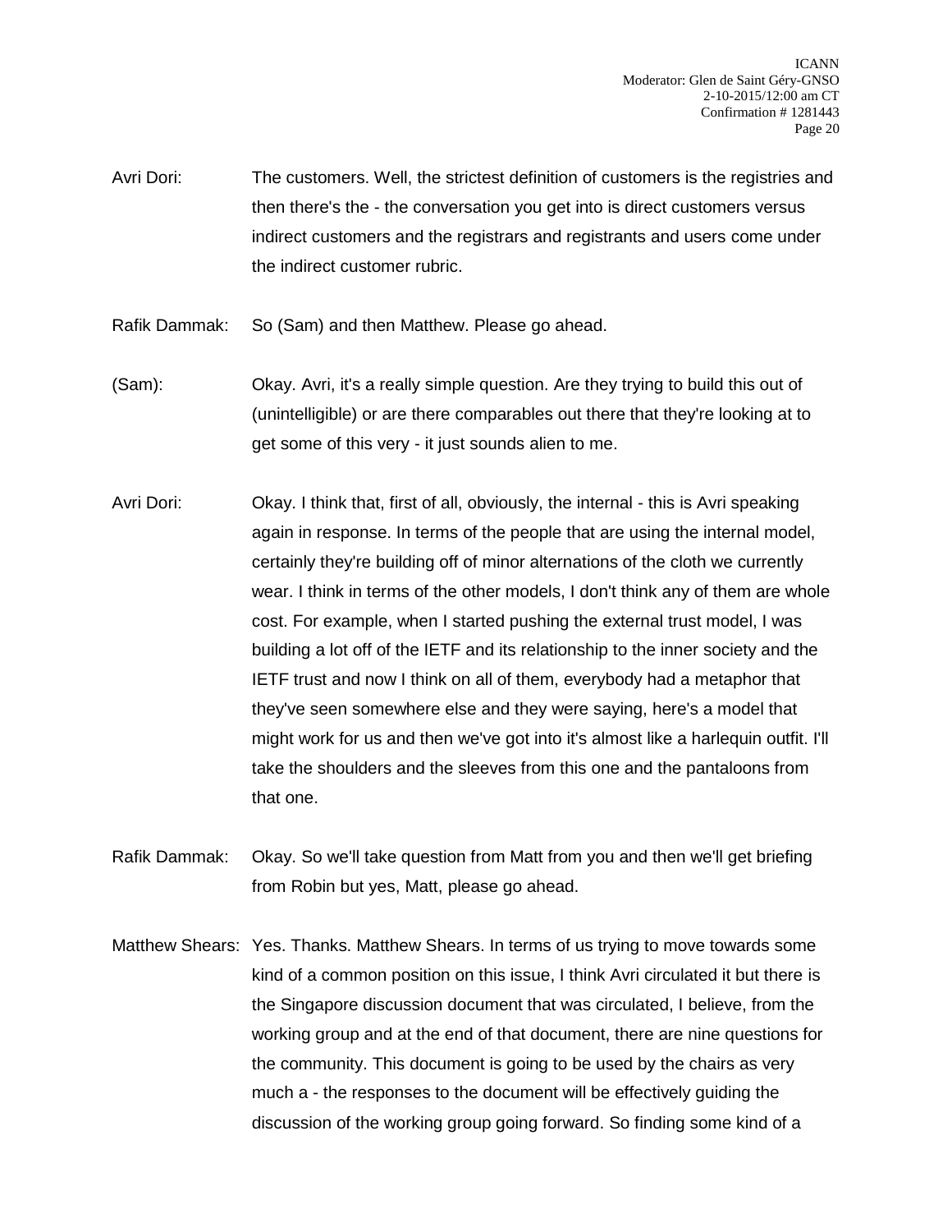Avri Dori: The customers. Well, the strictest definition of customers is the registries and then there's the - the conversation you get into is direct customers versus indirect customers and the registrars and registrants and users come under the indirect customer rubric.

Rafik Dammak: So (Sam) and then Matthew. Please go ahead.

(Sam): Okay. Avri, it's a really simple question. Are they trying to build this out of (unintelligible) or are there comparables out there that they're looking at to get some of this very - it just sounds alien to me.

Avri Dori: Okay. I think that, first of all, obviously, the internal - this is Avri speaking again in response. In terms of the people that are using the internal model, certainly they're building off of minor alternations of the cloth we currently wear. I think in terms of the other models, I don't think any of them are whole cost. For example, when I started pushing the external trust model, I was building a lot off of the IETF and its relationship to the inner society and the IETF trust and now I think on all of them, everybody had a metaphor that they've seen somewhere else and they were saying, here's a model that might work for us and then we've got into it's almost like a harlequin outfit. I'll take the shoulders and the sleeves from this one and the pantaloons from that one.

Rafik Dammak: Okay. So we'll take question from Matt from you and then we'll get briefing from Robin but yes, Matt, please go ahead.

Matthew Shears: Yes. Thanks. Matthew Shears. In terms of us trying to move towards some kind of a common position on this issue, I think Avri circulated it but there is the Singapore discussion document that was circulated, I believe, from the working group and at the end of that document, there are nine questions for the community. This document is going to be used by the chairs as very much a - the responses to the document will be effectively guiding the discussion of the working group going forward. So finding some kind of a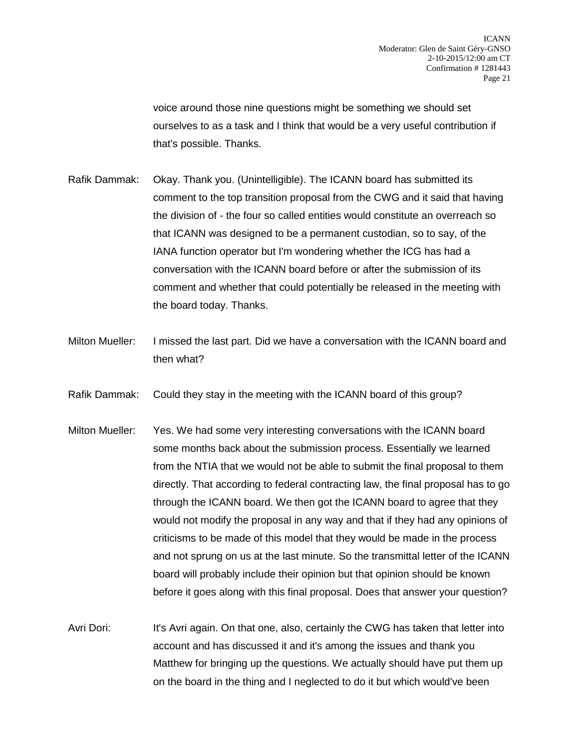voice around those nine questions might be something we should set ourselves to as a task and I think that would be a very useful contribution if that's possible. Thanks.

Rafik Dammak: Okay. Thank you. (Unintelligible). The ICANN board has submitted its comment to the top transition proposal from the CWG and it said that having the division of - the four so called entities would constitute an overreach so that ICANN was designed to be a permanent custodian, so to say, of the IANA function operator but I'm wondering whether the ICG has had a conversation with the ICANN board before or after the submission of its comment and whether that could potentially be released in the meeting with the board today. Thanks.

Milton Mueller: I missed the last part. Did we have a conversation with the ICANN board and then what?

Rafik Dammak: Could they stay in the meeting with the ICANN board of this group?

Milton Mueller: Yes. We had some very interesting conversations with the ICANN board some months back about the submission process. Essentially we learned from the NTIA that we would not be able to submit the final proposal to them directly. That according to federal contracting law, the final proposal has to go through the ICANN board. We then got the ICANN board to agree that they would not modify the proposal in any way and that if they had any opinions of criticisms to be made of this model that they would be made in the process and not sprung on us at the last minute. So the transmittal letter of the ICANN board will probably include their opinion but that opinion should be known before it goes along with this final proposal. Does that answer your question?

Avri Dori: It's Avri again. On that one, also, certainly the CWG has taken that letter into account and has discussed it and it's among the issues and thank you Matthew for bringing up the questions. We actually should have put them up on the board in the thing and I neglected to do it but which would've been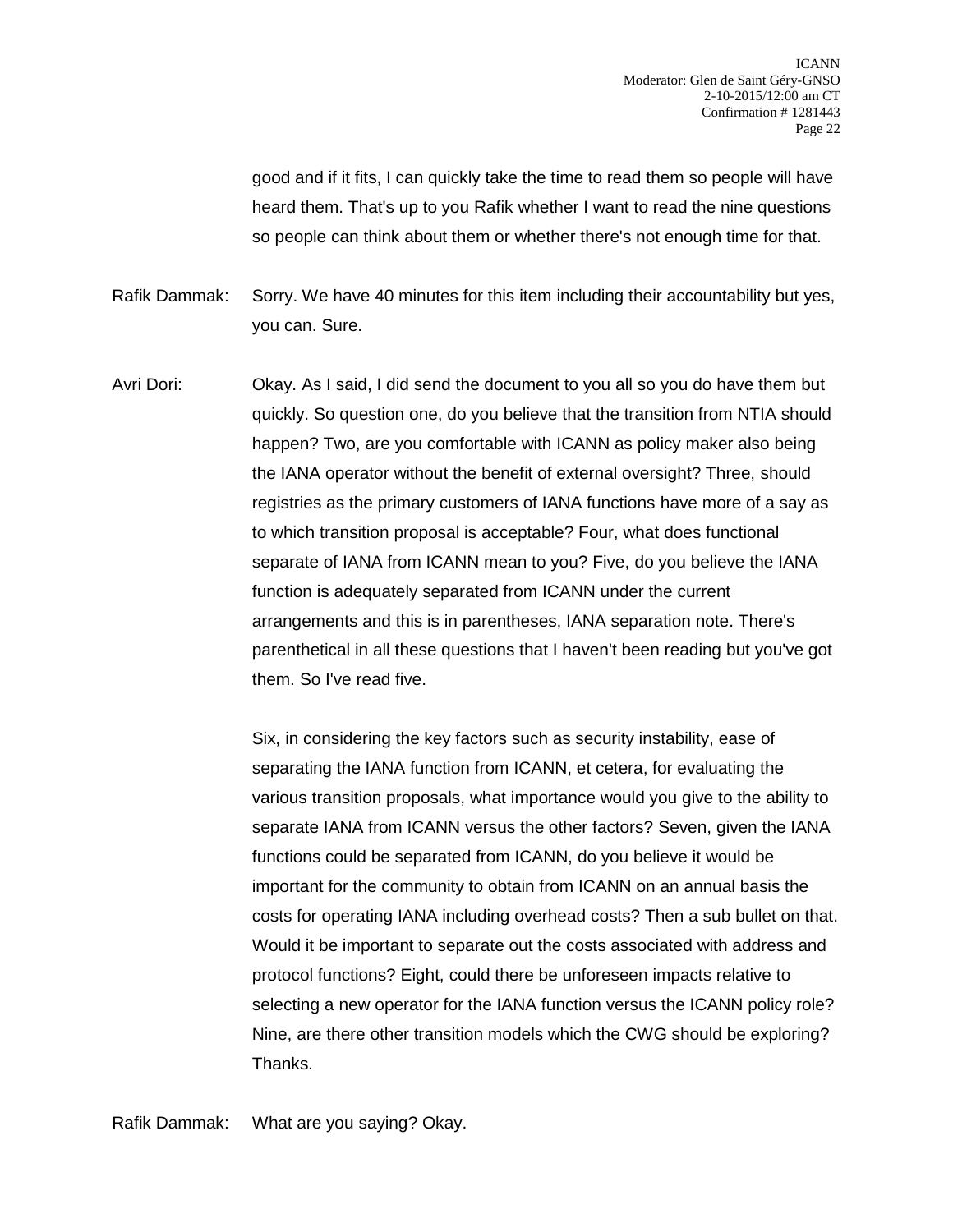good and if it fits, I can quickly take the time to read them so people will have heard them. That's up to you Rafik whether I want to read the nine questions so people can think about them or whether there's not enough time for that.

Rafik Dammak: Sorry. We have 40 minutes for this item including their accountability but yes, you can. Sure.

Avri Dori: Okay. As I said, I did send the document to you all so you do have them but quickly. So question one, do you believe that the transition from NTIA should happen? Two, are you comfortable with ICANN as policy maker also being the IANA operator without the benefit of external oversight? Three, should registries as the primary customers of IANA functions have more of a say as to which transition proposal is acceptable? Four, what does functional separate of IANA from ICANN mean to you? Five, do you believe the IANA function is adequately separated from ICANN under the current arrangements and this is in parentheses, IANA separation note. There's parenthetical in all these questions that I haven't been reading but you've got them. So I've read five.

Six, in considering the key factors such as security instability, ease of separating the IANA function from ICANN, et cetera, for evaluating the various transition proposals, what importance would you give to the ability to separate IANA from ICANN versus the other factors? Seven, given the IANA functions could be separated from ICANN, do you believe it would be important for the community to obtain from ICANN on an annual basis the costs for operating IANA including overhead costs? Then a sub bullet on that. Would it be important to separate out the costs associated with address and protocol functions? Eight, could there be unforeseen impacts relative to selecting a new operator for the IANA function versus the ICANN policy role? Nine, are there other transition models which the CWG should be exploring? Thanks.

Rafik Dammak: What are you saying? Okay.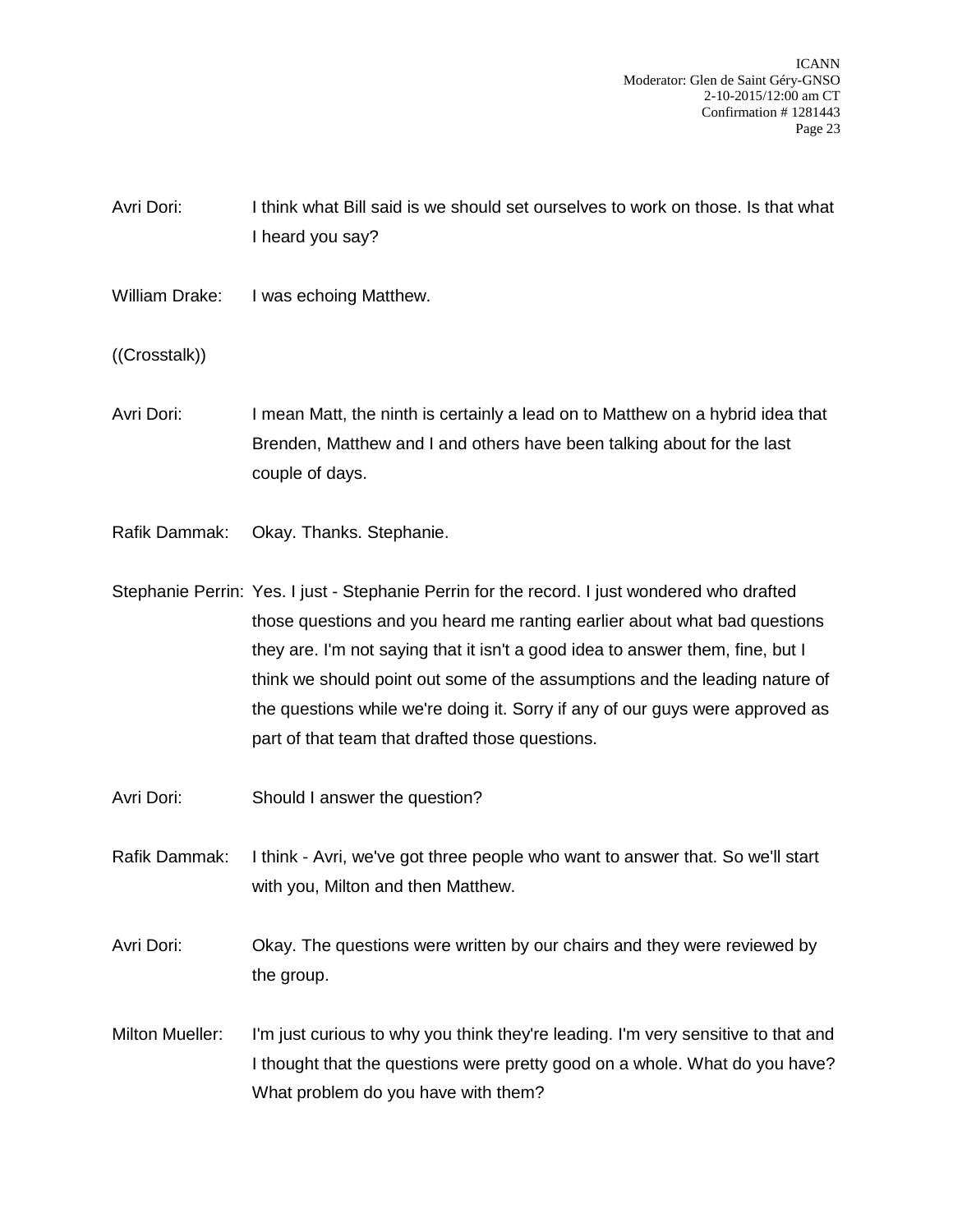Avri Dori: I think what Bill said is we should set ourselves to work on those. Is that what I heard you say?

William Drake: I was echoing Matthew.

((Crosstalk))

Avri Dori: I mean Matt, the ninth is certainly a lead on to Matthew on a hybrid idea that Brenden, Matthew and I and others have been talking about for the last couple of days.

Rafik Dammak: Okay. Thanks. Stephanie.

Stephanie Perrin: Yes. I just - Stephanie Perrin for the record. I just wondered who drafted those questions and you heard me ranting earlier about what bad questions they are. I'm not saying that it isn't a good idea to answer them, fine, but I think we should point out some of the assumptions and the leading nature of the questions while we're doing it. Sorry if any of our guys were approved as part of that team that drafted those questions.

Avri Dori: Should I answer the question?

Rafik Dammak: I think - Avri, we've got three people who want to answer that. So we'll start with you, Milton and then Matthew.

Avri Dori: Okay. The questions were written by our chairs and they were reviewed by the group.

Milton Mueller: I'm just curious to why you think they're leading. I'm very sensitive to that and I thought that the questions were pretty good on a whole. What do you have? What problem do you have with them?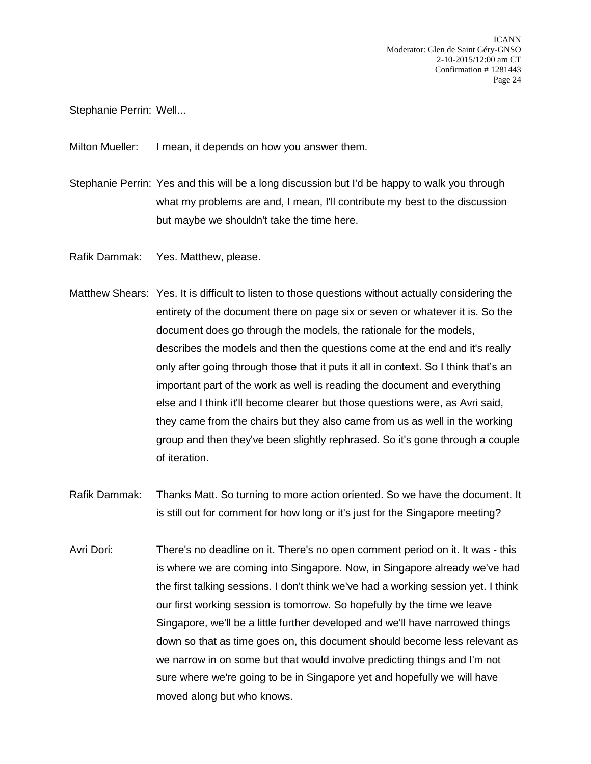Stephanie Perrin: Well...

Milton Mueller: I mean, it depends on how you answer them.

Stephanie Perrin: Yes and this will be a long discussion but I'd be happy to walk you through what my problems are and, I mean, I'll contribute my best to the discussion but maybe we shouldn't take the time here.

Rafik Dammak: Yes. Matthew, please.

Matthew Shears: Yes. It is difficult to listen to those questions without actually considering the entirety of the document there on page six or seven or whatever it is. So the document does go through the models, the rationale for the models, describes the models and then the questions come at the end and it's really only after going through those that it puts it all in context. So I think that's an important part of the work as well is reading the document and everything else and I think it'll become clearer but those questions were, as Avri said, they came from the chairs but they also came from us as well in the working group and then they've been slightly rephrased. So it's gone through a couple of iteration.

Rafik Dammak: Thanks Matt. So turning to more action oriented. So we have the document. It is still out for comment for how long or it's just for the Singapore meeting?

Avri Dori: There's no deadline on it. There's no open comment period on it. It was - this is where we are coming into Singapore. Now, in Singapore already we've had the first talking sessions. I don't think we've had a working session yet. I think our first working session is tomorrow. So hopefully by the time we leave Singapore, we'll be a little further developed and we'll have narrowed things down so that as time goes on, this document should become less relevant as we narrow in on some but that would involve predicting things and I'm not sure where we're going to be in Singapore yet and hopefully we will have moved along but who knows.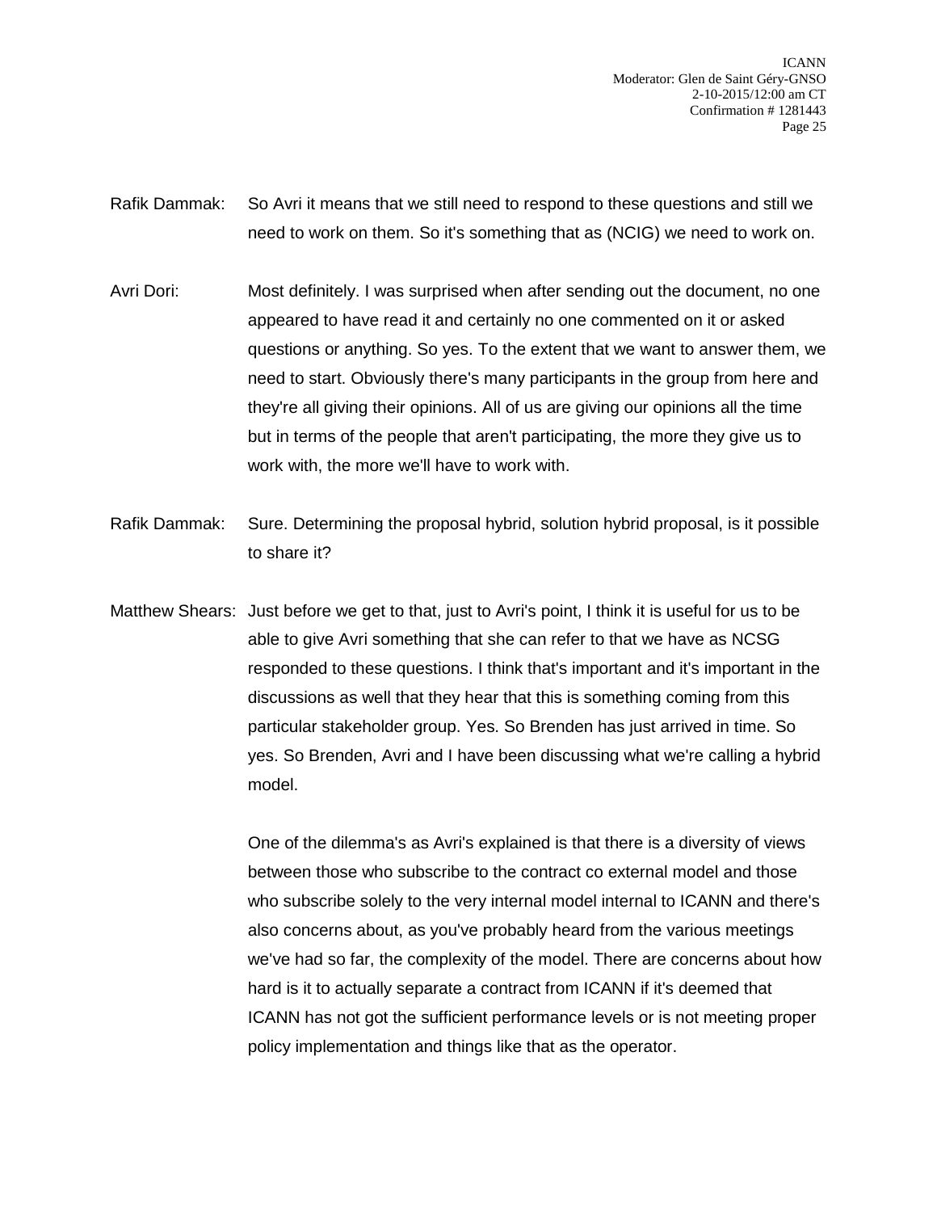Rafik Dammak: So Avri it means that we still need to respond to these questions and still we need to work on them. So it's something that as (NCIG) we need to work on.

Avri Dori: Most definitely. I was surprised when after sending out the document, no one appeared to have read it and certainly no one commented on it or asked questions or anything. So yes. To the extent that we want to answer them, we need to start. Obviously there's many participants in the group from here and they're all giving their opinions. All of us are giving our opinions all the time but in terms of the people that aren't participating, the more they give us to work with, the more we'll have to work with.

Rafik Dammak: Sure. Determining the proposal hybrid, solution hybrid proposal, is it possible to share it?

Matthew Shears: Just before we get to that, just to Avri's point, I think it is useful for us to be able to give Avri something that she can refer to that we have as NCSG responded to these questions. I think that's important and it's important in the discussions as well that they hear that this is something coming from this particular stakeholder group. Yes. So Brenden has just arrived in time. So yes. So Brenden, Avri and I have been discussing what we're calling a hybrid model.

One of the dilemma's as Avri's explained is that there is a diversity of views between those who subscribe to the contract co external model and those who subscribe solely to the very internal model internal to ICANN and there's also concerns about, as you've probably heard from the various meetings we've had so far, the complexity of the model. There are concerns about how hard is it to actually separate a contract from ICANN if it's deemed that ICANN has not got the sufficient performance levels or is not meeting proper policy implementation and things like that as the operator.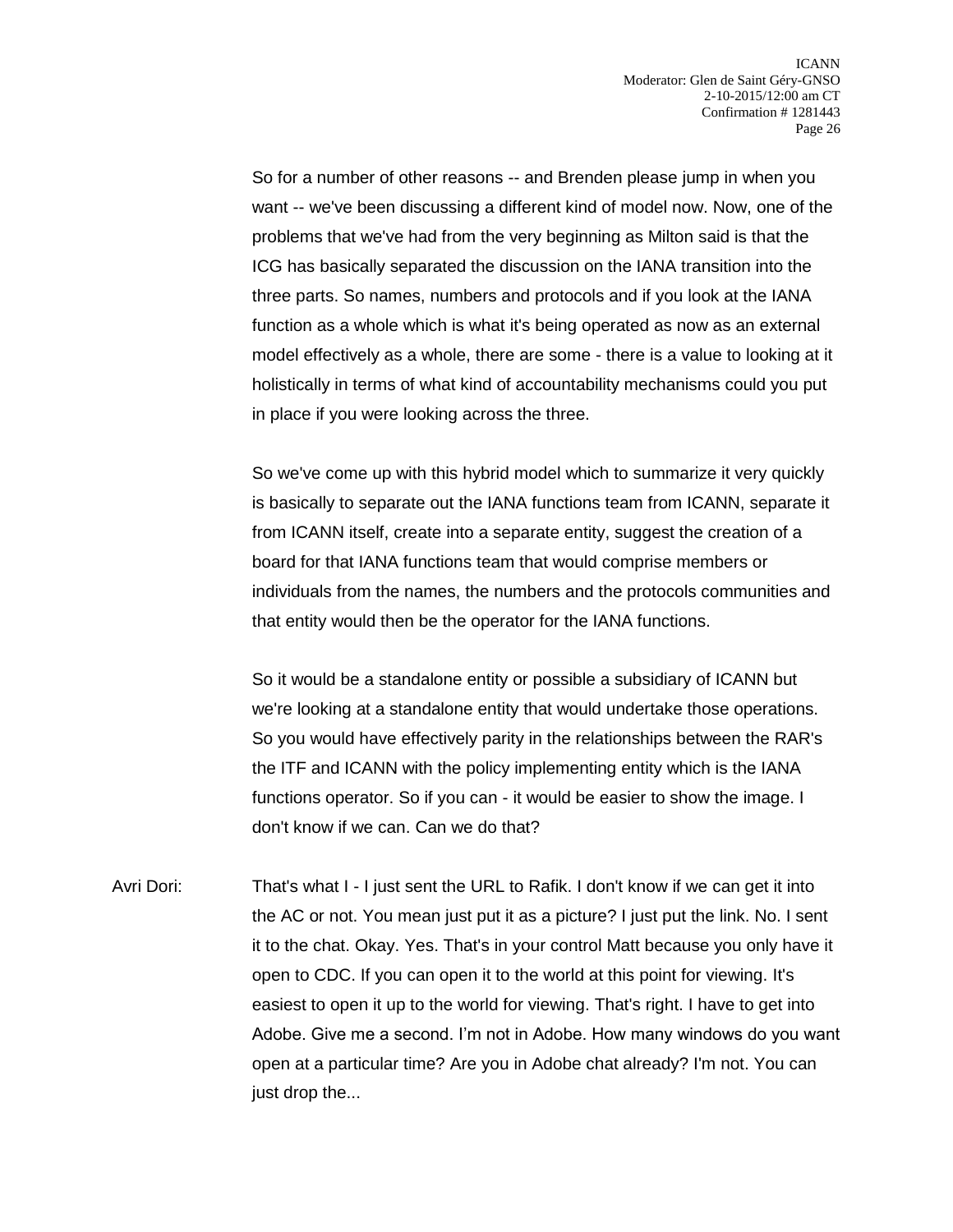So for a number of other reasons -- and Brenden please jump in when you want -- we've been discussing a different kind of model now. Now, one of the problems that we've had from the very beginning as Milton said is that the ICG has basically separated the discussion on the IANA transition into the three parts. So names, numbers and protocols and if you look at the IANA function as a whole which is what it's being operated as now as an external model effectively as a whole, there are some - there is a value to looking at it holistically in terms of what kind of accountability mechanisms could you put in place if you were looking across the three.

So we've come up with this hybrid model which to summarize it very quickly is basically to separate out the IANA functions team from ICANN, separate it from ICANN itself, create into a separate entity, suggest the creation of a board for that IANA functions team that would comprise members or individuals from the names, the numbers and the protocols communities and that entity would then be the operator for the IANA functions.

So it would be a standalone entity or possible a subsidiary of ICANN but we're looking at a standalone entity that would undertake those operations. So you would have effectively parity in the relationships between the RAR's the ITF and ICANN with the policy implementing entity which is the IANA functions operator. So if you can - it would be easier to show the image. I don't know if we can. Can we do that?

Avri Dori: That's what I - I just sent the URL to Rafik. I don't know if we can get it into the AC or not. You mean just put it as a picture? I just put the link. No. I sent it to the chat. Okay. Yes. That's in your control Matt because you only have it open to CDC. If you can open it to the world at this point for viewing. It's easiest to open it up to the world for viewing. That's right. I have to get into Adobe. Give me a second. I'm not in Adobe. How many windows do you want open at a particular time? Are you in Adobe chat already? I'm not. You can just drop the...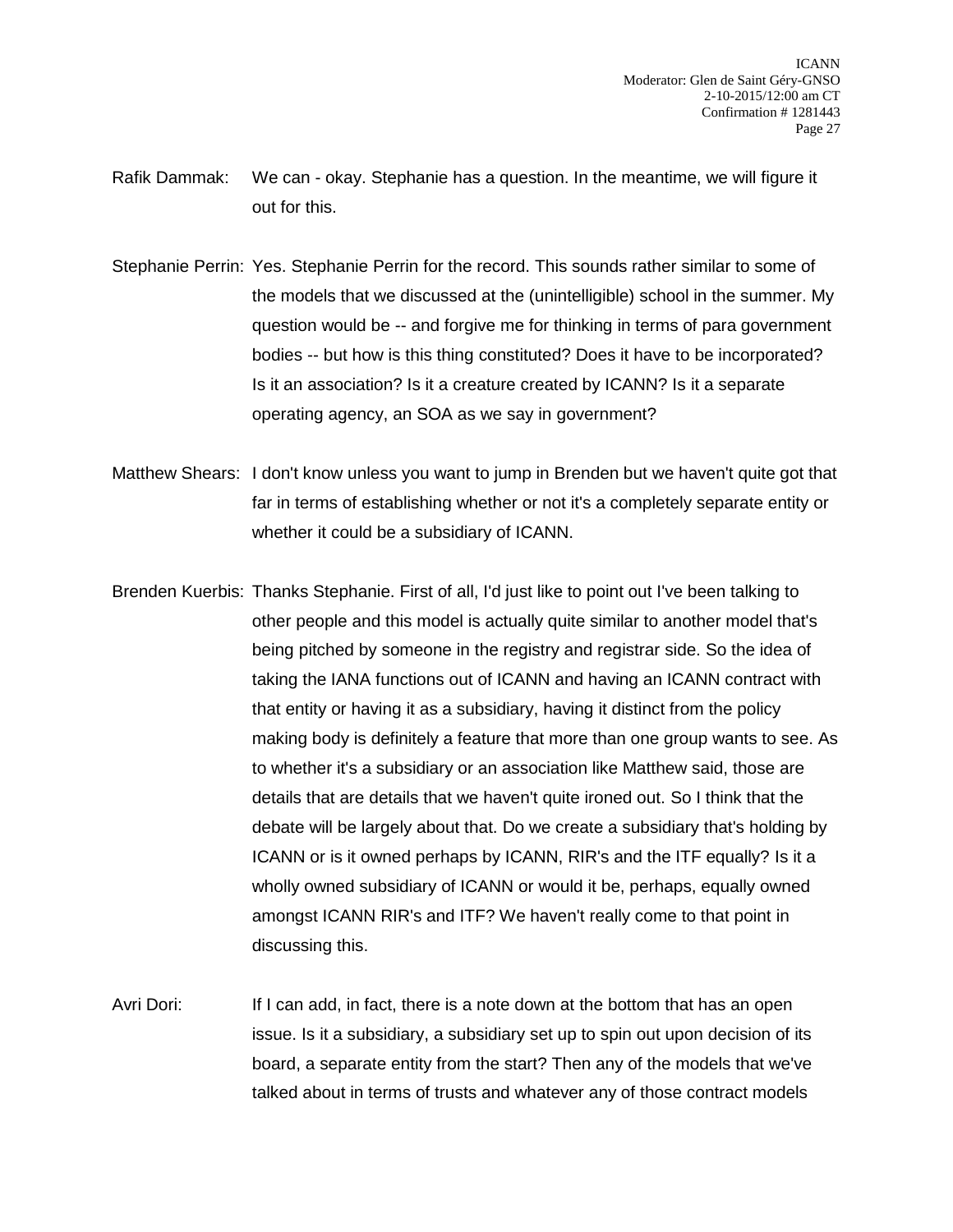Rafik Dammak: We can - okay. Stephanie has a question. In the meantime, we will figure it out for this.

Stephanie Perrin: Yes. Stephanie Perrin for the record. This sounds rather similar to some of the models that we discussed at the (unintelligible) school in the summer. My question would be -- and forgive me for thinking in terms of para government bodies -- but how is this thing constituted? Does it have to be incorporated? Is it an association? Is it a creature created by ICANN? Is it a separate operating agency, an SOA as we say in government?

Matthew Shears: I don't know unless you want to jump in Brenden but we haven't quite got that far in terms of establishing whether or not it's a completely separate entity or whether it could be a subsidiary of ICANN.

Brenden Kuerbis: Thanks Stephanie. First of all, I'd just like to point out I've been talking to other people and this model is actually quite similar to another model that's being pitched by someone in the registry and registrar side. So the idea of taking the IANA functions out of ICANN and having an ICANN contract with that entity or having it as a subsidiary, having it distinct from the policy making body is definitely a feature that more than one group wants to see. As to whether it's a subsidiary or an association like Matthew said, those are details that are details that we haven't quite ironed out. So I think that the debate will be largely about that. Do we create a subsidiary that's holding by ICANN or is it owned perhaps by ICANN, RIR's and the ITF equally? Is it a wholly owned subsidiary of ICANN or would it be, perhaps, equally owned amongst ICANN RIR's and ITF? We haven't really come to that point in discussing this.

Avri Dori: If I can add, in fact, there is a note down at the bottom that has an open issue. Is it a subsidiary, a subsidiary set up to spin out upon decision of its board, a separate entity from the start? Then any of the models that we've talked about in terms of trusts and whatever any of those contract models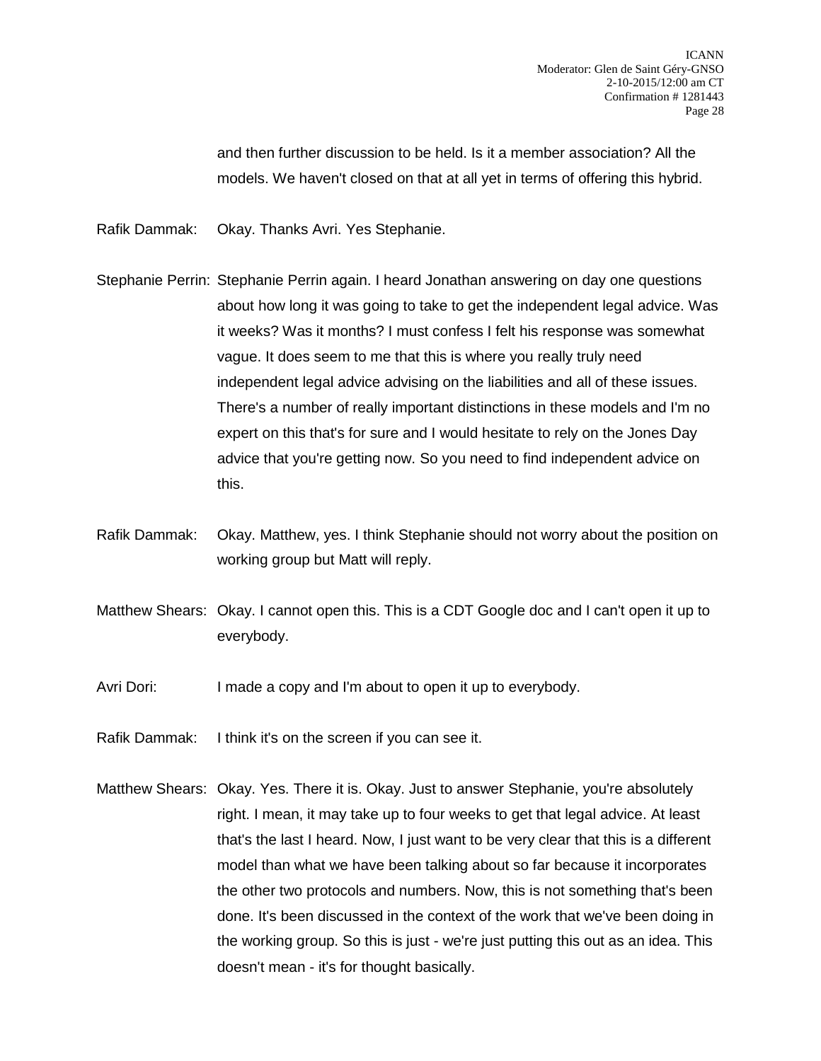and then further discussion to be held. Is it a member association? All the models. We haven't closed on that at all yet in terms of offering this hybrid.

Rafik Dammak: Okay. Thanks Avri. Yes Stephanie.

Stephanie Perrin: Stephanie Perrin again. I heard Jonathan answering on day one questions about how long it was going to take to get the independent legal advice. Was it weeks? Was it months? I must confess I felt his response was somewhat vague. It does seem to me that this is where you really truly need independent legal advice advising on the liabilities and all of these issues. There's a number of really important distinctions in these models and I'm no expert on this that's for sure and I would hesitate to rely on the Jones Day advice that you're getting now. So you need to find independent advice on this.

Rafik Dammak: Okay. Matthew, yes. I think Stephanie should not worry about the position on working group but Matt will reply.

Matthew Shears: Okay. I cannot open this. This is a CDT Google doc and I can't open it up to everybody.

Avri Dori: I made a copy and I'm about to open it up to everybody.

Rafik Dammak: I think it's on the screen if you can see it.

Matthew Shears: Okay. Yes. There it is. Okay. Just to answer Stephanie, you're absolutely right. I mean, it may take up to four weeks to get that legal advice. At least that's the last I heard. Now, I just want to be very clear that this is a different model than what we have been talking about so far because it incorporates the other two protocols and numbers. Now, this is not something that's been done. It's been discussed in the context of the work that we've been doing in the working group. So this is just - we're just putting this out as an idea. This doesn't mean - it's for thought basically.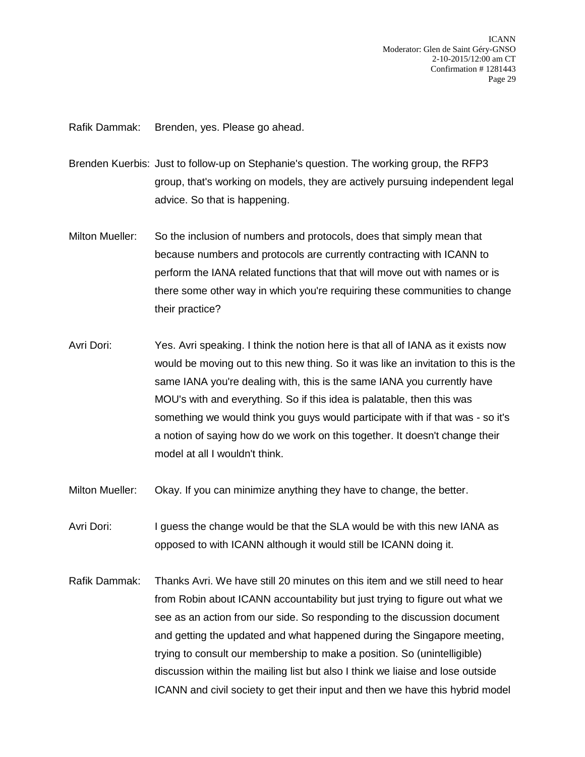Rafik Dammak: Brenden, yes. Please go ahead.

Brenden Kuerbis: Just to follow-up on Stephanie's question. The working group, the RFP3 group, that's working on models, they are actively pursuing independent legal advice. So that is happening.

Milton Mueller: So the inclusion of numbers and protocols, does that simply mean that because numbers and protocols are currently contracting with ICANN to perform the IANA related functions that that will move out with names or is there some other way in which you're requiring these communities to change their practice?

Avri Dori: Yes. Avri speaking. I think the notion here is that all of IANA as it exists now would be moving out to this new thing. So it was like an invitation to this is the same IANA you're dealing with, this is the same IANA you currently have MOU's with and everything. So if this idea is palatable, then this was something we would think you guys would participate with if that was - so it's a notion of saying how do we work on this together. It doesn't change their model at all I wouldn't think.

Milton Mueller: Okay. If you can minimize anything they have to change, the better.

Avri Dori: I guess the change would be that the SLA would be with this new IANA as opposed to with ICANN although it would still be ICANN doing it.

Rafik Dammak: Thanks Avri. We have still 20 minutes on this item and we still need to hear from Robin about ICANN accountability but just trying to figure out what we see as an action from our side. So responding to the discussion document and getting the updated and what happened during the Singapore meeting, trying to consult our membership to make a position. So (unintelligible) discussion within the mailing list but also I think we liaise and lose outside ICANN and civil society to get their input and then we have this hybrid model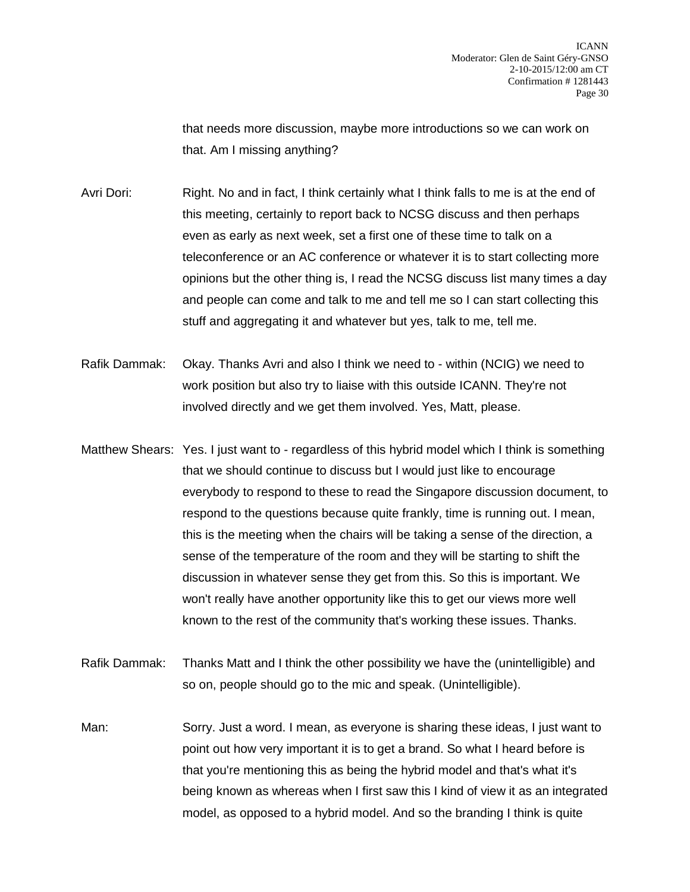that needs more discussion, maybe more introductions so we can work on that. Am I missing anything?

Avri Dori: Right. No and in fact, I think certainly what I think falls to me is at the end of this meeting, certainly to report back to NCSG discuss and then perhaps even as early as next week, set a first one of these time to talk on a teleconference or an AC conference or whatever it is to start collecting more opinions but the other thing is, I read the NCSG discuss list many times a day and people can come and talk to me and tell me so I can start collecting this stuff and aggregating it and whatever but yes, talk to me, tell me.

Rafik Dammak: Okay. Thanks Avri and also I think we need to - within (NCIG) we need to work position but also try to liaise with this outside ICANN. They're not involved directly and we get them involved. Yes, Matt, please.

Matthew Shears: Yes. I just want to - regardless of this hybrid model which I think is something that we should continue to discuss but I would just like to encourage everybody to respond to these to read the Singapore discussion document, to respond to the questions because quite frankly, time is running out. I mean, this is the meeting when the chairs will be taking a sense of the direction, a sense of the temperature of the room and they will be starting to shift the discussion in whatever sense they get from this. So this is important. We won't really have another opportunity like this to get our views more well known to the rest of the community that's working these issues. Thanks.

Rafik Dammak: Thanks Matt and I think the other possibility we have the (unintelligible) and so on, people should go to the mic and speak. (Unintelligible).

Man: Sorry. Just a word. I mean, as everyone is sharing these ideas, I just want to point out how very important it is to get a brand. So what I heard before is that you're mentioning this as being the hybrid model and that's what it's being known as whereas when I first saw this I kind of view it as an integrated model, as opposed to a hybrid model. And so the branding I think is quite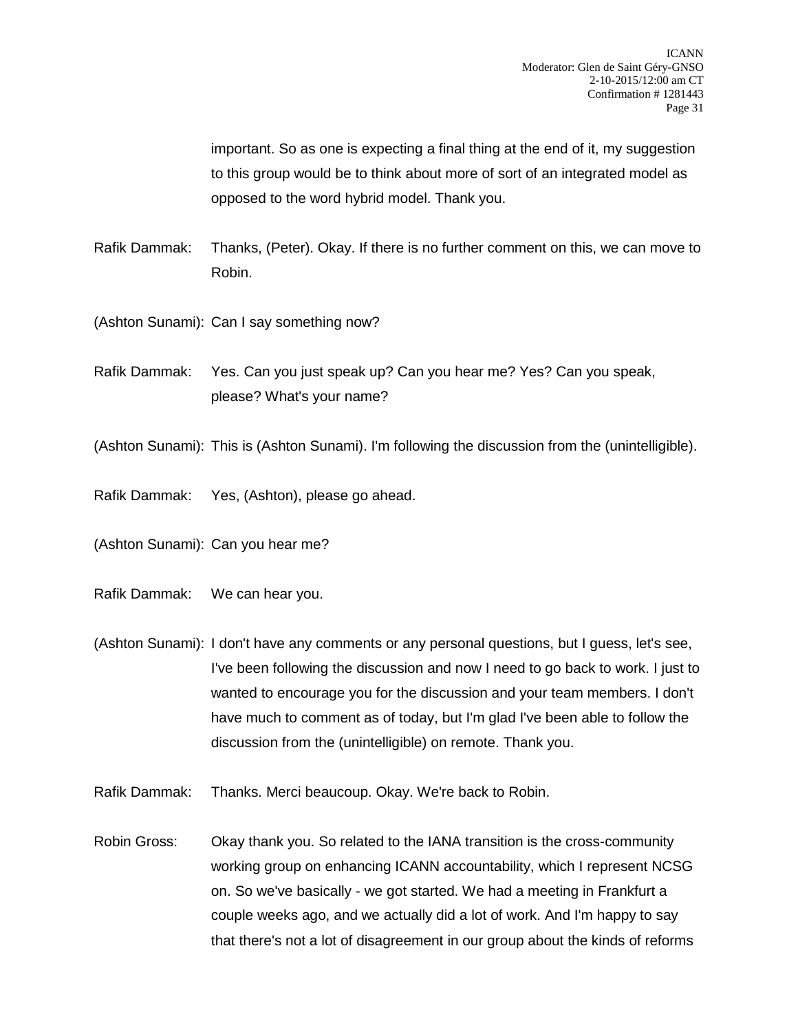important. So as one is expecting a final thing at the end of it, my suggestion to this group would be to think about more of sort of an integrated model as opposed to the word hybrid model. Thank you.

Rafik Dammak: Thanks, (Peter). Okay. If there is no further comment on this, we can move to Robin.

(Ashton Sunami): Can I say something now?

Rafik Dammak: Yes. Can you just speak up? Can you hear me? Yes? Can you speak, please? What's your name?

(Ashton Sunami): This is (Ashton Sunami). I'm following the discussion from the (unintelligible).

Rafik Dammak: Yes, (Ashton), please go ahead.

(Ashton Sunami): Can you hear me?

Rafik Dammak: We can hear you.

(Ashton Sunami): I don't have any comments or any personal questions, but I guess, let's see, I've been following the discussion and now I need to go back to work. I just to wanted to encourage you for the discussion and your team members. I don't have much to comment as of today, but I'm glad I've been able to follow the discussion from the (unintelligible) on remote. Thank you.

Rafik Dammak: Thanks. Merci beaucoup. Okay. We're back to Robin.

Robin Gross: Okay thank you. So related to the IANA transition is the cross-community working group on enhancing ICANN accountability, which I represent NCSG on. So we've basically - we got started. We had a meeting in Frankfurt a couple weeks ago, and we actually did a lot of work. And I'm happy to say that there's not a lot of disagreement in our group about the kinds of reforms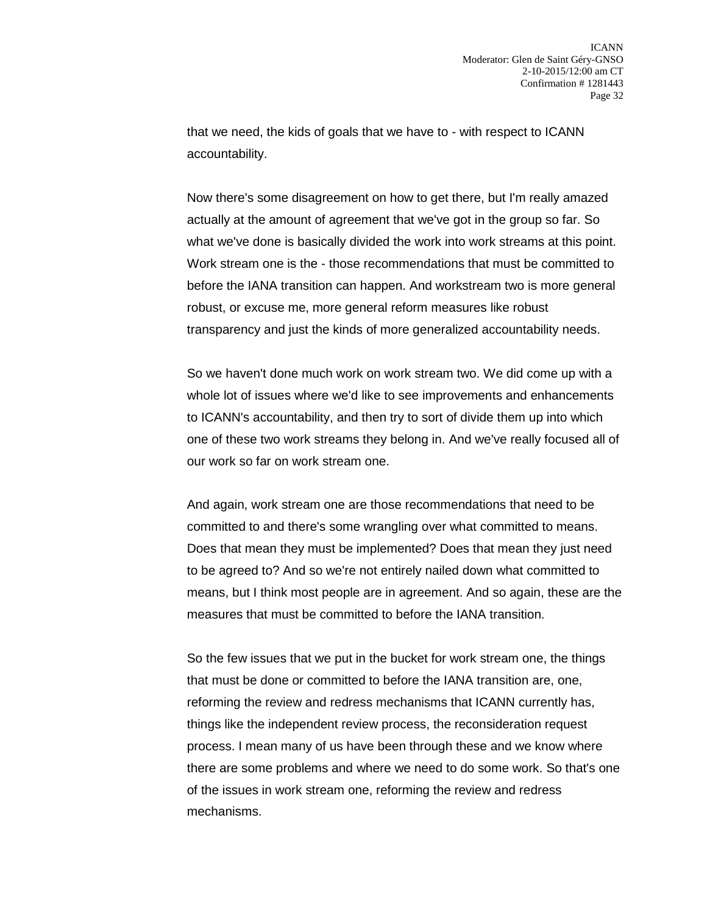that we need, the kids of goals that we have to - with respect to ICANN accountability.

Now there's some disagreement on how to get there, but I'm really amazed actually at the amount of agreement that we've got in the group so far. So what we've done is basically divided the work into work streams at this point. Work stream one is the - those recommendations that must be committed to before the IANA transition can happen. And workstream two is more general robust, or excuse me, more general reform measures like robust transparency and just the kinds of more generalized accountability needs.

So we haven't done much work on work stream two. We did come up with a whole lot of issues where we'd like to see improvements and enhancements to ICANN's accountability, and then try to sort of divide them up into which one of these two work streams they belong in. And we've really focused all of our work so far on work stream one.

And again, work stream one are those recommendations that need to be committed to and there's some wrangling over what committed to means. Does that mean they must be implemented? Does that mean they just need to be agreed to? And so we're not entirely nailed down what committed to means, but I think most people are in agreement. And so again, these are the measures that must be committed to before the IANA transition.

So the few issues that we put in the bucket for work stream one, the things that must be done or committed to before the IANA transition are, one, reforming the review and redress mechanisms that ICANN currently has, things like the independent review process, the reconsideration request process. I mean many of us have been through these and we know where there are some problems and where we need to do some work. So that's one of the issues in work stream one, reforming the review and redress mechanisms.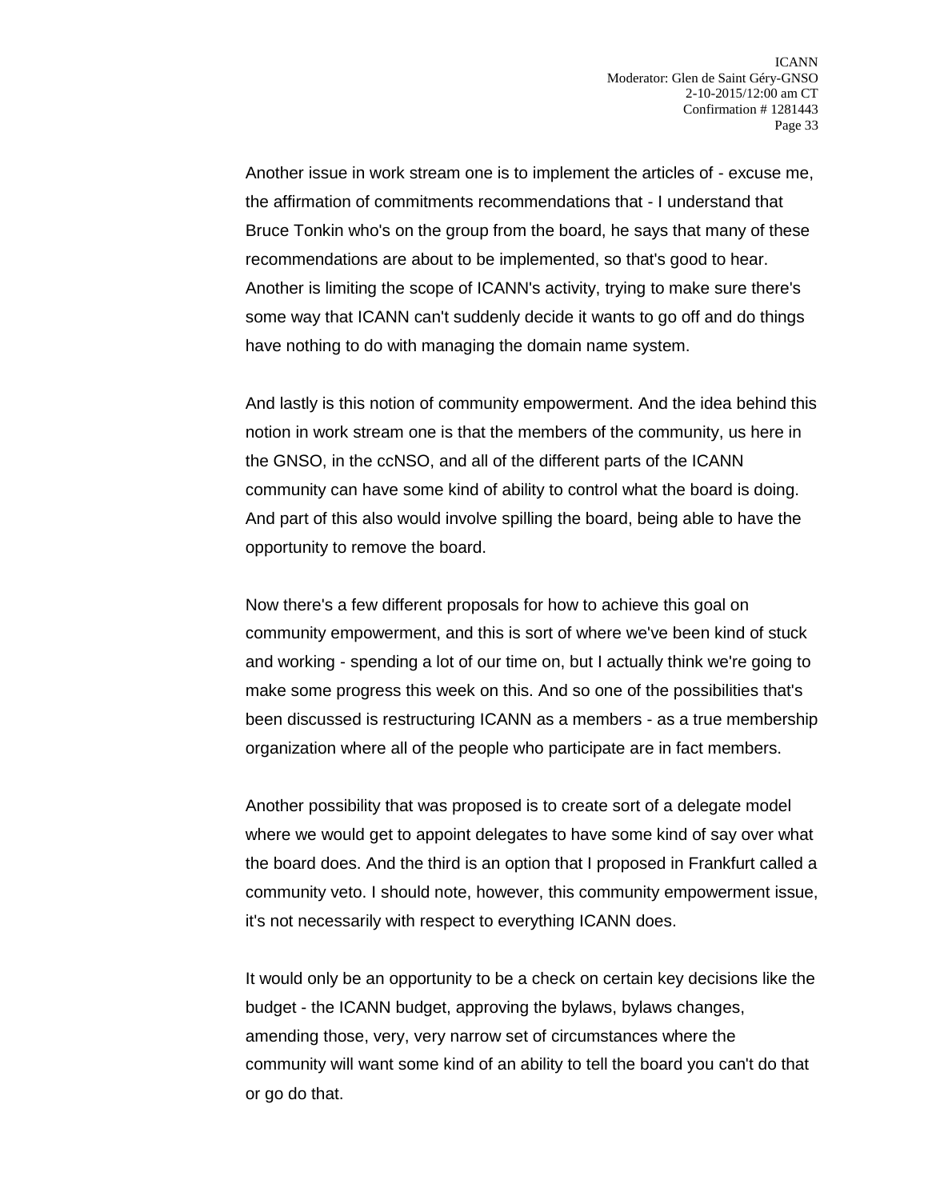Another issue in work stream one is to implement the articles of - excuse me, the affirmation of commitments recommendations that - I understand that Bruce Tonkin who's on the group from the board, he says that many of these recommendations are about to be implemented, so that's good to hear. Another is limiting the scope of ICANN's activity, trying to make sure there's some way that ICANN can't suddenly decide it wants to go off and do things have nothing to do with managing the domain name system.

And lastly is this notion of community empowerment. And the idea behind this notion in work stream one is that the members of the community, us here in the GNSO, in the ccNSO, and all of the different parts of the ICANN community can have some kind of ability to control what the board is doing. And part of this also would involve spilling the board, being able to have the opportunity to remove the board.

Now there's a few different proposals for how to achieve this goal on community empowerment, and this is sort of where we've been kind of stuck and working - spending a lot of our time on, but I actually think we're going to make some progress this week on this. And so one of the possibilities that's been discussed is restructuring ICANN as a members - as a true membership organization where all of the people who participate are in fact members.

Another possibility that was proposed is to create sort of a delegate model where we would get to appoint delegates to have some kind of say over what the board does. And the third is an option that I proposed in Frankfurt called a community veto. I should note, however, this community empowerment issue, it's not necessarily with respect to everything ICANN does.

It would only be an opportunity to be a check on certain key decisions like the budget - the ICANN budget, approving the bylaws, bylaws changes, amending those, very, very narrow set of circumstances where the community will want some kind of an ability to tell the board you can't do that or go do that.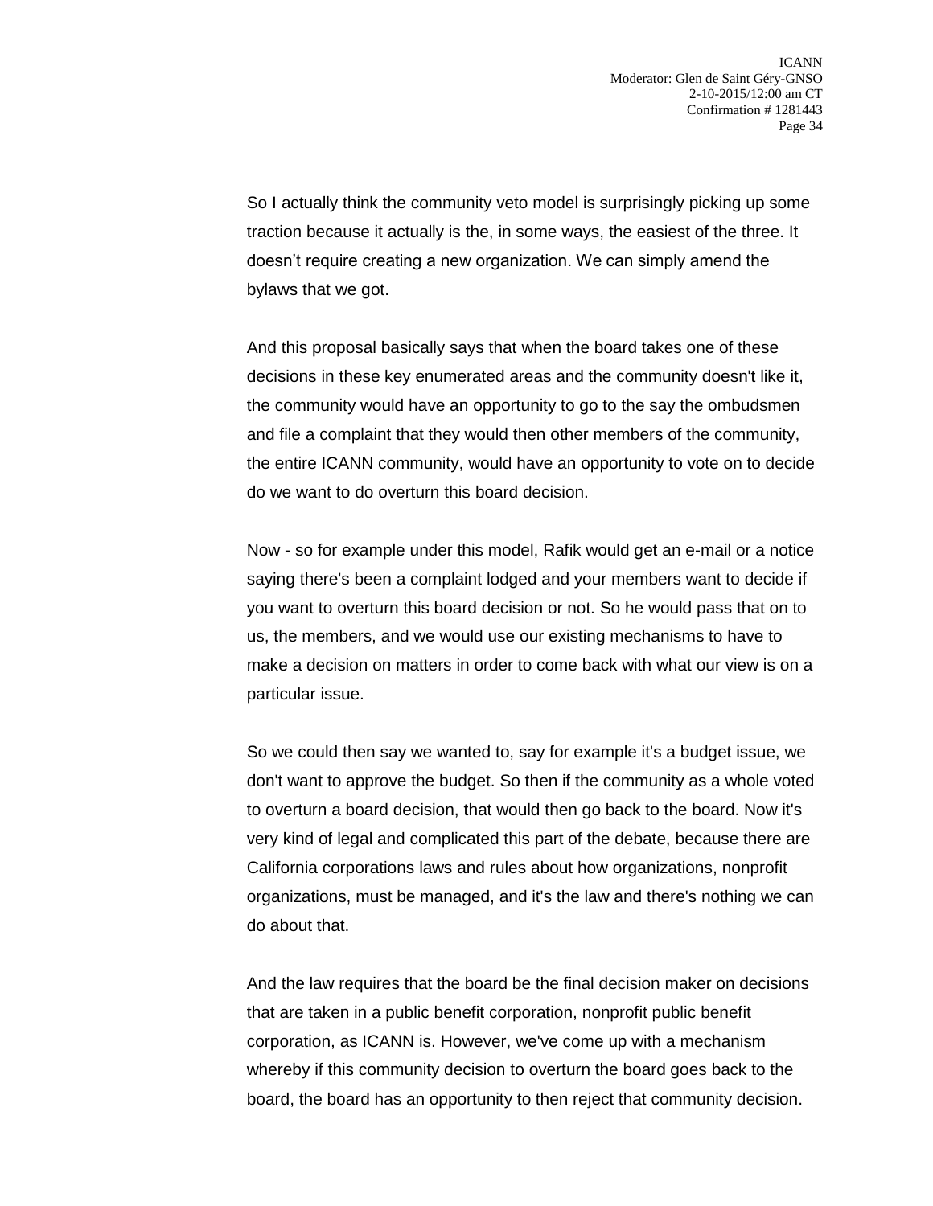So I actually think the community veto model is surprisingly picking up some traction because it actually is the, in some ways, the easiest of the three. It doesn’t require creating a new organization. We can simply amend the bylaws that we got.

And this proposal basically says that when the board takes one of these decisions in these key enumerated areas and the community doesn't like it, the community would have an opportunity to go to the say the ombudsmen and file a complaint that they would then other members of the community, the entire ICANN community, would have an opportunity to vote on to decide do we want to do overturn this board decision.

Now - so for example under this model, Rafik would get an e-mail or a notice saying there's been a complaint lodged and your members want to decide if you want to overturn this board decision or not. So he would pass that on to us, the members, and we would use our existing mechanisms to have to make a decision on matters in order to come back with what our view is on a particular issue.

So we could then say we wanted to, say for example it's a budget issue, we don't want to approve the budget. So then if the community as a whole voted to overturn a board decision, that would then go back to the board. Now it's very kind of legal and complicated this part of the debate, because there are California corporations laws and rules about how organizations, nonprofit organizations, must be managed, and it's the law and there's nothing we can do about that.

And the law requires that the board be the final decision maker on decisions that are taken in a public benefit corporation, nonprofit public benefit corporation, as ICANN is. However, we've come up with a mechanism whereby if this community decision to overturn the board goes back to the board, the board has an opportunity to then reject that community decision.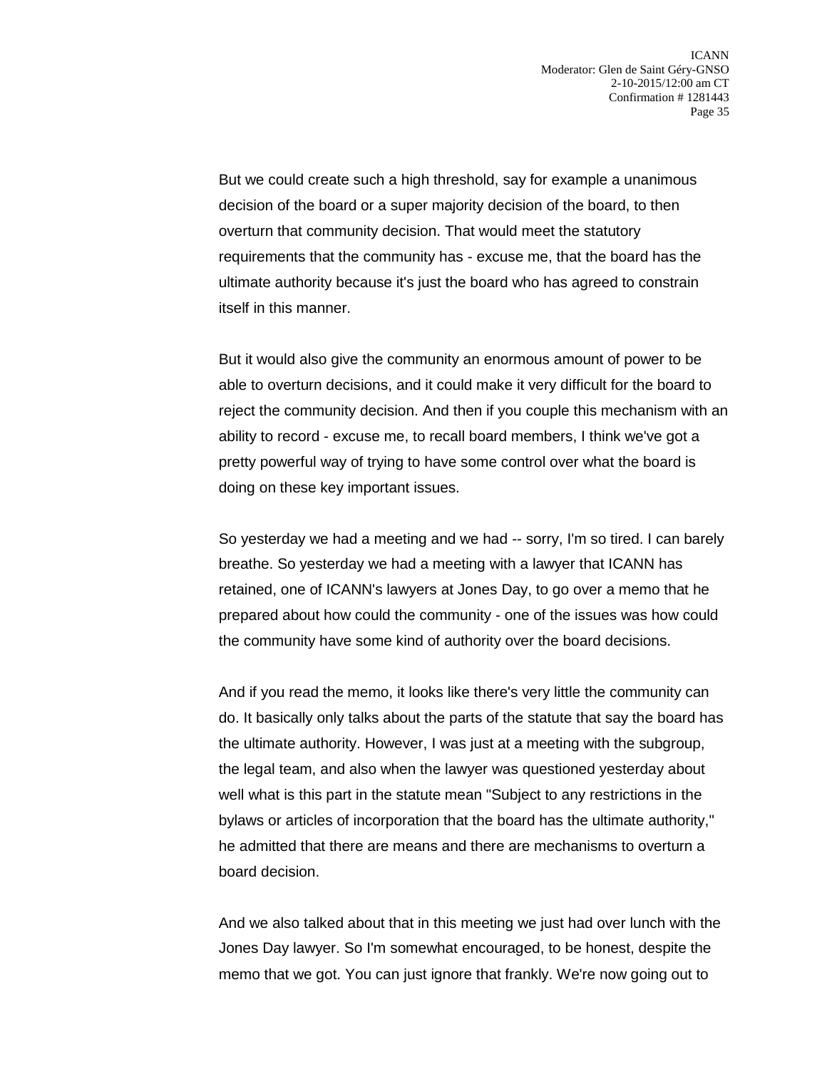But we could create such a high threshold, say for example a unanimous decision of the board or a super majority decision of the board, to then overturn that community decision. That would meet the statutory requirements that the community has - excuse me, that the board has the ultimate authority because it's just the board who has agreed to constrain itself in this manner.

But it would also give the community an enormous amount of power to be able to overturn decisions, and it could make it very difficult for the board to reject the community decision. And then if you couple this mechanism with an ability to record - excuse me, to recall board members, I think we've got a pretty powerful way of trying to have some control over what the board is doing on these key important issues.

So yesterday we had a meeting and we had -- sorry, I'm so tired. I can barely breathe. So yesterday we had a meeting with a lawyer that ICANN has retained, one of ICANN's lawyers at Jones Day, to go over a memo that he prepared about how could the community - one of the issues was how could the community have some kind of authority over the board decisions.

And if you read the memo, it looks like there's very little the community can do. It basically only talks about the parts of the statute that say the board has the ultimate authority. However, I was just at a meeting with the subgroup, the legal team, and also when the lawyer was questioned yesterday about well what is this part in the statute mean "Subject to any restrictions in the bylaws or articles of incorporation that the board has the ultimate authority," he admitted that there are means and there are mechanisms to overturn a board decision.

And we also talked about that in this meeting we just had over lunch with the Jones Day lawyer. So I'm somewhat encouraged, to be honest, despite the memo that we got. You can just ignore that frankly. We're now going out to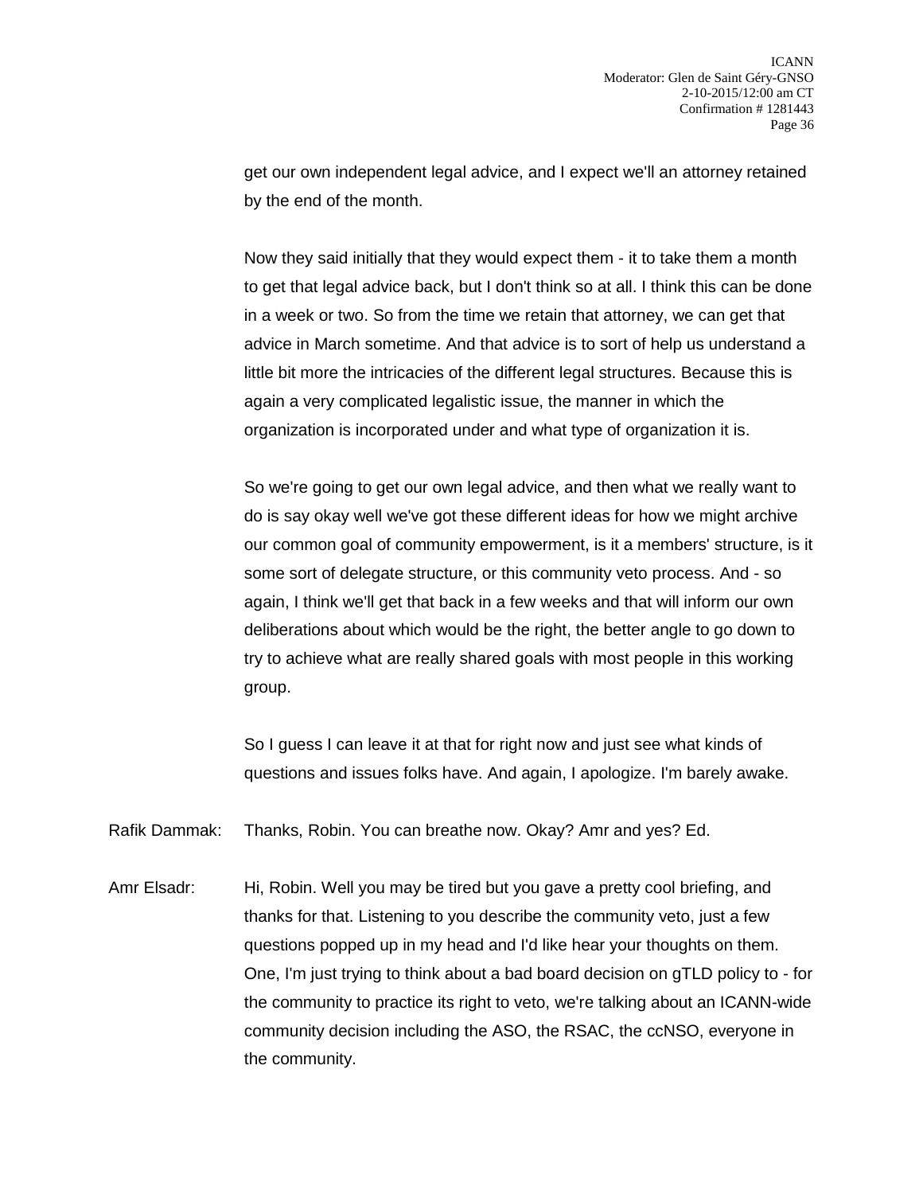get our own independent legal advice, and I expect we'll an attorney retained by the end of the month.

Now they said initially that they would expect them - it to take them a month to get that legal advice back, but I don't think so at all. I think this can be done in a week or two. So from the time we retain that attorney, we can get that advice in March sometime. And that advice is to sort of help us understand a little bit more the intricacies of the different legal structures. Because this is again a very complicated legalistic issue, the manner in which the organization is incorporated under and what type of organization it is.

So we're going to get our own legal advice, and then what we really want to do is say okay well we've got these different ideas for how we might archive our common goal of community empowerment, is it a members' structure, is it some sort of delegate structure, or this community veto process. And - so again, I think we'll get that back in a few weeks and that will inform our own deliberations about which would be the right, the better angle to go down to try to achieve what are really shared goals with most people in this working group.

So I guess I can leave it at that for right now and just see what kinds of questions and issues folks have. And again, I apologize. I'm barely awake.

Rafik Dammak: Thanks, Robin. You can breathe now. Okay? Amr and yes? Ed.

Amr Elsadr: Hi, Robin. Well you may be tired but you gave a pretty cool briefing, and thanks for that. Listening to you describe the community veto, just a few questions popped up in my head and I'd like hear your thoughts on them. One, I'm just trying to think about a bad board decision on gTLD policy to - for the community to practice its right to veto, we're talking about an ICANN-wide community decision including the ASO, the RSAC, the ccNSO, everyone in the community.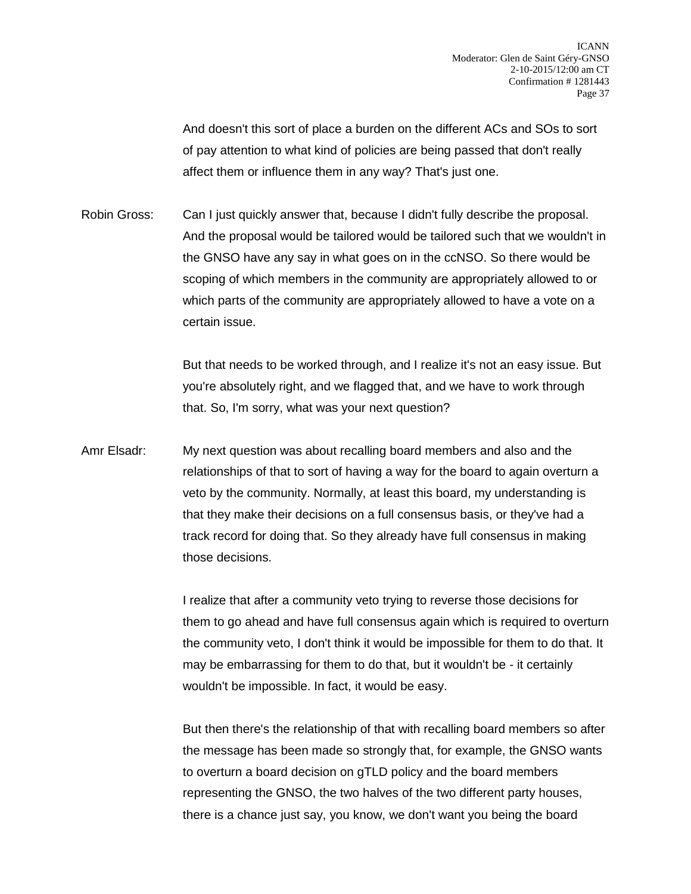And doesn't this sort of place a burden on the different ACs and SOs to sort of pay attention to what kind of policies are being passed that don't really affect them or influence them in any way? That's just one.

Robin Gross: Can I just quickly answer that, because I didn't fully describe the proposal. And the proposal would be tailored would be tailored such that we wouldn't in the GNSO have any say in what goes on in the ccNSO. So there would be scoping of which members in the community are appropriately allowed to or which parts of the community are appropriately allowed to have a vote on a certain issue.

But that needs to be worked through, and I realize it's not an easy issue. But you're absolutely right, and we flagged that, and we have to work through that. So, I'm sorry, what was your next question?

Amr Elsadr: My next question was about recalling board members and also and the relationships of that to sort of having a way for the board to again overturn a veto by the community. Normally, at least this board, my understanding is that they make their decisions on a full consensus basis, or they've had a track record for doing that. So they already have full consensus in making those decisions.

I realize that after a community veto trying to reverse those decisions for them to go ahead and have full consensus again which is required to overturn the community veto, I don't think it would be impossible for them to do that. It may be embarrassing for them to do that, but it wouldn't be - it certainly wouldn't be impossible. In fact, it would be easy.

But then there's the relationship of that with recalling board members so after the message has been made so strongly that, for example, the GNSO wants to overturn a board decision on gTLD policy and the board members representing the GNSO, the two halves of the two different party houses, there is a chance just say, you know, we don't want you being the board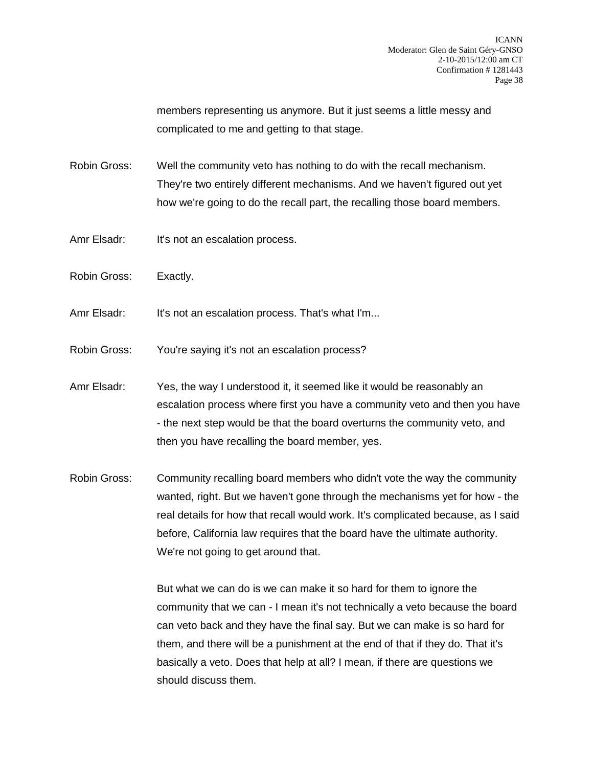members representing us anymore. But it just seems a little messy and complicated to me and getting to that stage.

Robin Gross: Well the community veto has nothing to do with the recall mechanism. They're two entirely different mechanisms. And we haven't figured out yet how we're going to do the recall part, the recalling those board members.

Amr Elsadr: It's not an escalation process.

Robin Gross: Exactly.

Amr Elsadr: It's not an escalation process. That's what I'm...

Robin Gross: You're saying it's not an escalation process?

Amr Elsadr: Yes, the way I understood it, it seemed like it would be reasonably an escalation process where first you have a community veto and then you have - the next step would be that the board overturns the community veto, and then you have recalling the board member, yes.

Robin Gross: Community recalling board members who didn't vote the way the community wanted, right. But we haven't gone through the mechanisms yet for how - the real details for how that recall would work. It's complicated because, as I said before, California law requires that the board have the ultimate authority. We're not going to get around that.

But what we can do is we can make it so hard for them to ignore the community that we can - I mean it's not technically a veto because the board can veto back and they have the final say. But we can make is so hard for them, and there will be a punishment at the end of that if they do. That it's basically a veto. Does that help at all? I mean, if there are questions we should discuss them.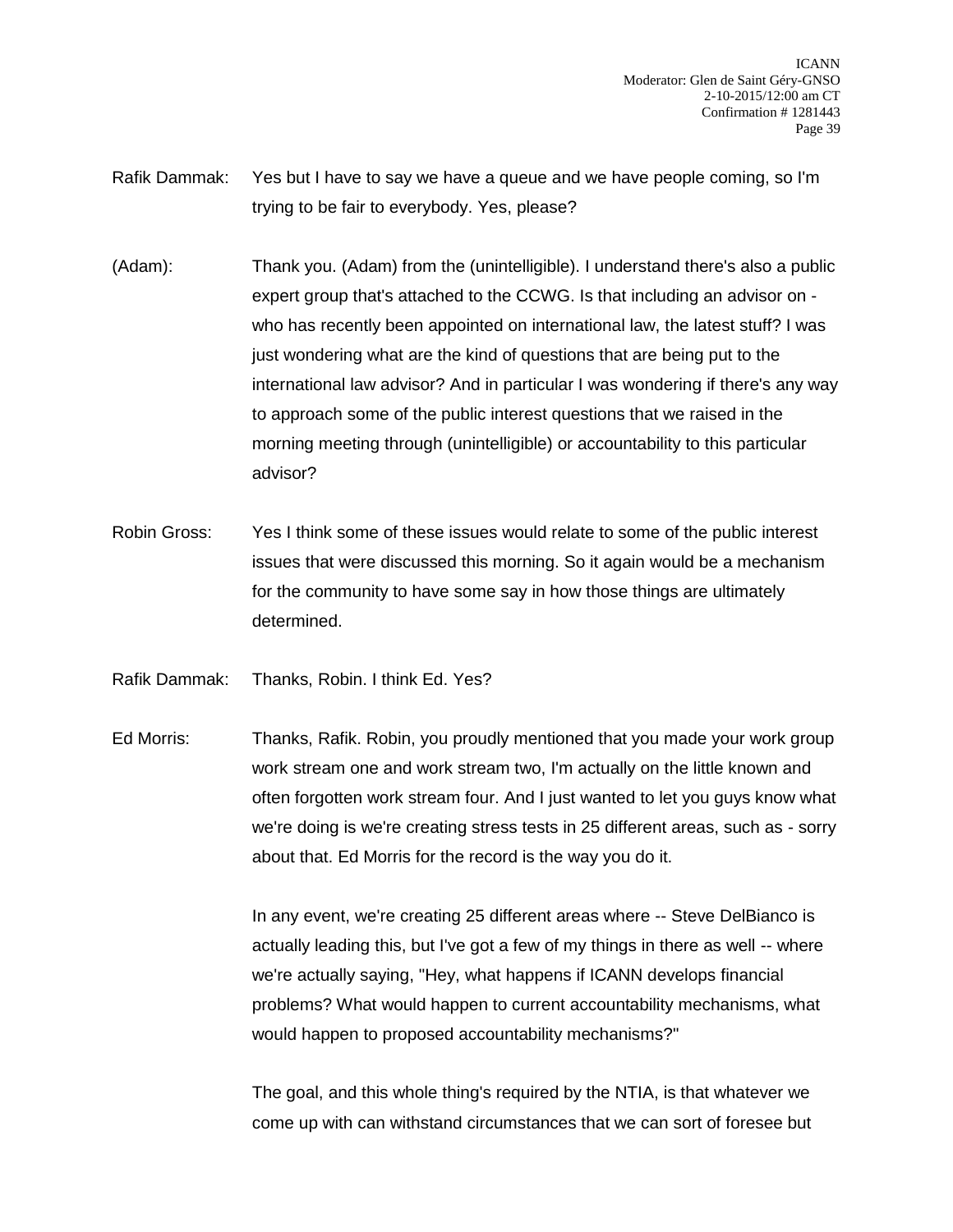Rafik Dammak: Yes but I have to say we have a queue and we have people coming, so I'm trying to be fair to everybody. Yes, please?

(Adam): Thank you. (Adam) from the (unintelligible). I understand there's also a public expert group that's attached to the CCWG. Is that including an advisor on - who has recently been appointed on international law, the latest stuff? I was just wondering what are the kind of questions that are being put to the international law advisor? And in particular I was wondering if there's any way to approach some of the public interest questions that we raised in the morning meeting through (unintelligible) or accountability to this particular advisor?

Robin Gross: Yes I think some of these issues would relate to some of the public interest issues that were discussed this morning. So it again would be a mechanism for the community to have some say in how those things are ultimately determined.

Rafik Dammak: Thanks, Robin. I think Ed. Yes?

Ed Morris: Thanks, Rafik. Robin, you proudly mentioned that you made your work group work stream one and work stream two, I'm actually on the little known and often forgotten work stream four. And I just wanted to let you guys know what we're doing is we're creating stress tests in 25 different areas, such as - sorry about that. Ed Morris for the record is the way you do it.

In any event, we're creating 25 different areas where -- Steve DelBianco is actually leading this, but I've got a few of my things in there as well -- where we're actually saying, "Hey, what happens if ICANN develops financial problems? What would happen to current accountability mechanisms, what would happen to proposed accountability mechanisms?"

The goal, and this whole thing's required by the NTIA, is that whatever we come up with can withstand circumstances that we can sort of foresee but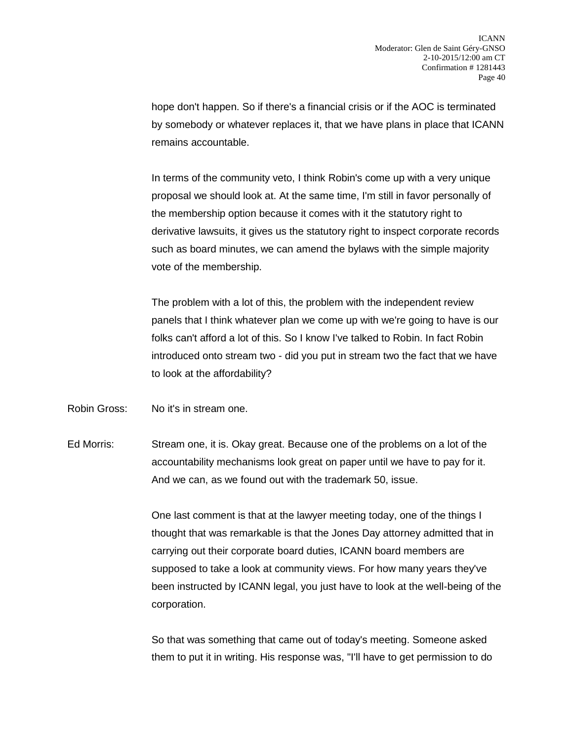hope don't happen. So if there's a financial crisis or if the AOC is terminated by somebody or whatever replaces it, that we have plans in place that ICANN remains accountable.

In terms of the community veto, I think Robin's come up with a very unique proposal we should look at. At the same time, I'm still in favor personally of the membership option because it comes with it the statutory right to derivative lawsuits, it gives us the statutory right to inspect corporate records such as board minutes, we can amend the bylaws with the simple majority vote of the membership.

The problem with a lot of this, the problem with the independent review panels that I think whatever plan we come up with we're going to have is our folks can't afford a lot of this. So I know I've talked to Robin. In fact Robin introduced onto stream two - did you put in stream two the fact that we have to look at the affordability?

Robin Gross: No it's in stream one.

Ed Morris: Stream one, it is. Okay great. Because one of the problems on a lot of the accountability mechanisms look great on paper until we have to pay for it. And we can, as we found out with the trademark 50, issue.

One last comment is that at the lawyer meeting today, one of the things I thought that was remarkable is that the Jones Day attorney admitted that in carrying out their corporate board duties, ICANN board members are supposed to take a look at community views. For how many years they've been instructed by ICANN legal, you just have to look at the well-being of the corporation.

So that was something that came out of today's meeting. Someone asked them to put it in writing. His response was, "I'll have to get permission to do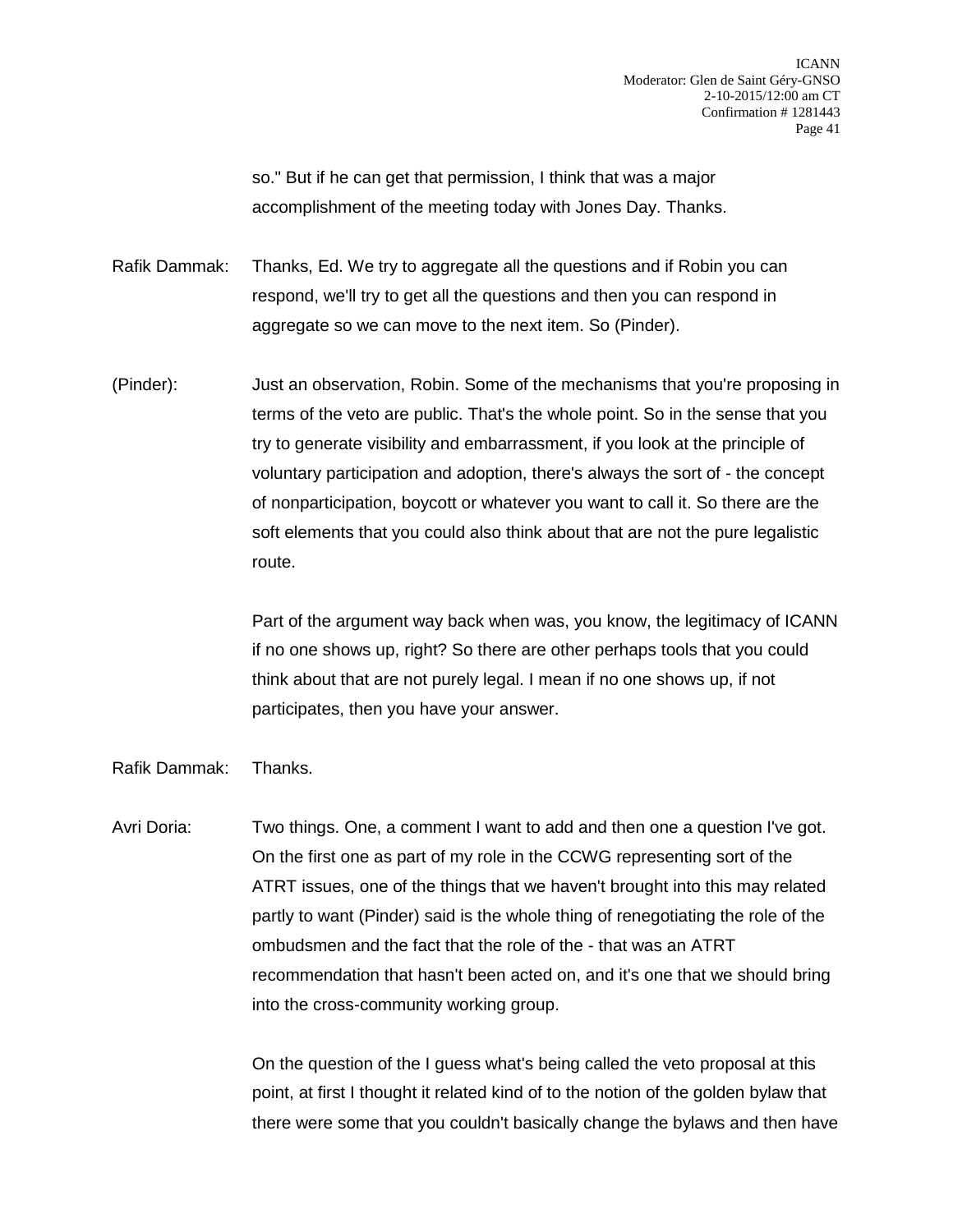so." But if he can get that permission, I think that was a major accomplishment of the meeting today with Jones Day. Thanks.

Rafik Dammak: Thanks, Ed. We try to aggregate all the questions and if Robin you can respond, we'll try to get all the questions and then you can respond in aggregate so we can move to the next item. So (Pinder).

(Pinder): Just an observation, Robin. Some of the mechanisms that you're proposing in terms of the veto are public. That's the whole point. So in the sense that you try to generate visibility and embarrassment, if you look at the principle of voluntary participation and adoption, there's always the sort of - the concept of nonparticipation, boycott or whatever you want to call it. So there are the soft elements that you could also think about that are not the pure legalistic route.

Part of the argument way back when was, you know, the legitimacy of ICANN if no one shows up, right? So there are other perhaps tools that you could think about that are not purely legal. I mean if no one shows up, if not participates, then you have your answer.

Rafik Dammak: Thanks.

Avri Doria: Two things. One, a comment I want to add and then one a question I've got. On the first one as part of my role in the CCWG representing sort of the ATRT issues, one of the things that we haven't brought into this may related partly to want (Pinder) said is the whole thing of renegotiating the role of the ombudsmen and the fact that the role of the - that was an ATRT recommendation that hasn't been acted on, and it's one that we should bring into the cross-community working group.

On the question of the I guess what's being called the veto proposal at this point, at first I thought it related kind of to the notion of the golden bylaw that there were some that you couldn't basically change the bylaws and then have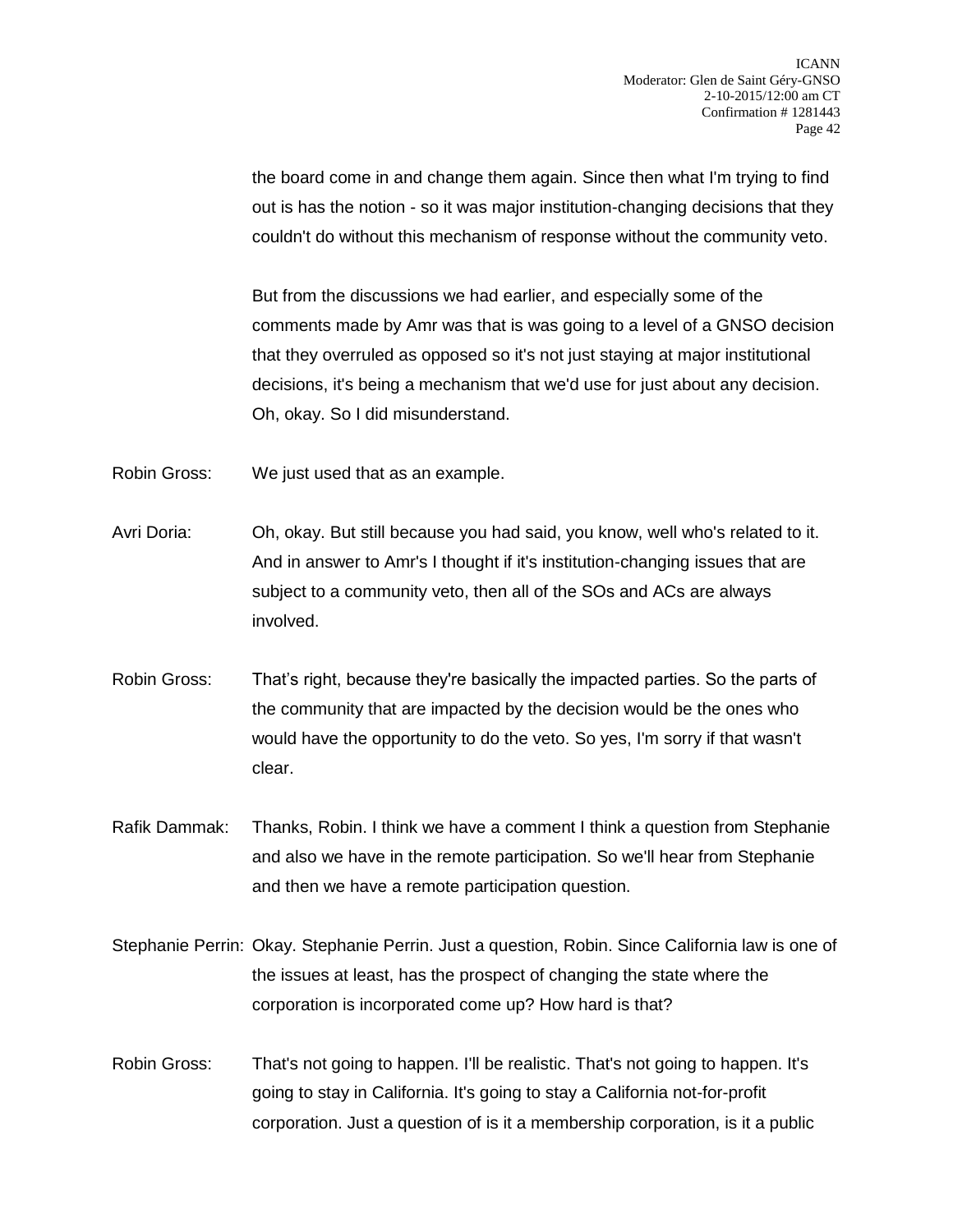the board come in and change them again. Since then what I'm trying to find out is has the notion - so it was major institution-changing decisions that they couldn't do without this mechanism of response without the community veto.

But from the discussions we had earlier, and especially some of the comments made by Amr was that is was going to a level of a GNSO decision that they overruled as opposed so it's not just staying at major institutional decisions, it's being a mechanism that we'd use for just about any decision. Oh, okay. So I did misunderstand.

Robin Gross: We just used that as an example.

Avri Doria: Oh, okay. But still because you had said, you know, well who's related to it. And in answer to Amr's I thought if it's institution-changing issues that are subject to a community veto, then all of the SOs and ACs are always involved.

Robin Gross: That's right, because they're basically the impacted parties. So the parts of the community that are impacted by the decision would be the ones who would have the opportunity to do the veto. So yes, I'm sorry if that wasn't clear.

Rafik Dammak: Thanks, Robin. I think we have a comment I think a question from Stephanie and also we have in the remote participation. So we'll hear from Stephanie and then we have a remote participation question.

Stephanie Perrin: Okay. Stephanie Perrin. Just a question, Robin. Since California law is one of the issues at least, has the prospect of changing the state where the corporation is incorporated come up? How hard is that?

Robin Gross: That's not going to happen. I'll be realistic. That's not going to happen. It's going to stay in California. It's going to stay a California not-for-profit corporation. Just a question of is it a membership corporation, is it a public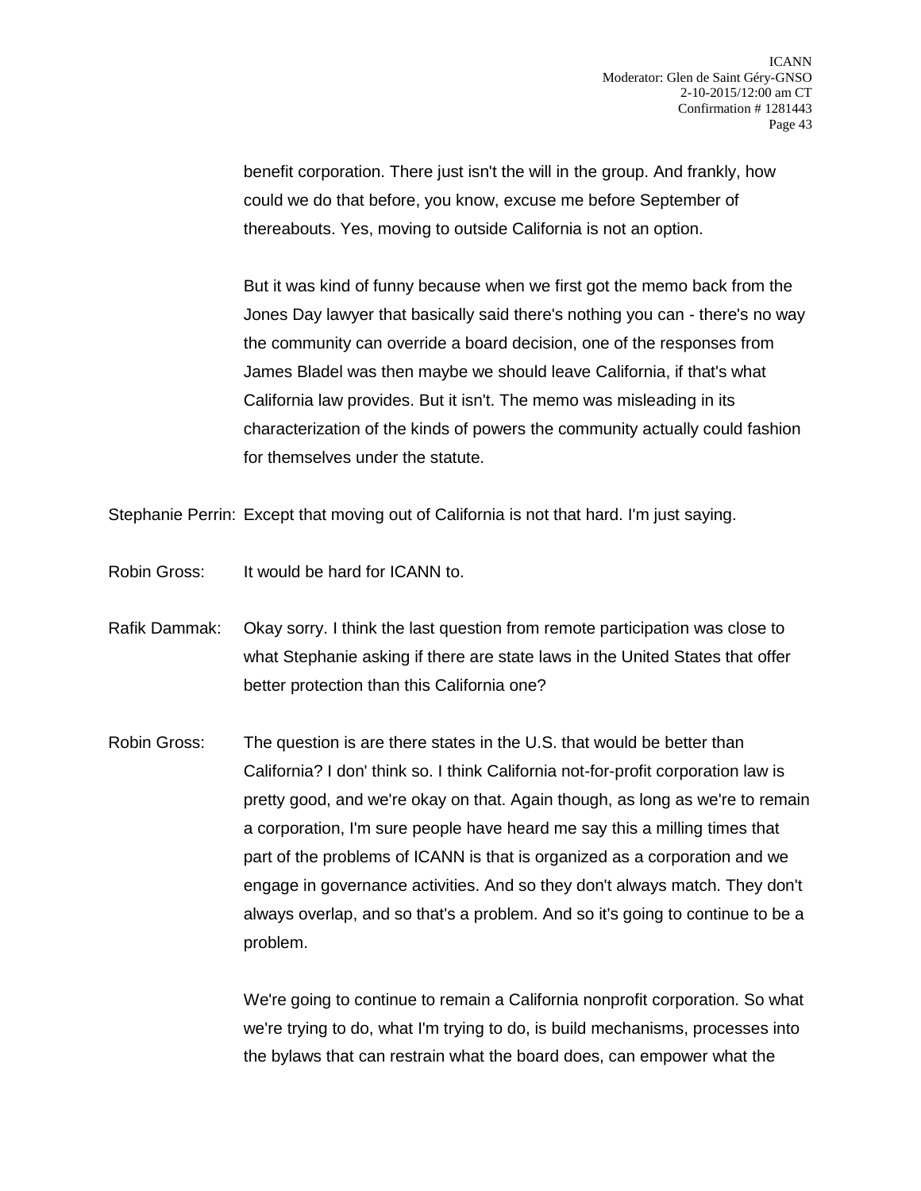benefit corporation. There just isn't the will in the group. And frankly, how could we do that before, you know, excuse me before September of thereabouts. Yes, moving to outside California is not an option.

But it was kind of funny because when we first got the memo back from the Jones Day lawyer that basically said there's nothing you can - there's no way the community can override a board decision, one of the responses from James Bladel was then maybe we should leave California, if that's what California law provides. But it isn't. The memo was misleading in its characterization of the kinds of powers the community actually could fashion for themselves under the statute.

Stephanie Perrin: Except that moving out of California is not that hard. I'm just saying.

Robin Gross: It would be hard for ICANN to.

Rafik Dammak: Okay sorry. I think the last question from remote participation was close to what Stephanie asking if there are state laws in the United States that offer better protection than this California one?

Robin Gross: The question is are there states in the U.S. that would be better than California? I don' think so. I think California not-for-profit corporation law is pretty good, and we're okay on that. Again though, as long as we're to remain a corporation, I'm sure people have heard me say this a milling times that part of the problems of ICANN is that is organized as a corporation and we engage in governance activities. And so they don't always match. They don't always overlap, and so that's a problem. And so it's going to continue to be a problem.

We're going to continue to remain a California nonprofit corporation. So what we're trying to do, what I'm trying to do, is build mechanisms, processes into the bylaws that can restrain what the board does, can empower what the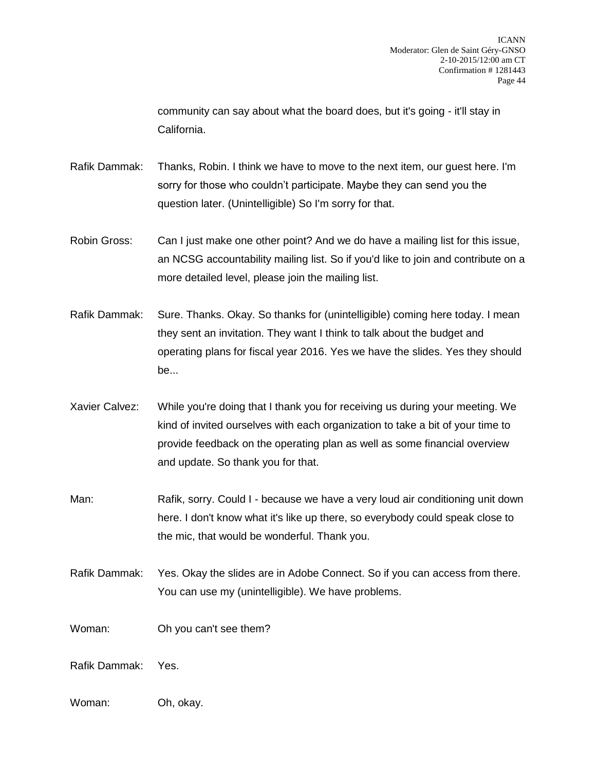community can say about what the board does, but it's going - it'll stay in California.

Rafik Dammak: Thanks, Robin. I think we have to move to the next item, our guest here. I'm sorry for those who couldn't participate. Maybe they can send you the question later. (Unintelligible) So I'm sorry for that.

Robin Gross: Can I just make one other point? And we do have a mailing list for this issue, an NCSG accountability mailing list. So if you'd like to join and contribute on a more detailed level, please join the mailing list.

Rafik Dammak: Sure. Thanks. Okay. So thanks for (unintelligible) coming here today. I mean they sent an invitation. They want I think to talk about the budget and operating plans for fiscal year 2016. Yes we have the slides. Yes they should be...

Xavier Calvez: While you're doing that I thank you for receiving us during your meeting. We kind of invited ourselves with each organization to take a bit of your time to provide feedback on the operating plan as well as some financial overview and update. So thank you for that.

Man: Rafik, sorry. Could I - because we have a very loud air conditioning unit down here. I don't know what it's like up there, so everybody could speak close to the mic, that would be wonderful. Thank you.

Rafik Dammak: Yes. Okay the slides are in Adobe Connect. So if you can access from there. You can use my (unintelligible). We have problems.

Woman: Oh you can't see them?

Rafik Dammak: Yes.

Woman: Oh, okay.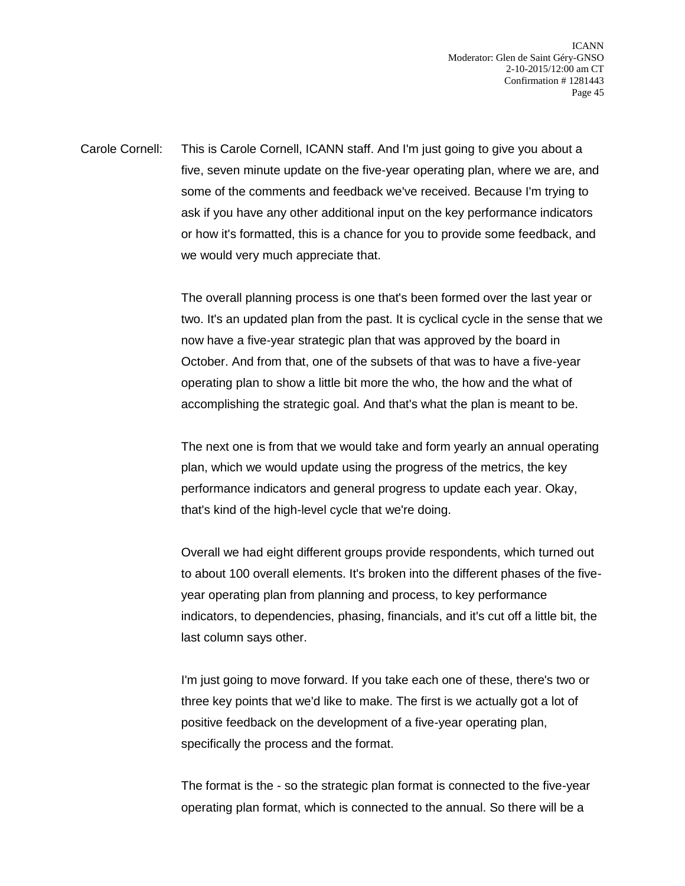Carole Cornell: This is Carole Cornell, ICANN staff. And I'm just going to give you about a five, seven minute update on the five-year operating plan, where we are, and some of the comments and feedback we've received. Because I'm trying to ask if you have any other additional input on the key performance indicators or how it's formatted, this is a chance for you to provide some feedback, and we would very much appreciate that.

The overall planning process is one that's been formed over the last year or two. It's an updated plan from the past. It is cyclical cycle in the sense that we now have a five-year strategic plan that was approved by the board in October. And from that, one of the subsets of that was to have a five-year operating plan to show a little bit more the who, the how and the what of accomplishing the strategic goal. And that's what the plan is meant to be.

The next one is from that we would take and form yearly an annual operating plan, which we would update using the progress of the metrics, the key performance indicators and general progress to update each year. Okay, that's kind of the high-level cycle that we're doing.

Overall we had eight different groups provide respondents, which turned out to about 100 overall elements. It's broken into the different phases of the five-year operating plan from planning and process, to key performance indicators, to dependencies, phasing, financials, and it's cut off a little bit, the last column says other.

I'm just going to move forward. If you take each one of these, there's two or three key points that we'd like to make. The first is we actually got a lot of positive feedback on the development of a five-year operating plan, specifically the process and the format.

The format is the - so the strategic plan format is connected to the five-year operating plan format, which is connected to the annual. So there will be a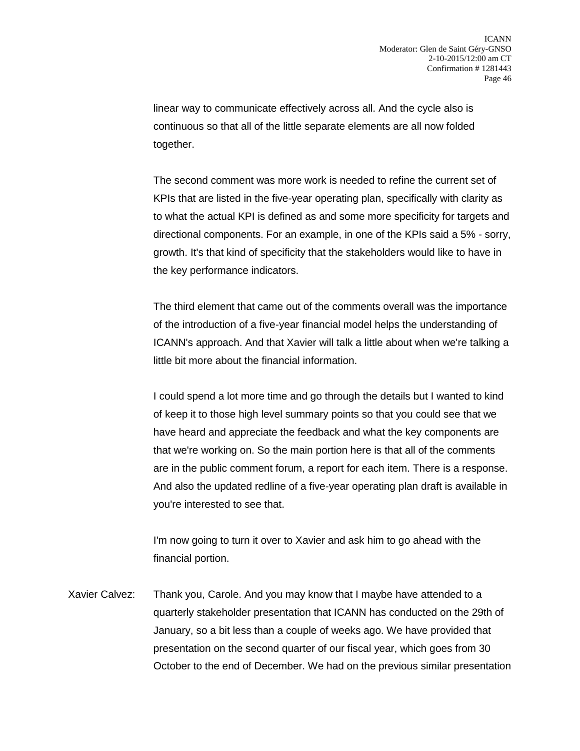linear way to communicate effectively across all. And the cycle also is continuous so that all of the little separate elements are all now folded together.

The second comment was more work is needed to refine the current set of KPIs that are listed in the five-year operating plan, specifically with clarity as to what the actual KPI is defined as and some more specificity for targets and directional components. For an example, in one of the KPIs said a 5% - sorry, growth. It's that kind of specificity that the stakeholders would like to have in the key performance indicators.

The third element that came out of the comments overall was the importance of the introduction of a five-year financial model helps the understanding of ICANN's approach. And that Xavier will talk a little about when we're talking a little bit more about the financial information.

I could spend a lot more time and go through the details but I wanted to kind of keep it to those high level summary points so that you could see that we have heard and appreciate the feedback and what the key components are that we're working on. So the main portion here is that all of the comments are in the public comment forum, a report for each item. There is a response. And also the updated redline of a five-year operating plan draft is available in you're interested to see that.

I'm now going to turn it over to Xavier and ask him to go ahead with the financial portion.

Xavier Calvez: Thank you, Carole. And you may know that I maybe have attended to a quarterly stakeholder presentation that ICANN has conducted on the 29th of January, so a bit less than a couple of weeks ago. We have provided that presentation on the second quarter of our fiscal year, which goes from 30 October to the end of December. We had on the previous similar presentation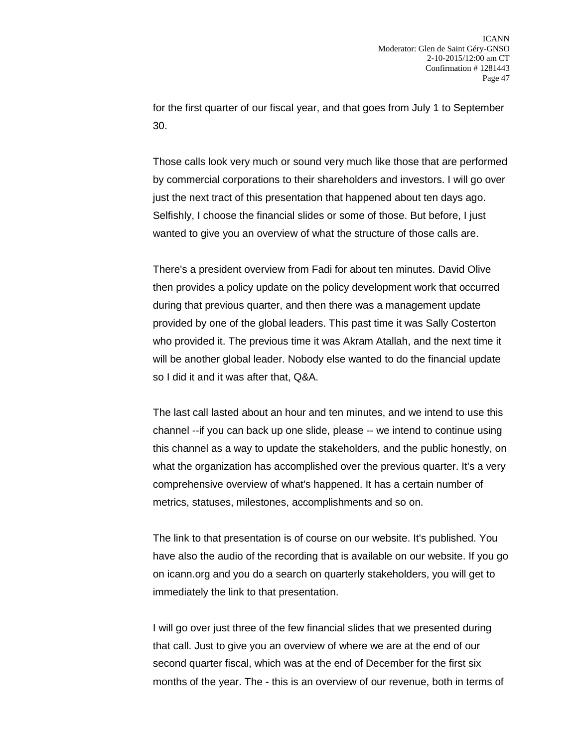for the first quarter of our fiscal year, and that goes from July 1 to September 30.

Those calls look very much or sound very much like those that are performed by commercial corporations to their shareholders and investors. I will go over just the next tract of this presentation that happened about ten days ago. Selfishly, I choose the financial slides or some of those. But before, I just wanted to give you an overview of what the structure of those calls are.

There's a president overview from Fadi for about ten minutes. David Olive then provides a policy update on the policy development work that occurred during that previous quarter, and then there was a management update provided by one of the global leaders. This past time it was Sally Costerton who provided it. The previous time it was Akram Atallah, and the next time it will be another global leader. Nobody else wanted to do the financial update so I did it and it was after that, Q&A.

The last call lasted about an hour and ten minutes, and we intend to use this channel --if you can back up one slide, please -- we intend to continue using this channel as a way to update the stakeholders, and the public honestly, on what the organization has accomplished over the previous quarter. It's a very comprehensive overview of what's happened. It has a certain number of metrics, statuses, milestones, accomplishments and so on.

The link to that presentation is of course on our website. It's published. You have also the audio of the recording that is available on our website. If you go on icann.org and you do a search on quarterly stakeholders, you will get to immediately the link to that presentation.

I will go over just three of the few financial slides that we presented during that call. Just to give you an overview of where we are at the end of our second quarter fiscal, which was at the end of December for the first six months of the year. The - this is an overview of our revenue, both in terms of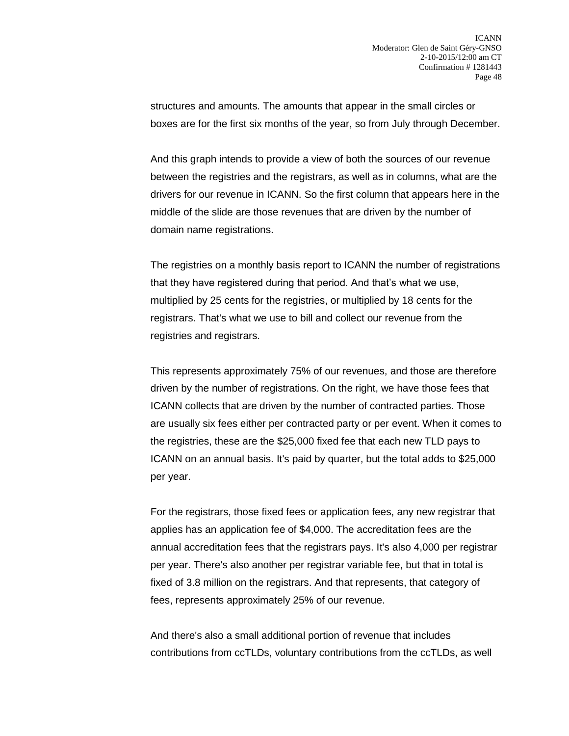structures and amounts. The amounts that appear in the small circles or boxes are for the first six months of the year, so from July through December.

And this graph intends to provide a view of both the sources of our revenue between the registries and the registrars, as well as in columns, what are the drivers for our revenue in ICANN. So the first column that appears here in the middle of the slide are those revenues that are driven by the number of domain name registrations.

The registries on a monthly basis report to ICANN the number of registrations that they have registered during that period. And that's what we use, multiplied by 25 cents for the registries, or multiplied by 18 cents for the registrars. That's what we use to bill and collect our revenue from the registries and registrars.

This represents approximately 75% of our revenues, and those are therefore driven by the number of registrations. On the right, we have those fees that ICANN collects that are driven by the number of contracted parties. Those are usually six fees either per contracted party or per event. When it comes to the registries, these are the $25,000 fixed fee that each new TLD pays to ICANN on an annual basis. It's paid by quarter, but the total adds to $25,000 per year.

For the registrars, those fixed fees or application fees, any new registrar that applies has an application fee of $4,000. The accreditation fees are the annual accreditation fees that the registrars pays. It's also 4,000 per registrar per year. There's also another per registrar variable fee, but that in total is fixed of 3.8 million on the registrars. And that represents, that category of fees, represents approximately 25% of our revenue.

And there's also a small additional portion of revenue that includes contributions from ccTLDs, voluntary contributions from the ccTLDs, as well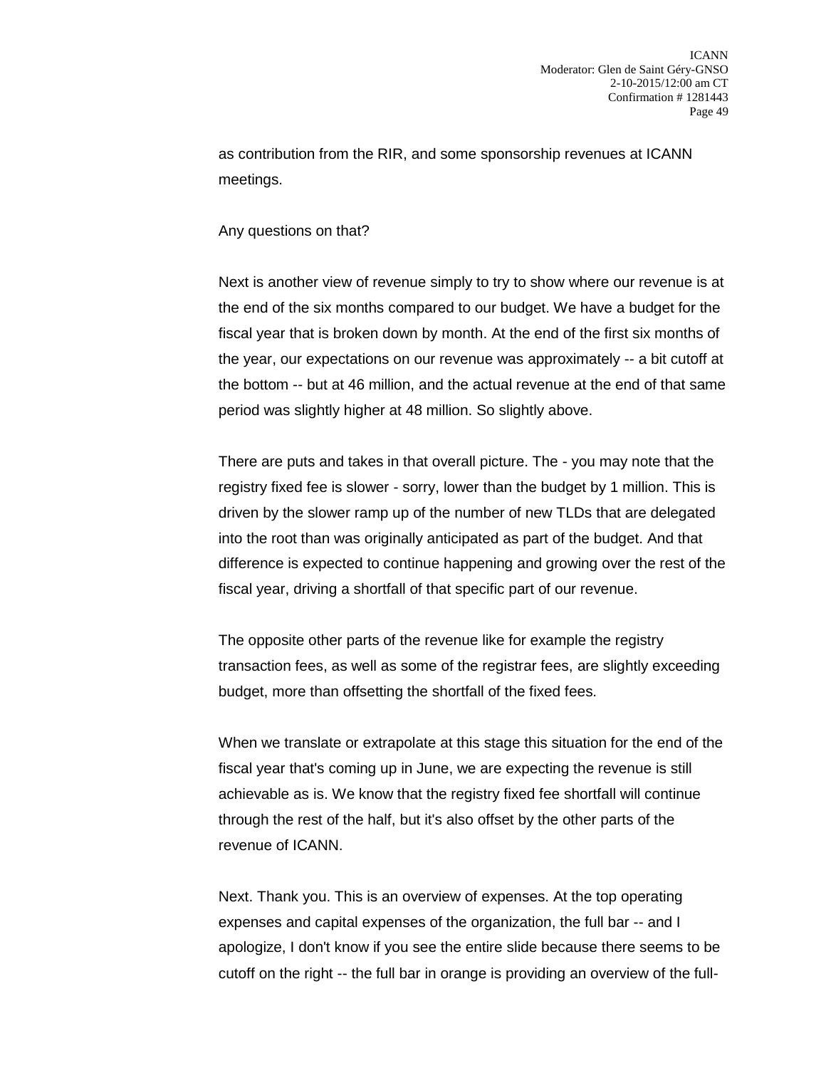as contribution from the RIR, and some sponsorship revenues at ICANN meetings.

Any questions on that?

Next is another view of revenue simply to try to show where our revenue is at the end of the six months compared to our budget. We have a budget for the fiscal year that is broken down by month. At the end of the first six months of the year, our expectations on our revenue was approximately -- a bit cutoff at the bottom -- but at 46 million, and the actual revenue at the end of that same period was slightly higher at 48 million. So slightly above.

There are puts and takes in that overall picture. The - you may note that the registry fixed fee is slower - sorry, lower than the budget by 1 million. This is driven by the slower ramp up of the number of new TLDs that are delegated into the root than was originally anticipated as part of the budget. And that difference is expected to continue happening and growing over the rest of the fiscal year, driving a shortfall of that specific part of our revenue.

The opposite other parts of the revenue like for example the registry transaction fees, as well as some of the registrar fees, are slightly exceeding budget, more than offsetting the shortfall of the fixed fees.

When we translate or extrapolate at this stage this situation for the end of the fiscal year that's coming up in June, we are expecting the revenue is still achievable as is. We know that the registry fixed fee shortfall will continue through the rest of the half, but it's also offset by the other parts of the revenue of ICANN.

Next. Thank you. This is an overview of expenses. At the top operating expenses and capital expenses of the organization, the full bar -- and I apologize, I don't know if you see the entire slide because there seems to be cutoff on the right -- the full bar in orange is providing an overview of the full-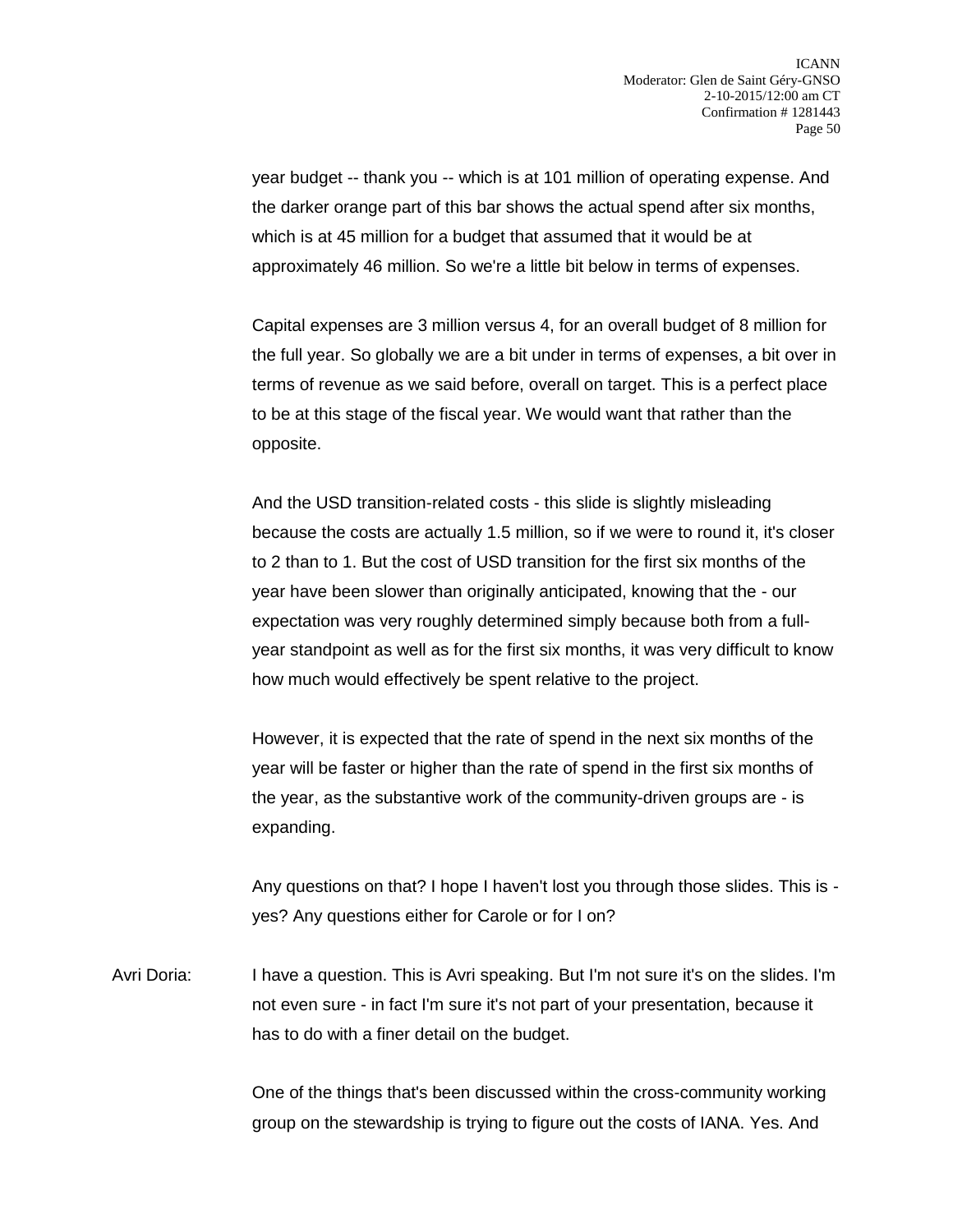year budget -- thank you -- which is at 101 million of operating expense. And the darker orange part of this bar shows the actual spend after six months, which is at 45 million for a budget that assumed that it would be at approximately 46 million. So we're a little bit below in terms of expenses.

Capital expenses are 3 million versus 4, for an overall budget of 8 million for the full year. So globally we are a bit under in terms of expenses, a bit over in terms of revenue as we said before, overall on target. This is a perfect place to be at this stage of the fiscal year. We would want that rather than the opposite.

And the USD transition-related costs - this slide is slightly misleading because the costs are actually 1.5 million, so if we were to round it, it's closer to 2 than to 1. But the cost of USD transition for the first six months of the year have been slower than originally anticipated, knowing that the - our expectation was very roughly determined simply because both from a full-year standpoint as well as for the first six months, it was very difficult to know how much would effectively be spent relative to the project.

However, it is expected that the rate of spend in the next six months of the year will be faster or higher than the rate of spend in the first six months of the year, as the substantive work of the community-driven groups are - is expanding.

Any questions on that? I hope I haven't lost you through those slides. This is - yes? Any questions either for Carole or for I on?

Avri Doria: I have a question. This is Avri speaking. But I'm not sure it's on the slides. I'm not even sure - in fact I'm sure it's not part of your presentation, because it has to do with a finer detail on the budget.

One of the things that's been discussed within the cross-community working group on the stewardship is trying to figure out the costs of IANA. Yes. And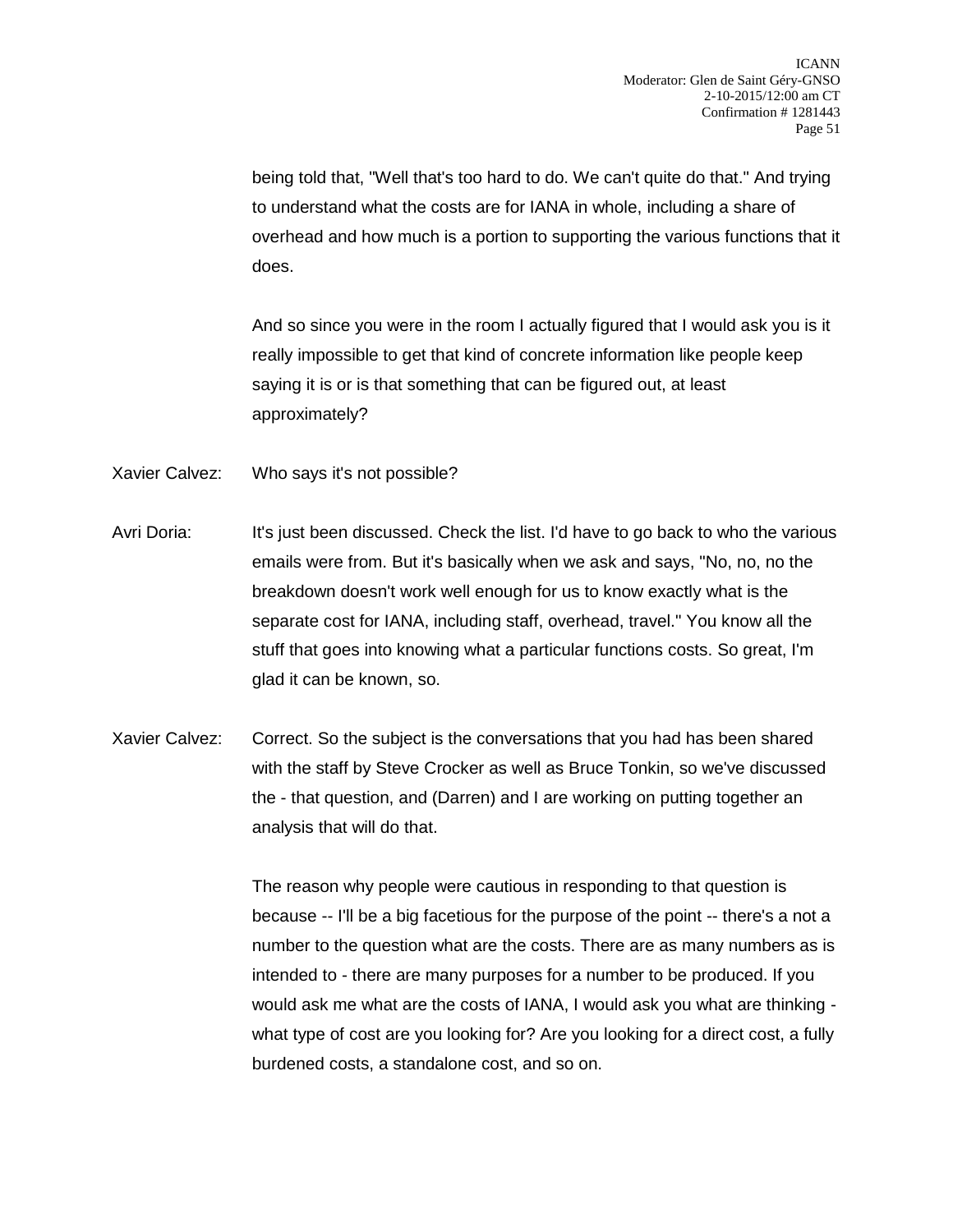being told that, "Well that's too hard to do. We can't quite do that." And trying to understand what the costs are for IANA in whole, including a share of overhead and how much is a portion to supporting the various functions that it does.

And so since you were in the room I actually figured that I would ask you is it really impossible to get that kind of concrete information like people keep saying it is or is that something that can be figured out, at least approximately?

Xavier Calvez: Who says it's not possible?

Avri Doria: It's just been discussed. Check the list. I'd have to go back to who the various emails were from. But it's basically when we ask and says, "No, no, no the breakdown doesn't work well enough for us to know exactly what is the separate cost for IANA, including staff, overhead, travel." You know all the stuff that goes into knowing what a particular functions costs. So great, I'm glad it can be known, so.

Xavier Calvez: Correct. So the subject is the conversations that you had has been shared with the staff by Steve Crocker as well as Bruce Tonkin, so we've discussed the - that question, and (Darren) and I are working on putting together an analysis that will do that.

The reason why people were cautious in responding to that question is because -- I'll be a big facetious for the purpose of the point -- there's a not a number to the question what are the costs. There are as many numbers as is intended to - there are many purposes for a number to be produced. If you would ask me what are the costs of IANA, I would ask you what are thinking - what type of cost are you looking for? Are you looking for a direct cost, a fully burdened costs, a standalone cost, and so on.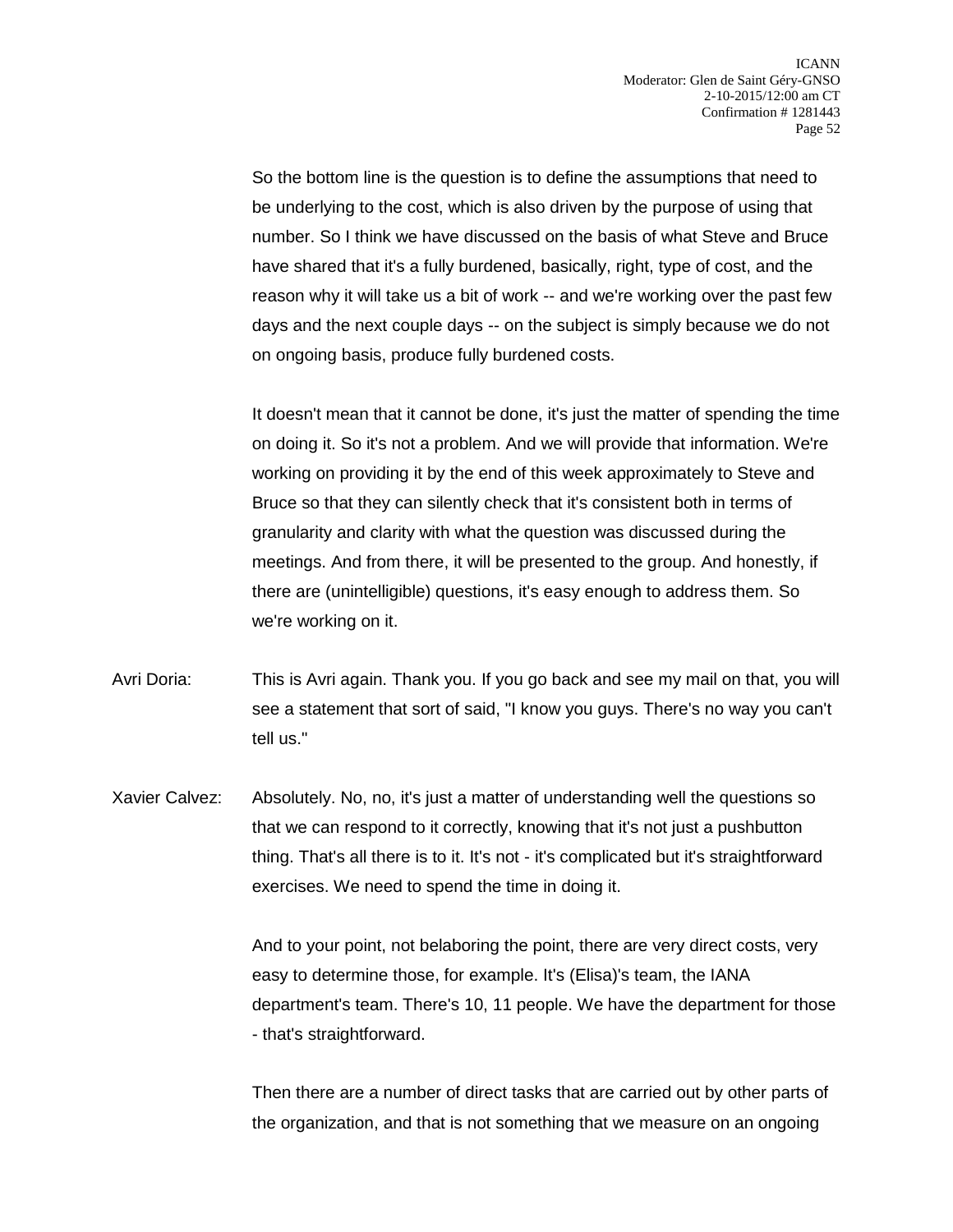So the bottom line is the question is to define the assumptions that need to be underlying to the cost, which is also driven by the purpose of using that number. So I think we have discussed on the basis of what Steve and Bruce have shared that it's a fully burdened, basically, right, type of cost, and the reason why it will take us a bit of work -- and we're working over the past few days and the next couple days -- on the subject is simply because we do not on ongoing basis, produce fully burdened costs.

It doesn't mean that it cannot be done, it's just the matter of spending the time on doing it. So it's not a problem. And we will provide that information. We're working on providing it by the end of this week approximately to Steve and Bruce so that they can silently check that it's consistent both in terms of granularity and clarity with what the question was discussed during the meetings. And from there, it will be presented to the group. And honestly, if there are (unintelligible) questions, it's easy enough to address them. So we're working on it.

Avri Doria: This is Avri again. Thank you. If you go back and see my mail on that, you will see a statement that sort of said, "I know you guys. There's no way you can't tell us."

Xavier Calvez: Absolutely. No, no, it's just a matter of understanding well the questions so that we can respond to it correctly, knowing that it's not just a pushbutton thing. That's all there is to it. It's not - it's complicated but it's straightforward exercises. We need to spend the time in doing it.

And to your point, not belaboring the point, there are very direct costs, very easy to determine those, for example. It's (Elisa)'s team, the IANA department's team. There's 10, 11 people. We have the department for those - that's straightforward.

Then there are a number of direct tasks that are carried out by other parts of the organization, and that is not something that we measure on an ongoing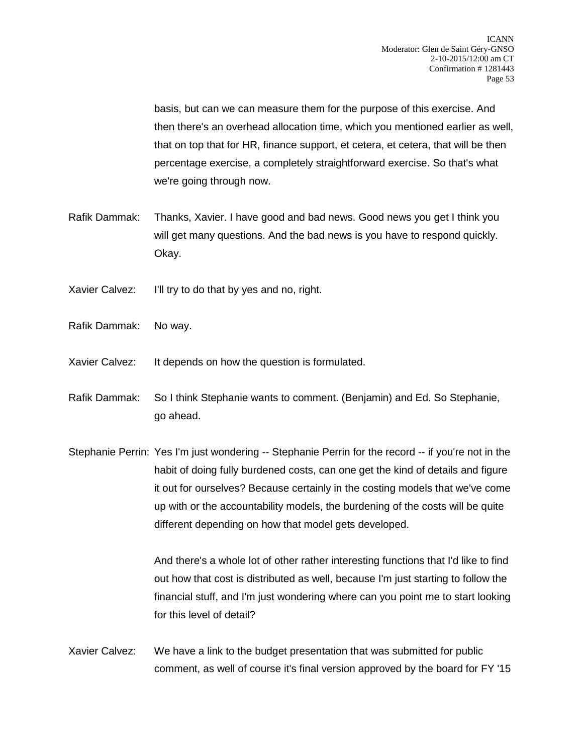basis, but can we can measure them for the purpose of this exercise. And then there's an overhead allocation time, which you mentioned earlier as well, that on top that for HR, finance support, et cetera, et cetera, that will be then percentage exercise, a completely straightforward exercise. So that's what we're going through now.

Rafik Dammak: Thanks, Xavier. I have good and bad news. Good news you get I think you will get many questions. And the bad news is you have to respond quickly. Okay.

Xavier Calvez: I'll try to do that by yes and no, right.

Rafik Dammak: No way.

Xavier Calvez: It depends on how the question is formulated.

Rafik Dammak: So I think Stephanie wants to comment. (Benjamin) and Ed. So Stephanie, go ahead.

Stephanie Perrin: Yes I'm just wondering -- Stephanie Perrin for the record -- if you're not in the habit of doing fully burdened costs, can one get the kind of details and figure it out for ourselves? Because certainly in the costing models that we've come up with or the accountability models, the burdening of the costs will be quite different depending on how that model gets developed.

And there's a whole lot of other rather interesting functions that I'd like to find out how that cost is distributed as well, because I'm just starting to follow the financial stuff, and I'm just wondering where can you point me to start looking for this level of detail?

Xavier Calvez: We have a link to the budget presentation that was submitted for public comment, as well of course it's final version approved by the board for FY '15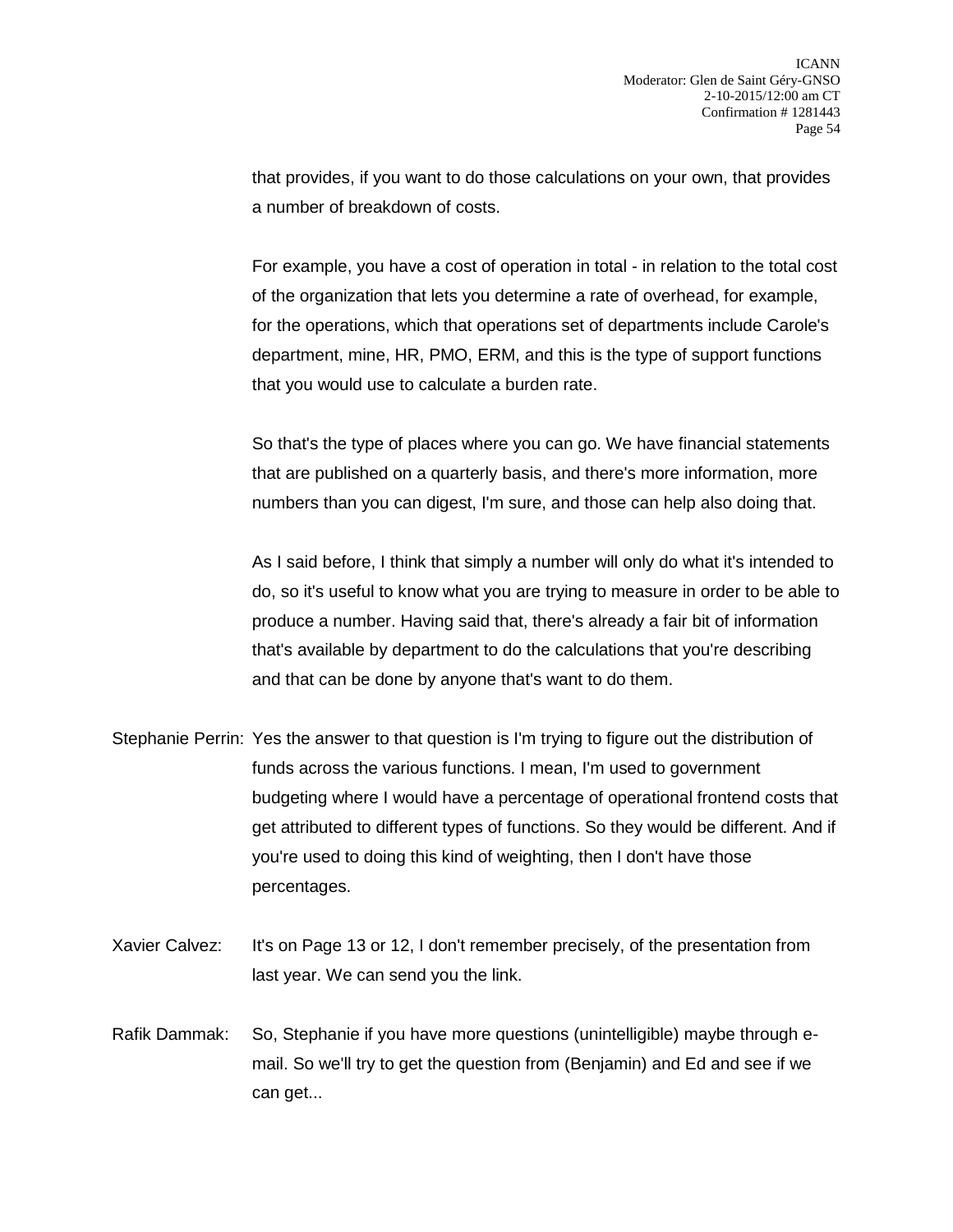that provides, if you want to do those calculations on your own, that provides a number of breakdown of costs.

For example, you have a cost of operation in total - in relation to the total cost of the organization that lets you determine a rate of overhead, for example, for the operations, which that operations set of departments include Carole's department, mine, HR, PMO, ERM, and this is the type of support functions that you would use to calculate a burden rate.

So that's the type of places where you can go. We have financial statements that are published on a quarterly basis, and there's more information, more numbers than you can digest, I'm sure, and those can help also doing that.

As I said before, I think that simply a number will only do what it's intended to do, so it's useful to know what you are trying to measure in order to be able to produce a number. Having said that, there's already a fair bit of information that's available by department to do the calculations that you're describing and that can be done by anyone that's want to do them.

Stephanie Perrin: Yes the answer to that question is I'm trying to figure out the distribution of funds across the various functions. I mean, I'm used to government budgeting where I would have a percentage of operational frontend costs that get attributed to different types of functions. So they would be different. And if you're used to doing this kind of weighting, then I don't have those percentages.

Xavier Calvez: It's on Page 13 or 12, I don't remember precisely, of the presentation from last year. We can send you the link.

Rafik Dammak: So, Stephanie if you have more questions (unintelligible) maybe through e-mail. So we'll try to get the question from (Benjamin) and Ed and see if we can get...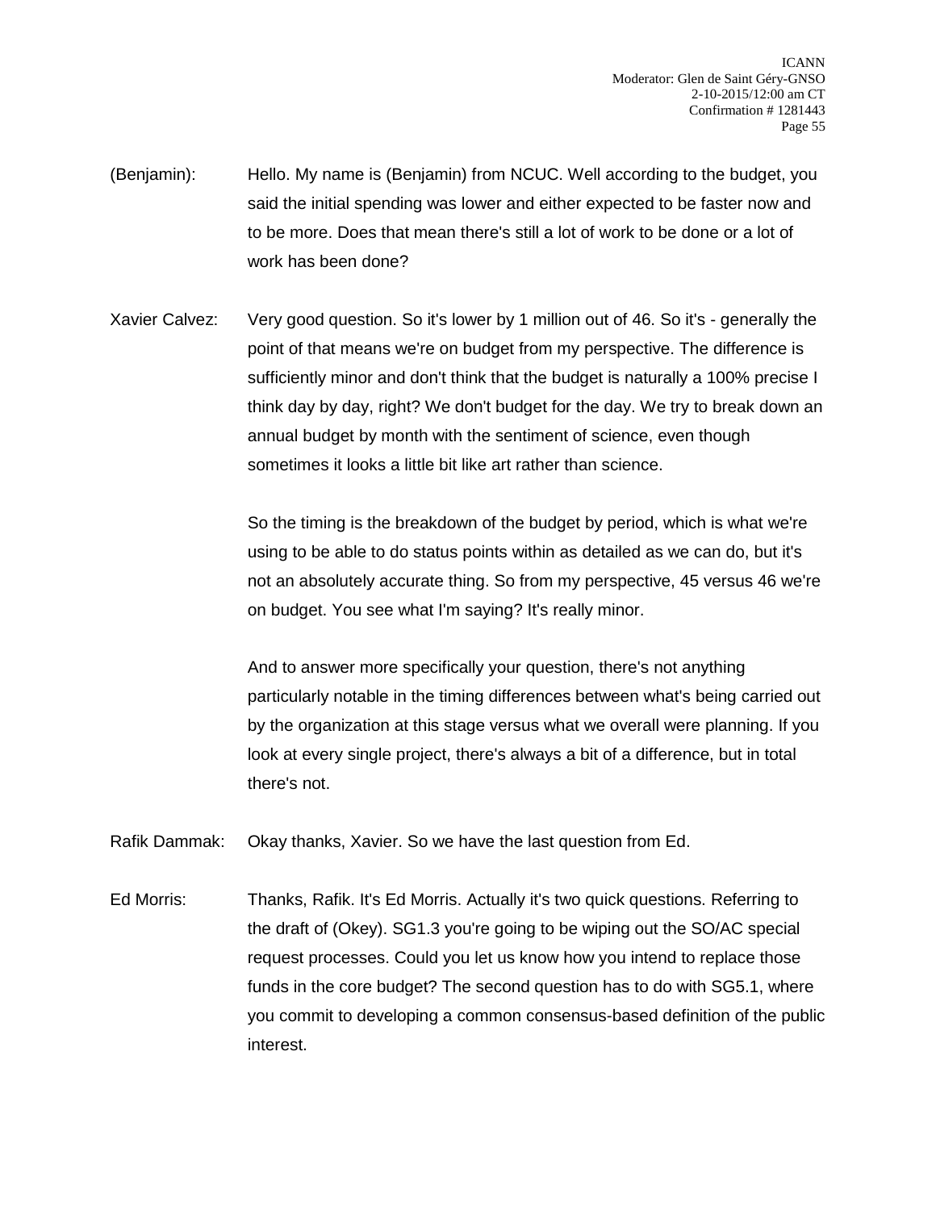(Benjamin): Hello. My name is (Benjamin) from NCUC. Well according to the budget, you said the initial spending was lower and either expected to be faster now and to be more. Does that mean there's still a lot of work to be done or a lot of work has been done?

Xavier Calvez: Very good question. So it's lower by 1 million out of 46. So it's - generally the point of that means we're on budget from my perspective. The difference is sufficiently minor and don't think that the budget is naturally a 100% precise I think day by day, right? We don't budget for the day. We try to break down an annual budget by month with the sentiment of science, even though sometimes it looks a little bit like art rather than science.

So the timing is the breakdown of the budget by period, which is what we're using to be able to do status points within as detailed as we can do, but it's not an absolutely accurate thing. So from my perspective, 45 versus 46 we're on budget. You see what I'm saying? It's really minor.

And to answer more specifically your question, there's not anything particularly notable in the timing differences between what's being carried out by the organization at this stage versus what we overall were planning. If you look at every single project, there's always a bit of a difference, but in total there's not.

Rafik Dammak: Okay thanks, Xavier. So we have the last question from Ed.

Ed Morris: Thanks, Rafik. It's Ed Morris. Actually it's two quick questions. Referring to the draft of (Okey). SG1.3 you're going to be wiping out the SO/AC special request processes. Could you let us know how you intend to replace those funds in the core budget? The second question has to do with SG5.1, where you commit to developing a common consensus-based definition of the public interest.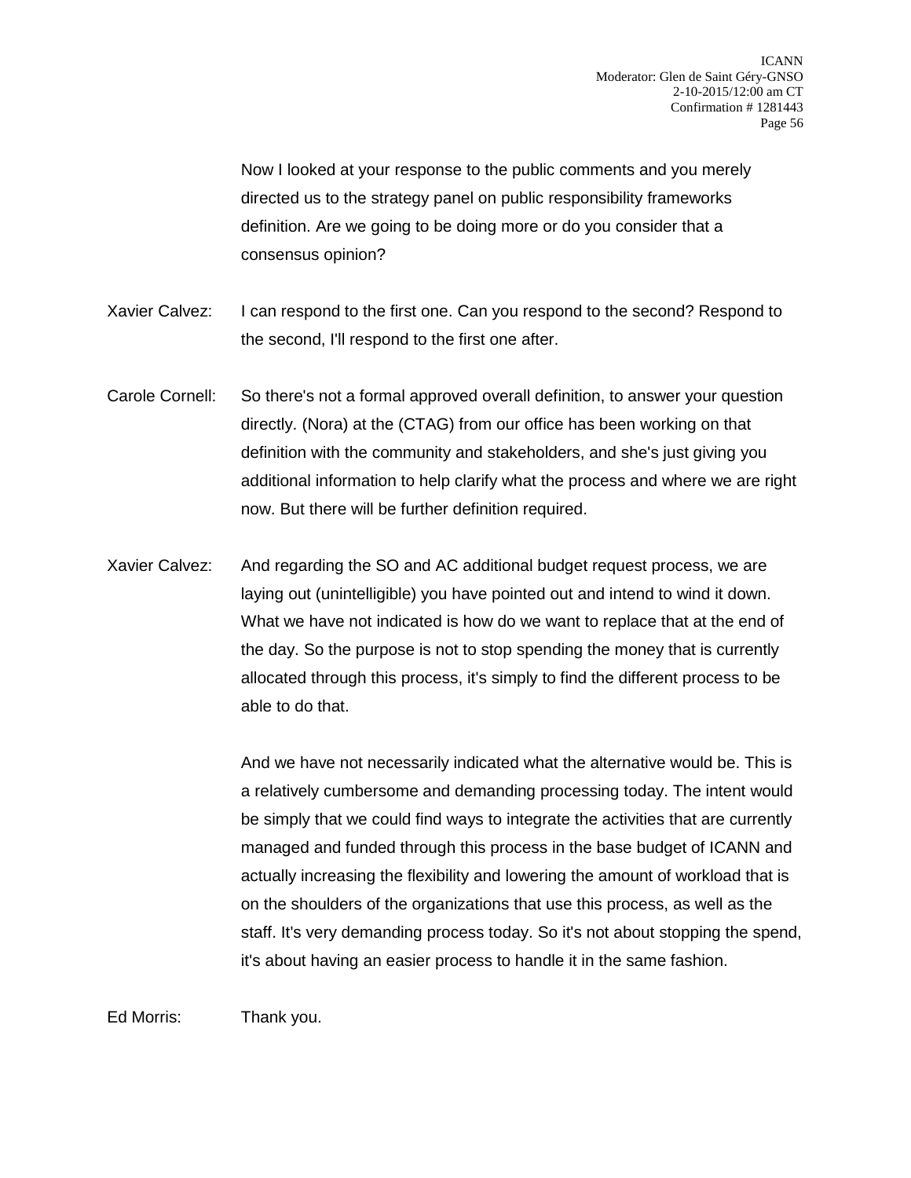Now I looked at your response to the public comments and you merely directed us to the strategy panel on public responsibility frameworks definition. Are we going to be doing more or do you consider that a consensus opinion?

Xavier Calvez: I can respond to the first one. Can you respond to the second? Respond to the second, I'll respond to the first one after.

Carole Cornell: So there's not a formal approved overall definition, to answer your question directly. (Nora) at the (CTAG) from our office has been working on that definition with the community and stakeholders, and she's just giving you additional information to help clarify what the process and where we are right now. But there will be further definition required.

Xavier Calvez: And regarding the SO and AC additional budget request process, we are laying out (unintelligible) you have pointed out and intend to wind it down. What we have not indicated is how do we want to replace that at the end of the day. So the purpose is not to stop spending the money that is currently allocated through this process, it's simply to find the different process to be able to do that.

And we have not necessarily indicated what the alternative would be. This is a relatively cumbersome and demanding processing today. The intent would be simply that we could find ways to integrate the activities that are currently managed and funded through this process in the base budget of ICANN and actually increasing the flexibility and lowering the amount of workload that is on the shoulders of the organizations that use this process, as well as the staff. It's very demanding process today. So it's not about stopping the spend, it's about having an easier process to handle it in the same fashion.

Ed Morris: Thank you.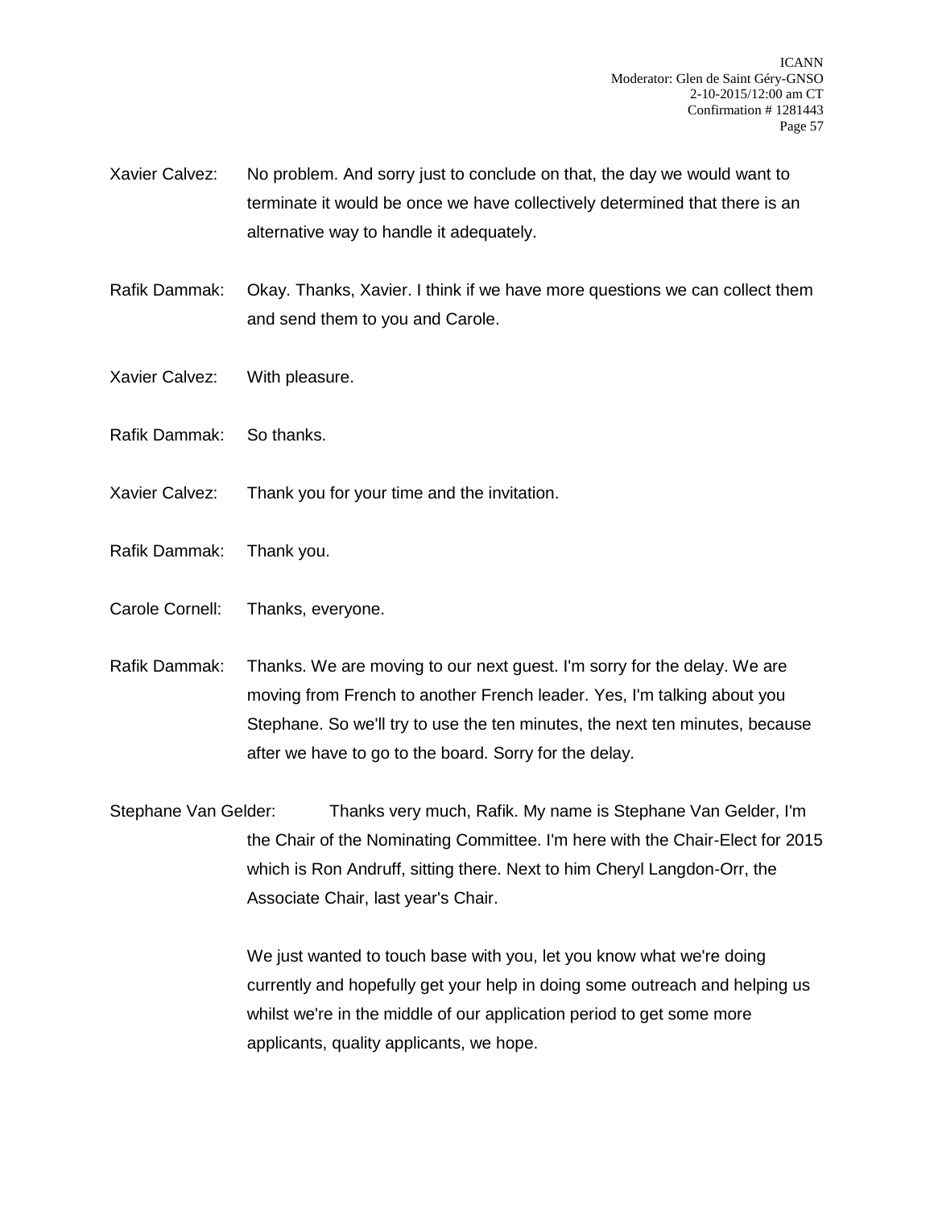Xavier Calvez: No problem. And sorry just to conclude on that, the day we would want to terminate it would be once we have collectively determined that there is an alternative way to handle it adequately.

Rafik Dammak: Okay. Thanks, Xavier. I think if we have more questions we can collect them and send them to you and Carole.

Xavier Calvez: With pleasure.

Rafik Dammak: So thanks.

Xavier Calvez: Thank you for your time and the invitation.

Rafik Dammak: Thank you.

Carole Cornell: Thanks, everyone.

Rafik Dammak: Thanks. We are moving to our next guest. I'm sorry for the delay. We are moving from French to another French leader. Yes, I'm talking about you Stephane. So we'll try to use the ten minutes, the next ten minutes, because after we have to go to the board. Sorry for the delay.

Stephane Van Gelder: Thanks very much, Rafik. My name is Stephane Van Gelder, I'm the Chair of the Nominating Committee. I'm here with the Chair-Elect for 2015 which is Ron Andruff, sitting there. Next to him Cheryl Langdon-Orr, the Associate Chair, last year's Chair.

We just wanted to touch base with you, let you know what we're doing currently and hopefully get your help in doing some outreach and helping us whilst we're in the middle of our application period to get some more applicants, quality applicants, we hope.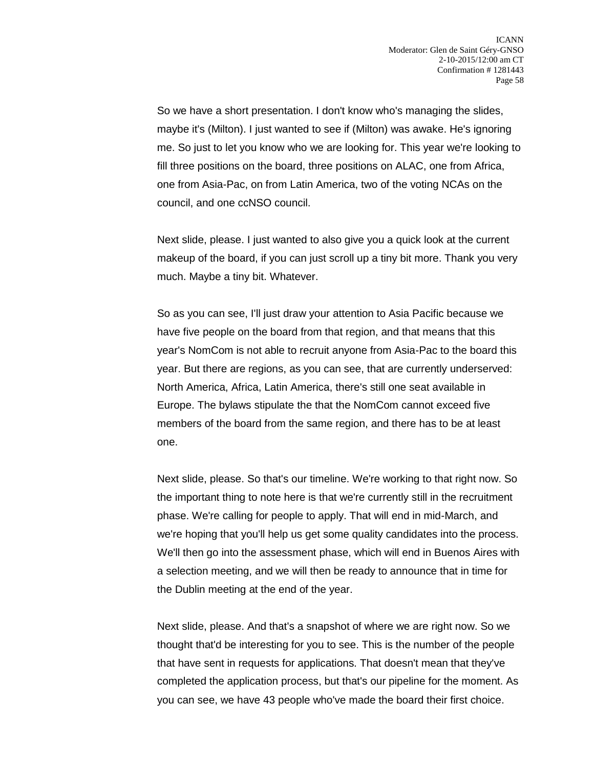So we have a short presentation. I don't know who's managing the slides, maybe it's (Milton). I just wanted to see if (Milton) was awake. He's ignoring me. So just to let you know who we are looking for. This year we're looking to fill three positions on the board, three positions on ALAC, one from Africa, one from Asia-Pac, on from Latin America, two of the voting NCAs on the council, and one ccNSO council.

Next slide, please. I just wanted to also give you a quick look at the current makeup of the board, if you can just scroll up a tiny bit more. Thank you very much. Maybe a tiny bit. Whatever.

So as you can see, I'll just draw your attention to Asia Pacific because we have five people on the board from that region, and that means that this year's NomCom is not able to recruit anyone from Asia-Pac to the board this year. But there are regions, as you can see, that are currently underserved: North America, Africa, Latin America, there's still one seat available in Europe. The bylaws stipulate the that the NomCom cannot exceed five members of the board from the same region, and there has to be at least one.

Next slide, please. So that's our timeline. We're working to that right now. So the important thing to note here is that we're currently still in the recruitment phase. We're calling for people to apply. That will end in mid-March, and we're hoping that you'll help us get some quality candidates into the process. We'll then go into the assessment phase, which will end in Buenos Aires with a selection meeting, and we will then be ready to announce that in time for the Dublin meeting at the end of the year.

Next slide, please. And that's a snapshot of where we are right now. So we thought that'd be interesting for you to see. This is the number of the people that have sent in requests for applications. That doesn't mean that they've completed the application process, but that's our pipeline for the moment. As you can see, we have 43 people who've made the board their first choice.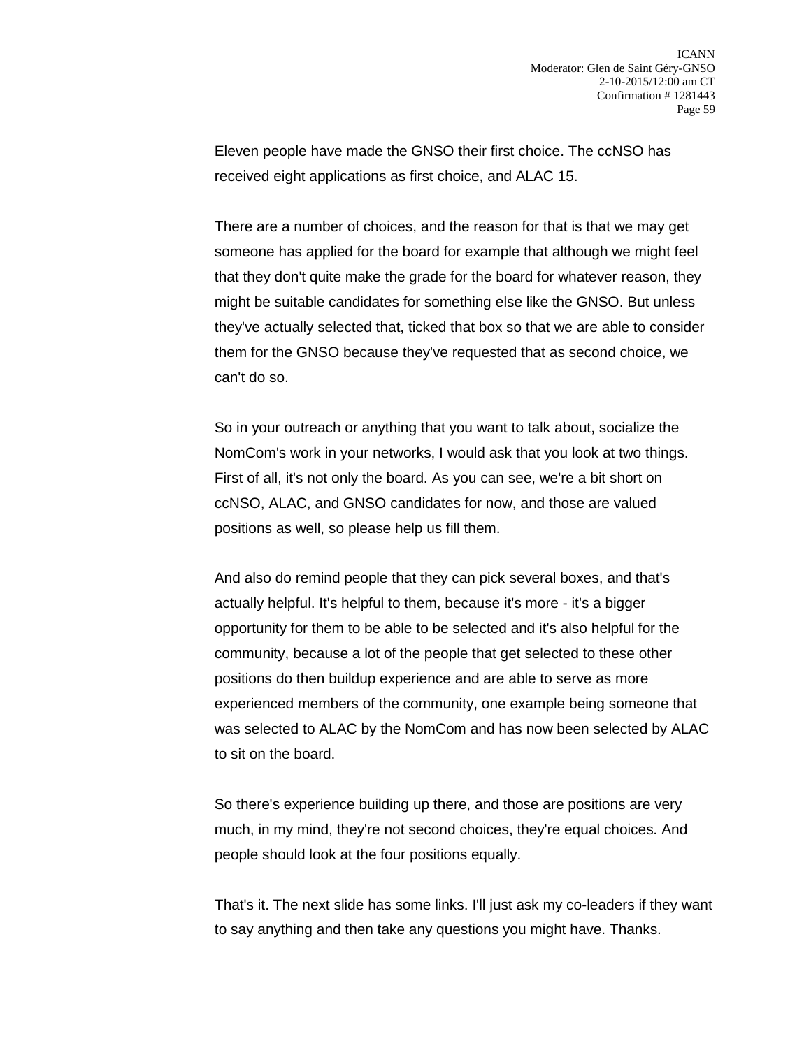Eleven people have made the GNSO their first choice. The ccNSO has received eight applications as first choice, and ALAC 15.

There are a number of choices, and the reason for that is that we may get someone has applied for the board for example that although we might feel that they don't quite make the grade for the board for whatever reason, they might be suitable candidates for something else like the GNSO. But unless they've actually selected that, ticked that box so that we are able to consider them for the GNSO because they've requested that as second choice, we can't do so.

So in your outreach or anything that you want to talk about, socialize the NomCom's work in your networks, I would ask that you look at two things. First of all, it's not only the board. As you can see, we're a bit short on ccNSO, ALAC, and GNSO candidates for now, and those are valued positions as well, so please help us fill them.

And also do remind people that they can pick several boxes, and that's actually helpful. It's helpful to them, because it's more - it's a bigger opportunity for them to be able to be selected and it's also helpful for the community, because a lot of the people that get selected to these other positions do then buildup experience and are able to serve as more experienced members of the community, one example being someone that was selected to ALAC by the NomCom and has now been selected by ALAC to sit on the board.

So there's experience building up there, and those are positions are very much, in my mind, they're not second choices, they're equal choices. And people should look at the four positions equally.

That's it. The next slide has some links. I'll just ask my co-leaders if they want to say anything and then take any questions you might have. Thanks.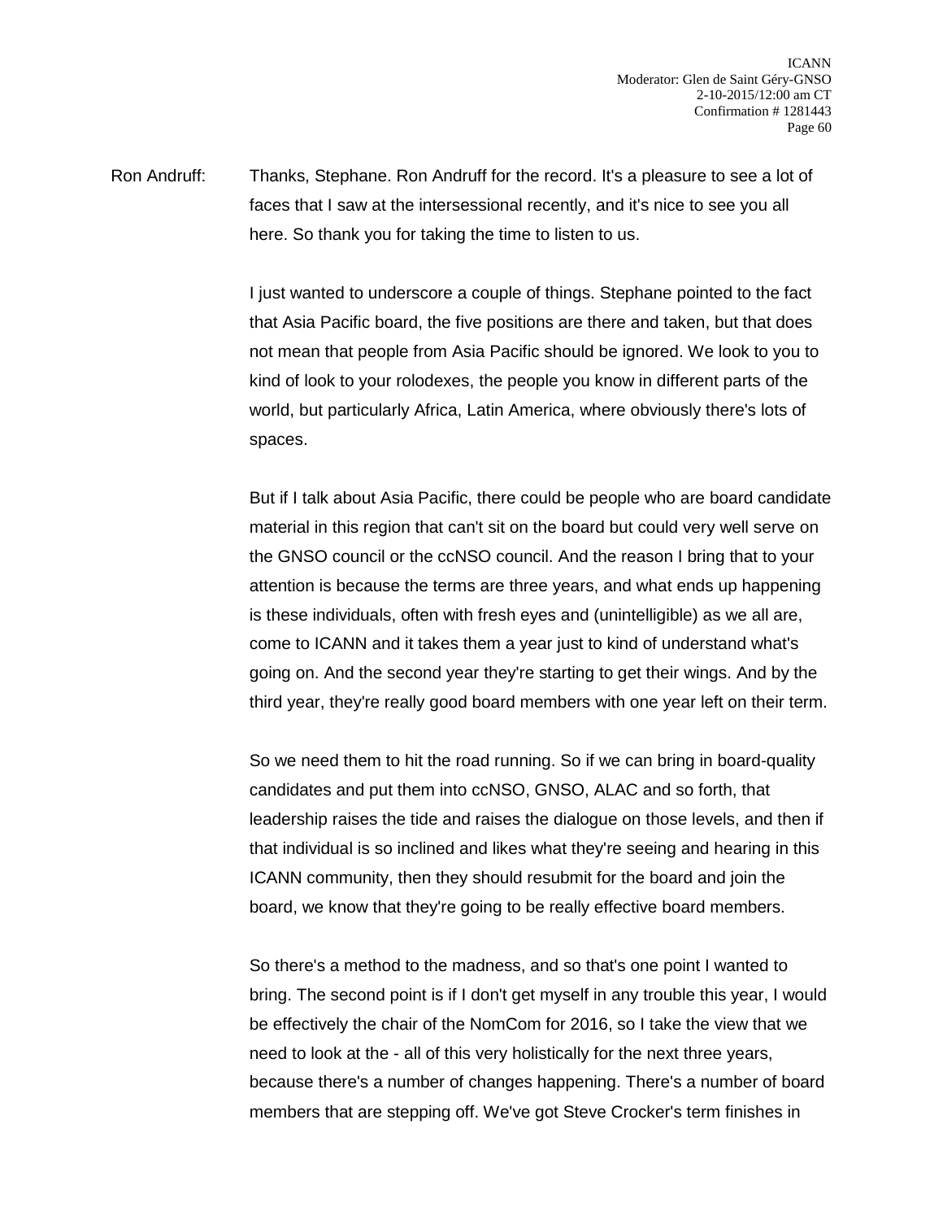Ron Andruff: Thanks, Stephane. Ron Andruff for the record. It's a pleasure to see a lot of faces that I saw at the intersessional recently, and it's nice to see you all here. So thank you for taking the time to listen to us.

I just wanted to underscore a couple of things. Stephane pointed to the fact that Asia Pacific board, the five positions are there and taken, but that does not mean that people from Asia Pacific should be ignored. We look to you to kind of look to your rolodexes, the people you know in different parts of the world, but particularly Africa, Latin America, where obviously there's lots of spaces.

But if I talk about Asia Pacific, there could be people who are board candidate material in this region that can't sit on the board but could very well serve on the GNSO council or the ccNSO council. And the reason I bring that to your attention is because the terms are three years, and what ends up happening is these individuals, often with fresh eyes and (unintelligible) as we all are, come to ICANN and it takes them a year just to kind of understand what's going on. And the second year they're starting to get their wings. And by the third year, they're really good board members with one year left on their term.

So we need them to hit the road running. So if we can bring in board-quality candidates and put them into ccNSO, GNSO, ALAC and so forth, that leadership raises the tide and raises the dialogue on those levels, and then if that individual is so inclined and likes what they're seeing and hearing in this ICANN community, then they should resubmit for the board and join the board, we know that they're going to be really effective board members.

So there's a method to the madness, and so that's one point I wanted to bring. The second point is if I don't get myself in any trouble this year, I would be effectively the chair of the NomCom for 2016, so I take the view that we need to look at the - all of this very holistically for the next three years, because there's a number of changes happening. There's a number of board members that are stepping off. We've got Steve Crocker's term finishes in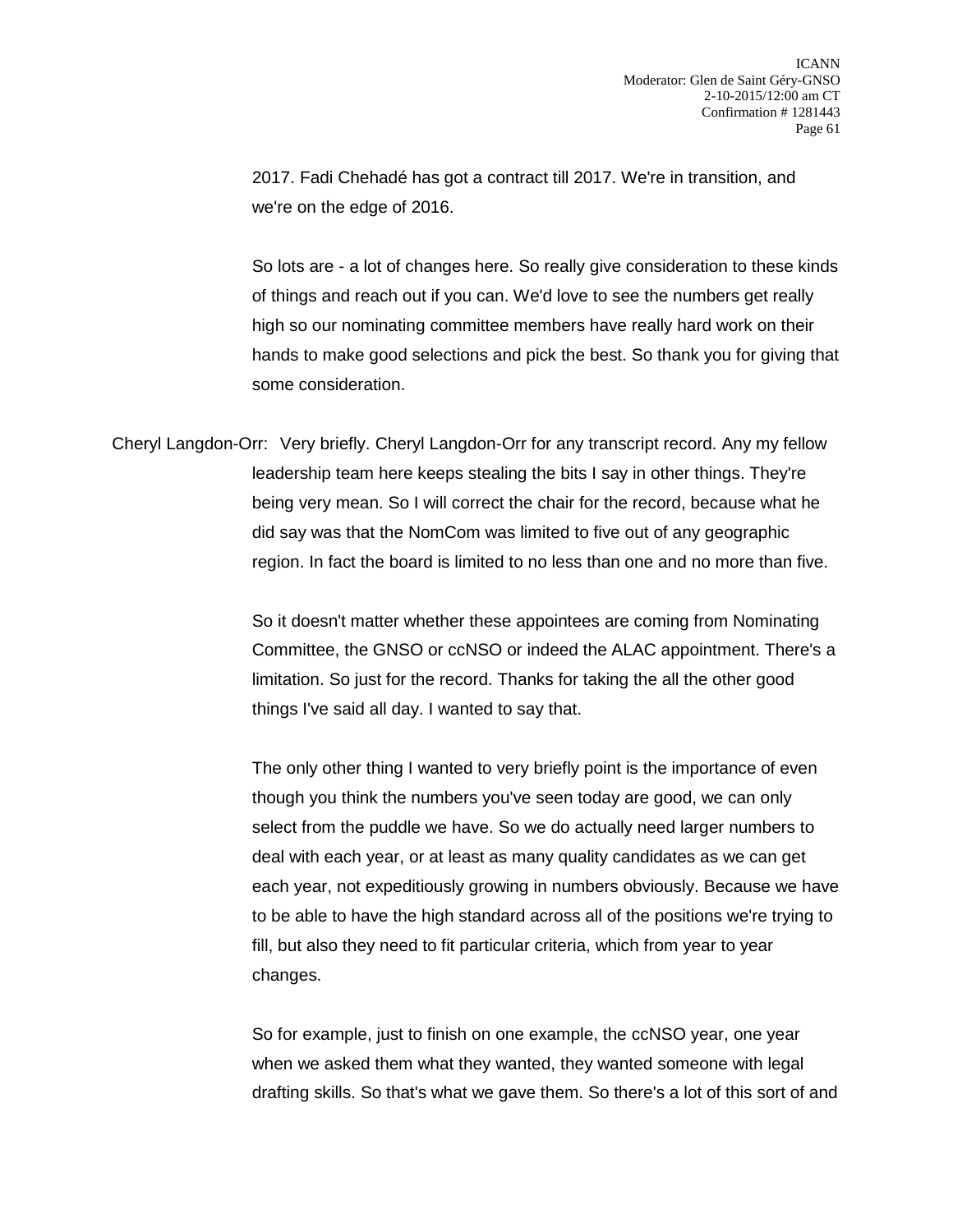2017. Fadi Chehadé has got a contract till 2017. We're in transition, and we're on the edge of 2016.

So lots are - a lot of changes here. So really give consideration to these kinds of things and reach out if you can. We'd love to see the numbers get really high so our nominating committee members have really hard work on their hands to make good selections and pick the best. So thank you for giving that some consideration.

Cheryl Langdon-Orr: Very briefly. Cheryl Langdon-Orr for any transcript record. Any my fellow leadership team here keeps stealing the bits I say in other things. They're being very mean. So I will correct the chair for the record, because what he did say was that the NomCom was limited to five out of any geographic region. In fact the board is limited to no less than one and no more than five.

So it doesn't matter whether these appointees are coming from Nominating Committee, the GNSO or ccNSO or indeed the ALAC appointment. There's a limitation. So just for the record. Thanks for taking the all the other good things I've said all day. I wanted to say that.

The only other thing I wanted to very briefly point is the importance of even though you think the numbers you've seen today are good, we can only select from the puddle we have. So we do actually need larger numbers to deal with each year, or at least as many quality candidates as we can get each year, not expeditiously growing in numbers obviously. Because we have to be able to have the high standard across all of the positions we're trying to fill, but also they need to fit particular criteria, which from year to year changes.

So for example, just to finish on one example, the ccNSO year, one year when we asked them what they wanted, they wanted someone with legal drafting skills. So that's what we gave them. So there's a lot of this sort of and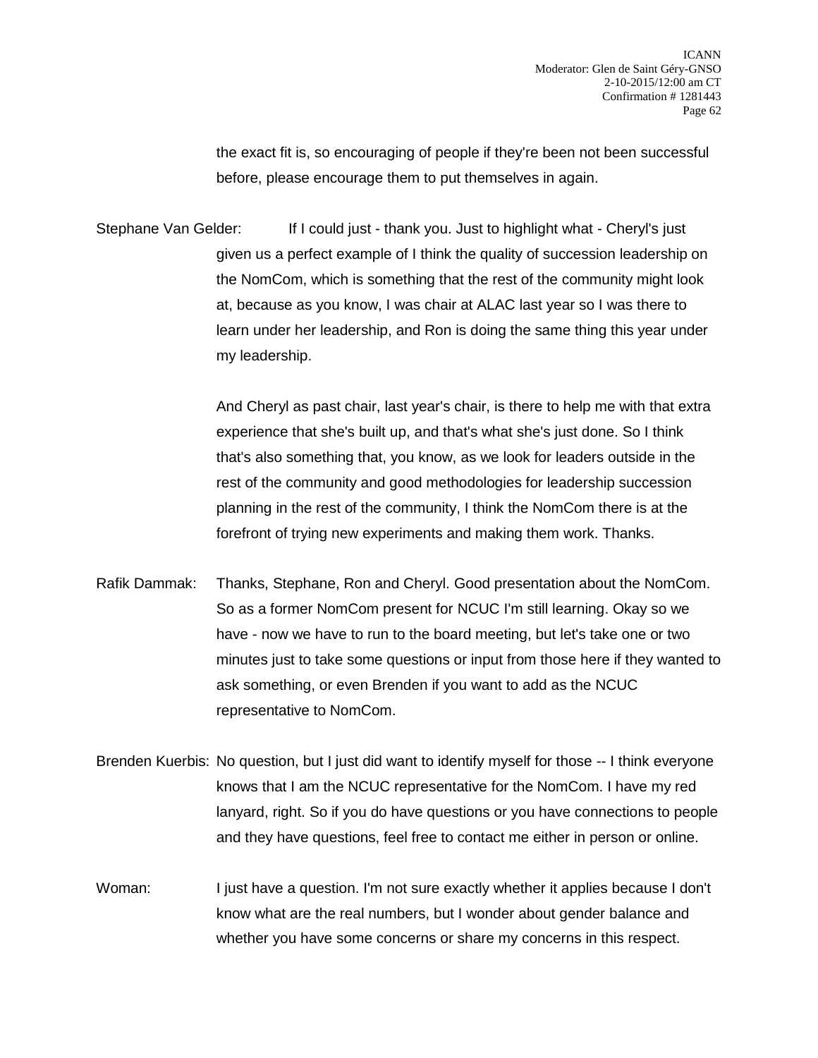the exact fit is, so encouraging of people if they're been not been successful before, please encourage them to put themselves in again.

Stephane Van Gelder: If I could just - thank you. Just to highlight what - Cheryl's just given us a perfect example of I think the quality of succession leadership on the NomCom, which is something that the rest of the community might look at, because as you know, I was chair at ALAC last year so I was there to learn under her leadership, and Ron is doing the same thing this year under my leadership.

And Cheryl as past chair, last year's chair, is there to help me with that extra experience that she's built up, and that's what she's just done. So I think that's also something that, you know, as we look for leaders outside in the rest of the community and good methodologies for leadership succession planning in the rest of the community, I think the NomCom there is at the forefront of trying new experiments and making them work. Thanks.

Rafik Dammak: Thanks, Stephane, Ron and Cheryl. Good presentation about the NomCom. So as a former NomCom present for NCUC I'm still learning. Okay so we have - now we have to run to the board meeting, but let's take one or two minutes just to take some questions or input from those here if they wanted to ask something, or even Brenden if you want to add as the NCUC representative to NomCom.

Brenden Kuerbis: No question, but I just did want to identify myself for those -- I think everyone knows that I am the NCUC representative for the NomCom. I have my red lanyard, right. So if you do have questions or you have connections to people and they have questions, feel free to contact me either in person or online.

Woman: I just have a question. I'm not sure exactly whether it applies because I don't know what are the real numbers, but I wonder about gender balance and whether you have some concerns or share my concerns in this respect.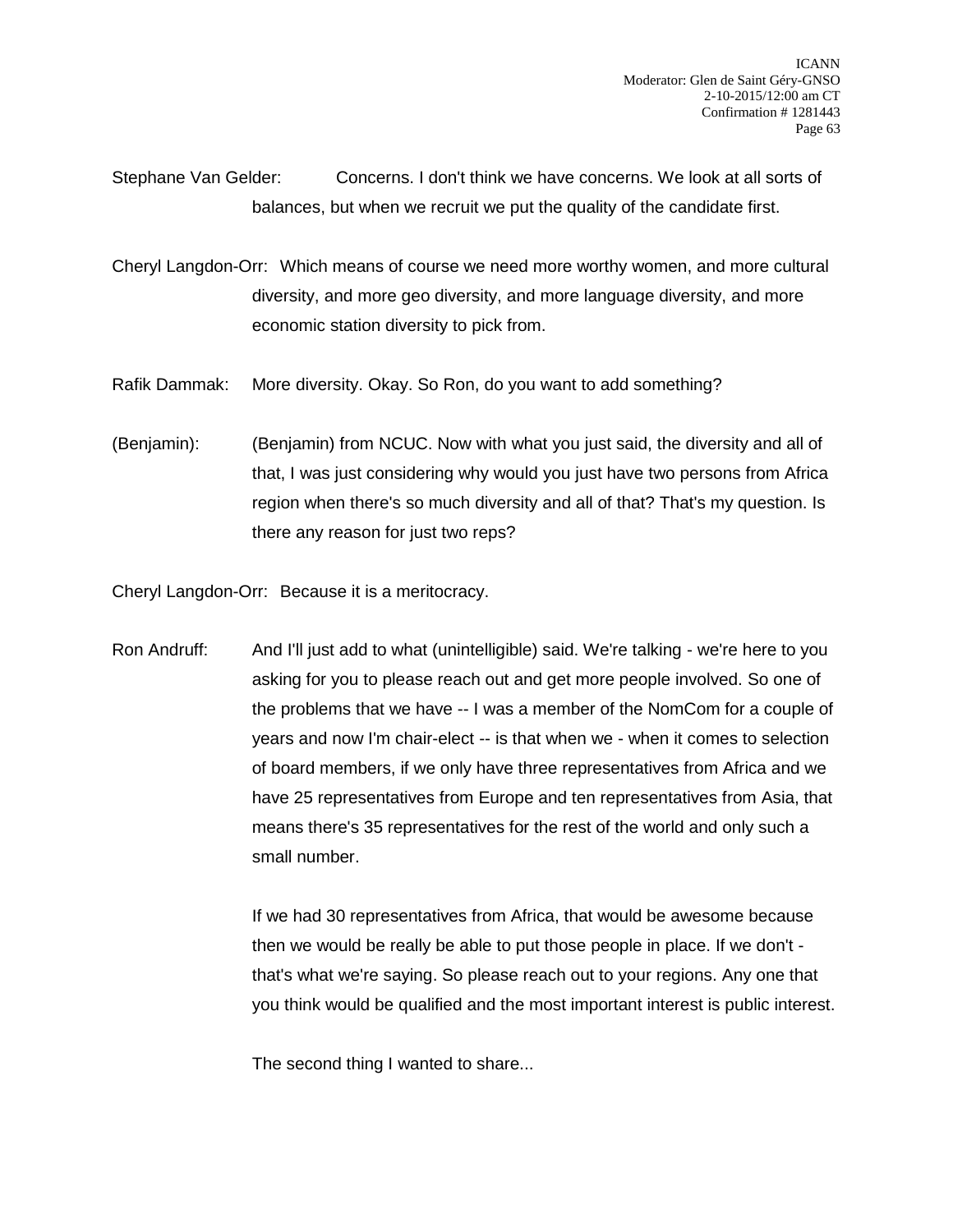Stephane Van Gelder: Concerns. I don't think we have concerns. We look at all sorts of balances, but when we recruit we put the quality of the candidate first.

Cheryl Langdon-Orr: Which means of course we need more worthy women, and more cultural diversity, and more geo diversity, and more language diversity, and more economic station diversity to pick from.

Rafik Dammak: More diversity. Okay. So Ron, do you want to add something?

(Benjamin): (Benjamin) from NCUC. Now with what you just said, the diversity and all of that, I was just considering why would you just have two persons from Africa region when there's so much diversity and all of that? That's my question. Is there any reason for just two reps?

Cheryl Langdon-Orr: Because it is a meritocracy.

Ron Andruff: And I'll just add to what (unintelligible) said. We're talking - we're here to you asking for you to please reach out and get more people involved. So one of the problems that we have -- I was a member of the NomCom for a couple of years and now I'm chair-elect -- is that when we - when it comes to selection of board members, if we only have three representatives from Africa and we have 25 representatives from Europe and ten representatives from Asia, that means there's 35 representatives for the rest of the world and only such a small number.

If we had 30 representatives from Africa, that would be awesome because then we would be really be able to put those people in place. If we don't - that's what we're saying. So please reach out to your regions. Any one that you think would be qualified and the most important interest is public interest.

The second thing I wanted to share...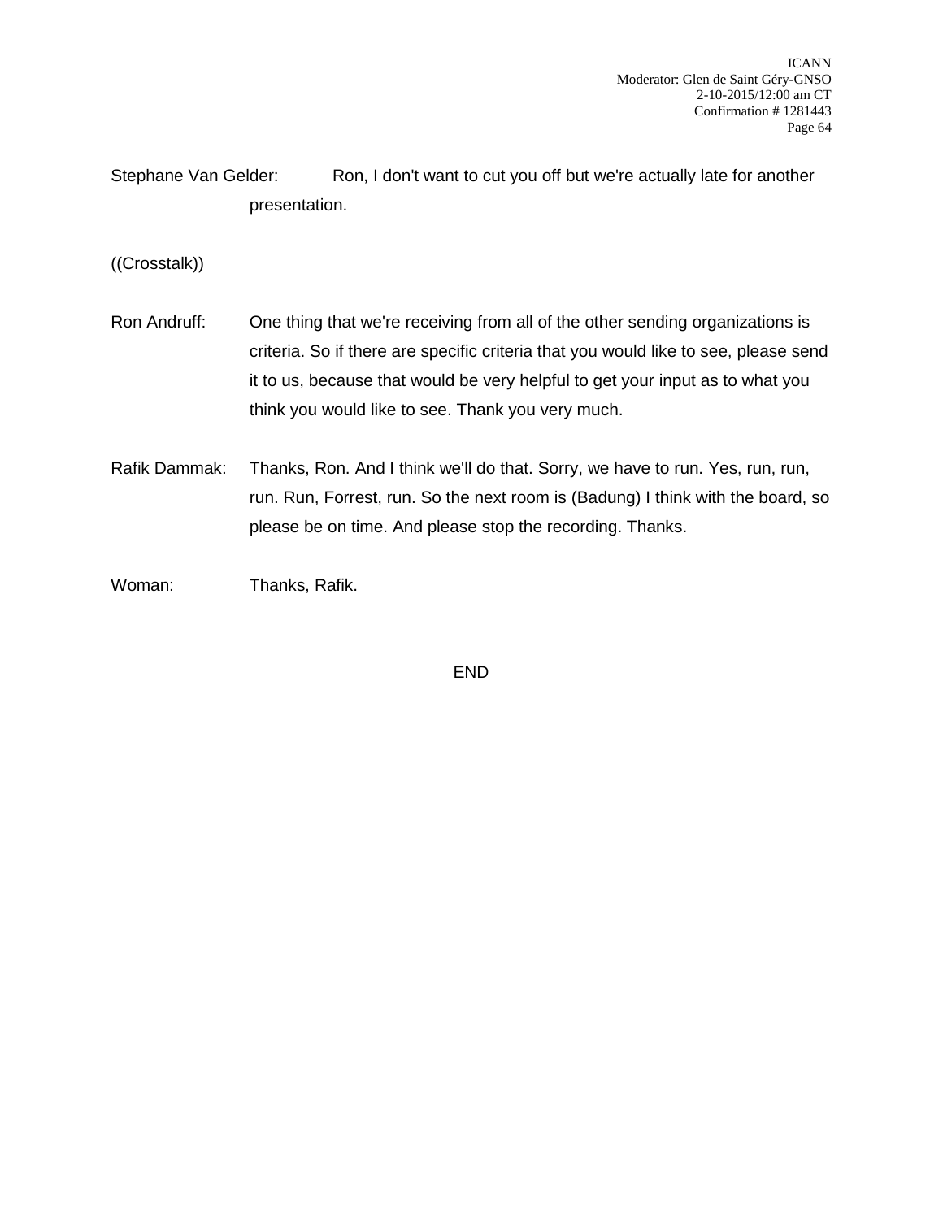Stephane Van Gelder: Ron, I don't want to cut you off but we're actually late for another presentation.

((Crosstalk))

Ron Andruff: One thing that we're receiving from all of the other sending organizations is criteria. So if there are specific criteria that you would like to see, please send it to us, because that would be very helpful to get your input as to what you think you would like to see. Thank you very much.

Rafik Dammak: Thanks, Ron. And I think we'll do that. Sorry, we have to run. Yes, run, run, run. Run, Forrest, run. So the next room is (Badung) I think with the board, so please be on time. And please stop the recording. Thanks.

Woman: Thanks, Rafik.

END